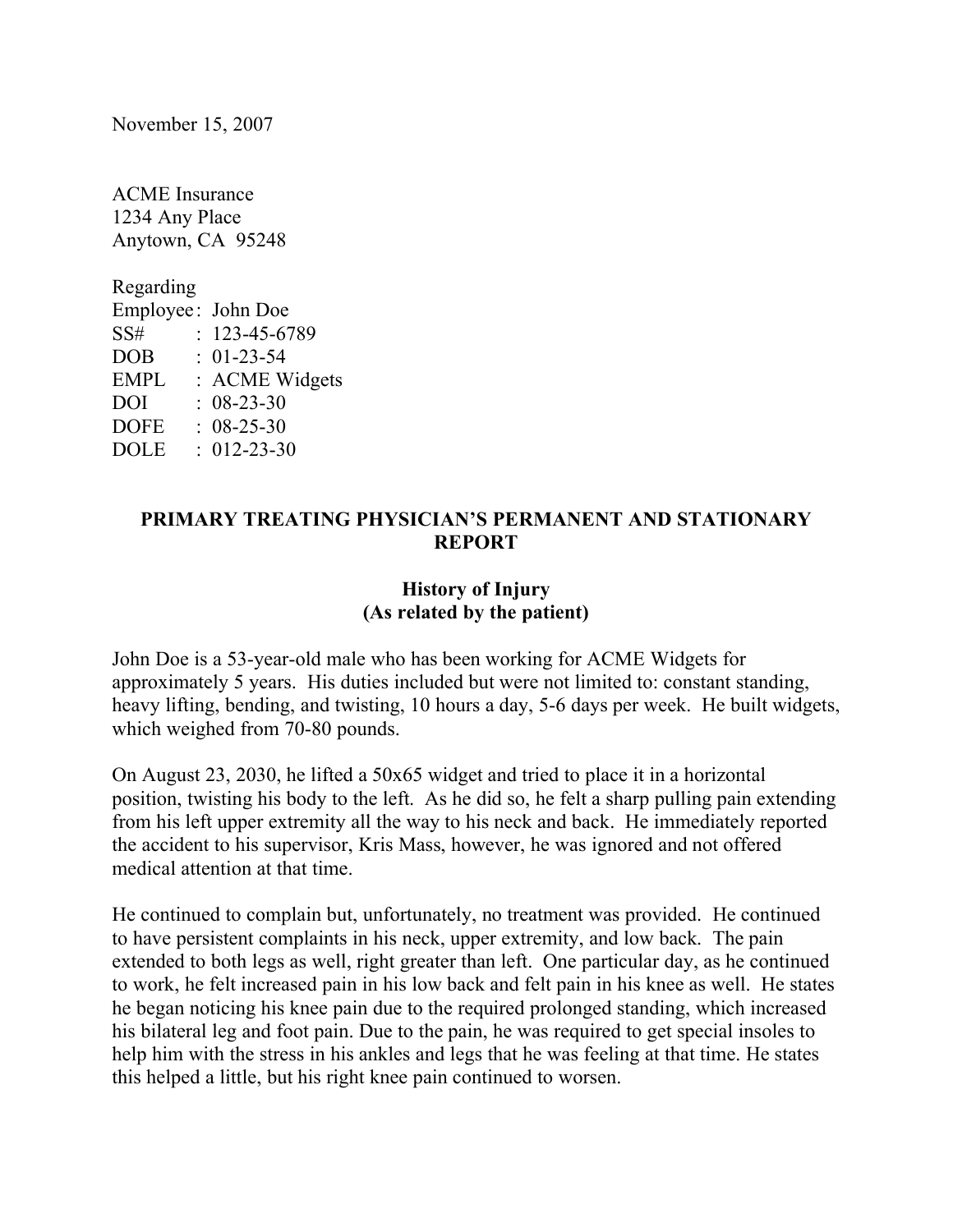November 15, 2007

ACME Insurance
1234 Any Place
Anytown, CA 95248

Regarding

| | | |
|---|---|---|
| Employee | : | John Doe |
| SS# | : | 123-45-6789 |
| DOB | : | 01-23-54 |
| EMPL | : | ACME Widgets |
| DOI | : | 08-23-30 |
| DOFE | : | 08-25-30 |
| DOLE | : | 012-23-30 |

## PRIMARY TREATING PHYSICIAN'S PERMANENT AND STATIONARY REPORT

### History of Injury
### (As related by the patient)

John Doe is a 53-year-old male who has been working for ACME Widgets for approximately 5 years. His duties included but were not limited to: constant standing, heavy lifting, bending, and twisting, 10 hours a day, 5-6 days per week. He built widgets, which weighed from 70-80 pounds.

On August 23, 2030, he lifted a 50x65 widget and tried to place it in a horizontal position, twisting his body to the left. As he did so, he felt a sharp pulling pain extending from his left upper extremity all the way to his neck and back. He immediately reported the accident to his supervisor, Kris Mass, however, he was ignored and not offered medical attention at that time.

He continued to complain but, unfortunately, no treatment was provided. He continued to have persistent complaints in his neck, upper extremity, and low back. The pain extended to both legs as well, right greater than left. One particular day, as he continued to work, he felt increased pain in his low back and felt pain in his knee as well. He states he began noticing his knee pain due to the required prolonged standing, which increased his bilateral leg and foot pain. Due to the pain, he was required to get special insoles to help him with the stress in his ankles and legs that he was feeling at that time. He states this helped a little, but his right knee pain continued to worsen.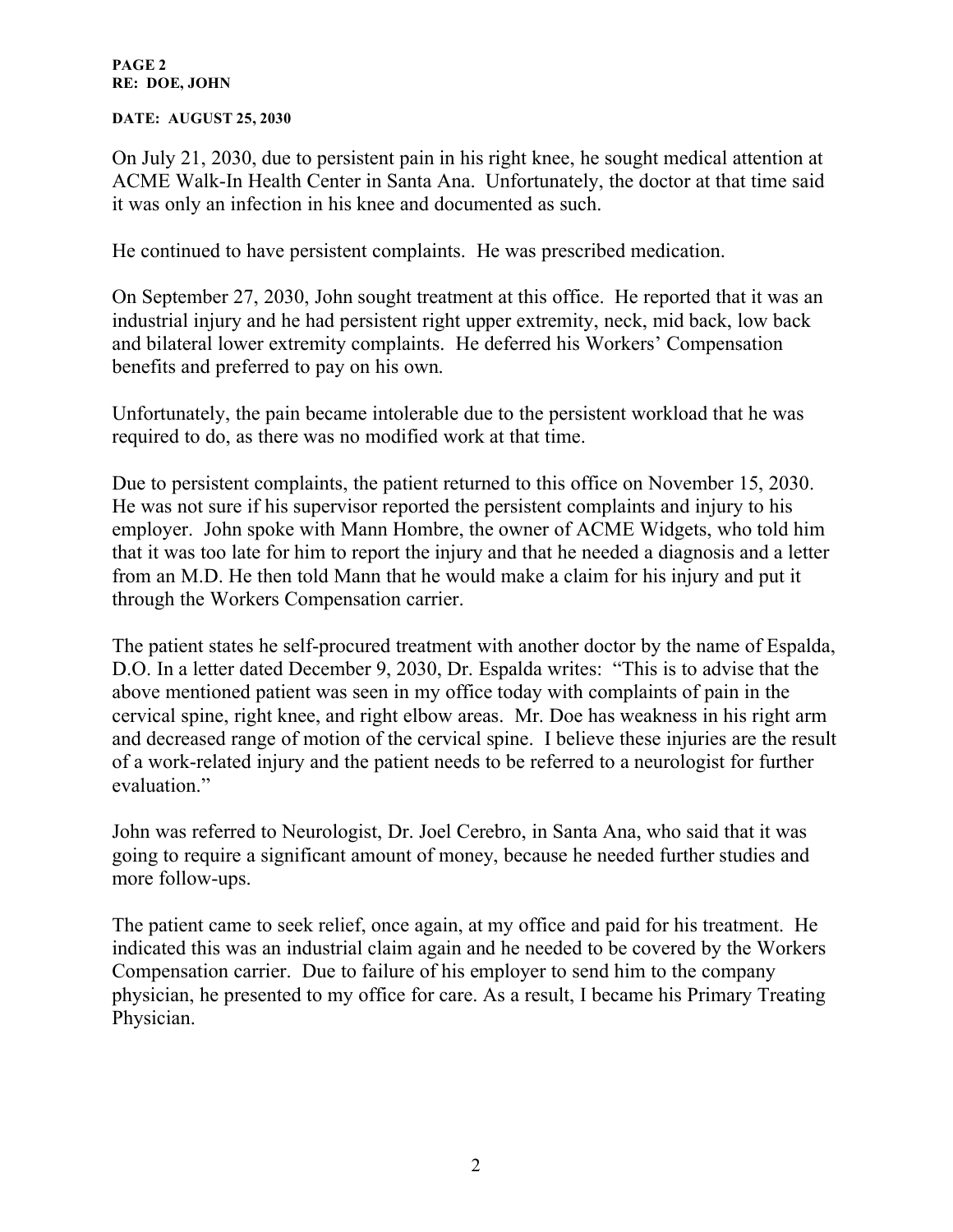On July 21, 2030, due to persistent pain in his right knee, he sought medical attention at ACME Walk-In Health Center in Santa Ana. Unfortunately, the doctor at that time said it was only an infection in his knee and documented as such.

He continued to have persistent complaints. He was prescribed medication.

On September 27, 2030, John sought treatment at this office. He reported that it was an industrial injury and he had persistent right upper extremity, neck, mid back, low back and bilateral lower extremity complaints. He deferred his Workers' Compensation benefits and preferred to pay on his own.

Unfortunately, the pain became intolerable due to the persistent workload that he was required to do, as there was no modified work at that time.

Due to persistent complaints, the patient returned to this office on November 15, 2030. He was not sure if his supervisor reported the persistent complaints and injury to his employer. John spoke with Mann Hombre, the owner of ACME Widgets, who told him that it was too late for him to report the injury and that he needed a diagnosis and a letter from an M.D. He then told Mann that he would make a claim for his injury and put it through the Workers Compensation carrier.

The patient states he self-procured treatment with another doctor by the name of Espalda, D.O. In a letter dated December 9, 2030, Dr. Espalda writes: "This is to advise that the above mentioned patient was seen in my office today with complaints of pain in the cervical spine, right knee, and right elbow areas. Mr. Doe has weakness in his right arm and decreased range of motion of the cervical spine. I believe these injuries are the result of a work-related injury and the patient needs to be referred to a neurologist for further evaluation."

John was referred to Neurologist, Dr. Joel Cerebro, in Santa Ana, who said that it was going to require a significant amount of money, because he needed further studies and more follow-ups.

The patient came to seek relief, once again, at my office and paid for his treatment. He indicated this was an industrial claim again and he needed to be covered by the Workers Compensation carrier. Due to failure of his employer to send him to the company physician, he presented to my office for care. As a result, I became his Primary Treating Physician.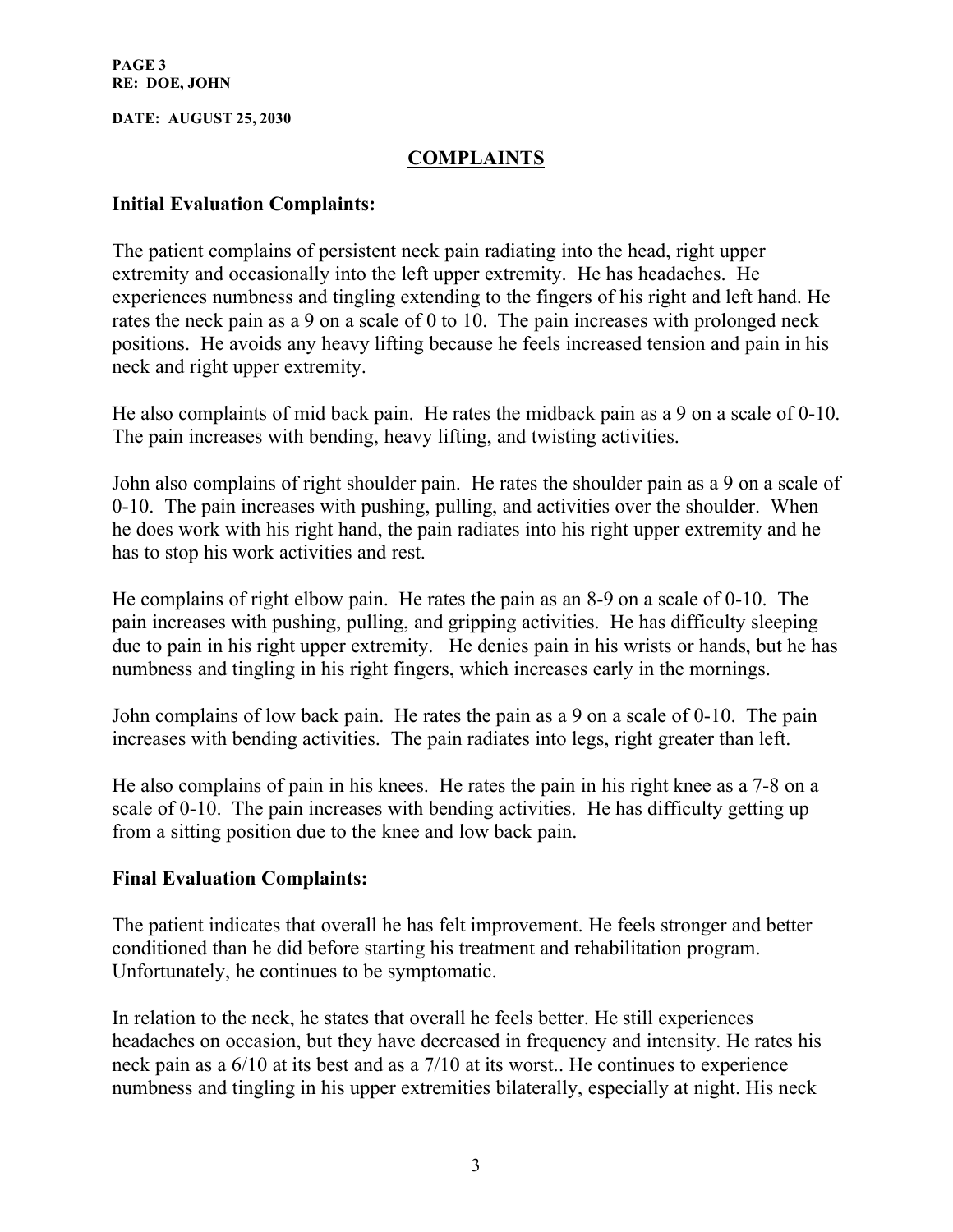## COMPLAINTS

### Initial Evaluation Complaints:

The patient complains of persistent neck pain radiating into the head, right upper extremity and occasionally into the left upper extremity. He has headaches. He experiences numbness and tingling extending to the fingers of his right and left hand. He rates the neck pain as a 9 on a scale of 0 to 10. The pain increases with prolonged neck positions. He avoids any heavy lifting because he feels increased tension and pain in his neck and right upper extremity.

He also complaints of mid back pain. He rates the midback pain as a 9 on a scale of 0-10. The pain increases with bending, heavy lifting, and twisting activities.

John also complains of right shoulder pain. He rates the shoulder pain as a 9 on a scale of 0-10. The pain increases with pushing, pulling, and activities over the shoulder. When he does work with his right hand, the pain radiates into his right upper extremity and he has to stop his work activities and rest.

He complains of right elbow pain. He rates the pain as an 8-9 on a scale of 0-10. The pain increases with pushing, pulling, and gripping activities. He has difficulty sleeping due to pain in his right upper extremity. He denies pain in his wrists or hands, but he has numbness and tingling in his right fingers, which increases early in the mornings.

John complains of low back pain. He rates the pain as a 9 on a scale of 0-10. The pain increases with bending activities. The pain radiates into legs, right greater than left.

He also complains of pain in his knees. He rates the pain in his right knee as a 7-8 on a scale of 0-10. The pain increases with bending activities. He has difficulty getting up from a sitting position due to the knee and low back pain.

### Final Evaluation Complaints:

The patient indicates that overall he has felt improvement. He feels stronger and better conditioned than he did before starting his treatment and rehabilitation program. Unfortunately, he continues to be symptomatic.

In relation to the neck, he states that overall he feels better. He still experiences headaches on occasion, but they have decreased in frequency and intensity. He rates his neck pain as a 6/10 at its best and as a 7/10 at its worst.. He continues to experience numbness and tingling in his upper extremities bilaterally, especially at night. His neck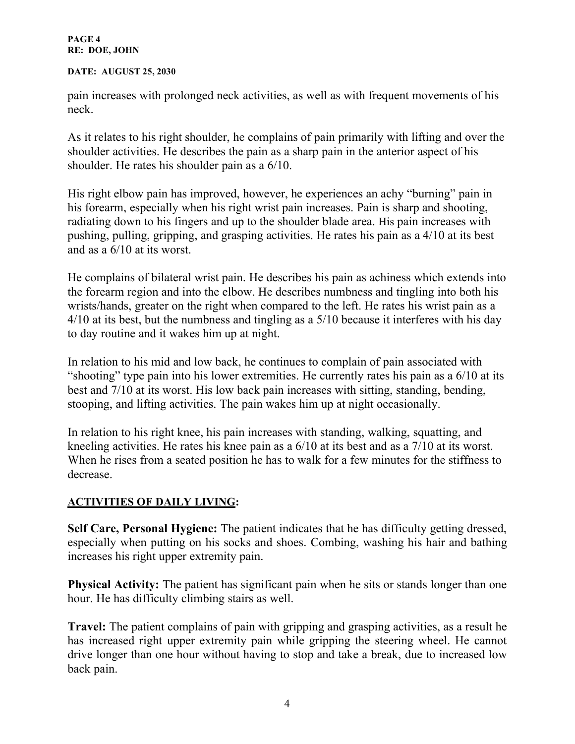pain increases with prolonged neck activities, as well as with frequent movements of his neck.

As it relates to his right shoulder, he complains of pain primarily with lifting and over the shoulder activities. He describes the pain as a sharp pain in the anterior aspect of his shoulder. He rates his shoulder pain as a 6/10.

His right elbow pain has improved, however, he experiences an achy "burning" pain in his forearm, especially when his right wrist pain increases. Pain is sharp and shooting, radiating down to his fingers and up to the shoulder blade area. His pain increases with pushing, pulling, gripping, and grasping activities. He rates his pain as a 4/10 at its best and as a 6/10 at its worst.

He complains of bilateral wrist pain. He describes his pain as achiness which extends into the forearm region and into the elbow. He describes numbness and tingling into both his wrists/hands, greater on the right when compared to the left. He rates his wrist pain as a 4/10 at its best, but the numbness and tingling as a 5/10 because it interferes with his day to day routine and it wakes him up at night.

In relation to his mid and low back, he continues to complain of pain associated with "shooting" type pain into his lower extremities. He currently rates his pain as a 6/10 at its best and 7/10 at its worst. His low back pain increases with sitting, standing, bending, stooping, and lifting activities. The pain wakes him up at night occasionally.

In relation to his right knee, his pain increases with standing, walking, squatting, and kneeling activities. He rates his knee pain as a 6/10 at its best and as a 7/10 at its worst. When he rises from a seated position he has to walk for a few minutes for the stiffness to decrease.

## ACTIVITIES OF DAILY LIVING:

**Self Care, Personal Hygiene:** The patient indicates that he has difficulty getting dressed, especially when putting on his socks and shoes. Combing, washing his hair and bathing increases his right upper extremity pain.

**Physical Activity:** The patient has significant pain when he sits or stands longer than one hour. He has difficulty climbing stairs as well.

**Travel:** The patient complains of pain with gripping and grasping activities, as a result he has increased right upper extremity pain while gripping the steering wheel. He cannot drive longer than one hour without having to stop and take a break, due to increased low back pain.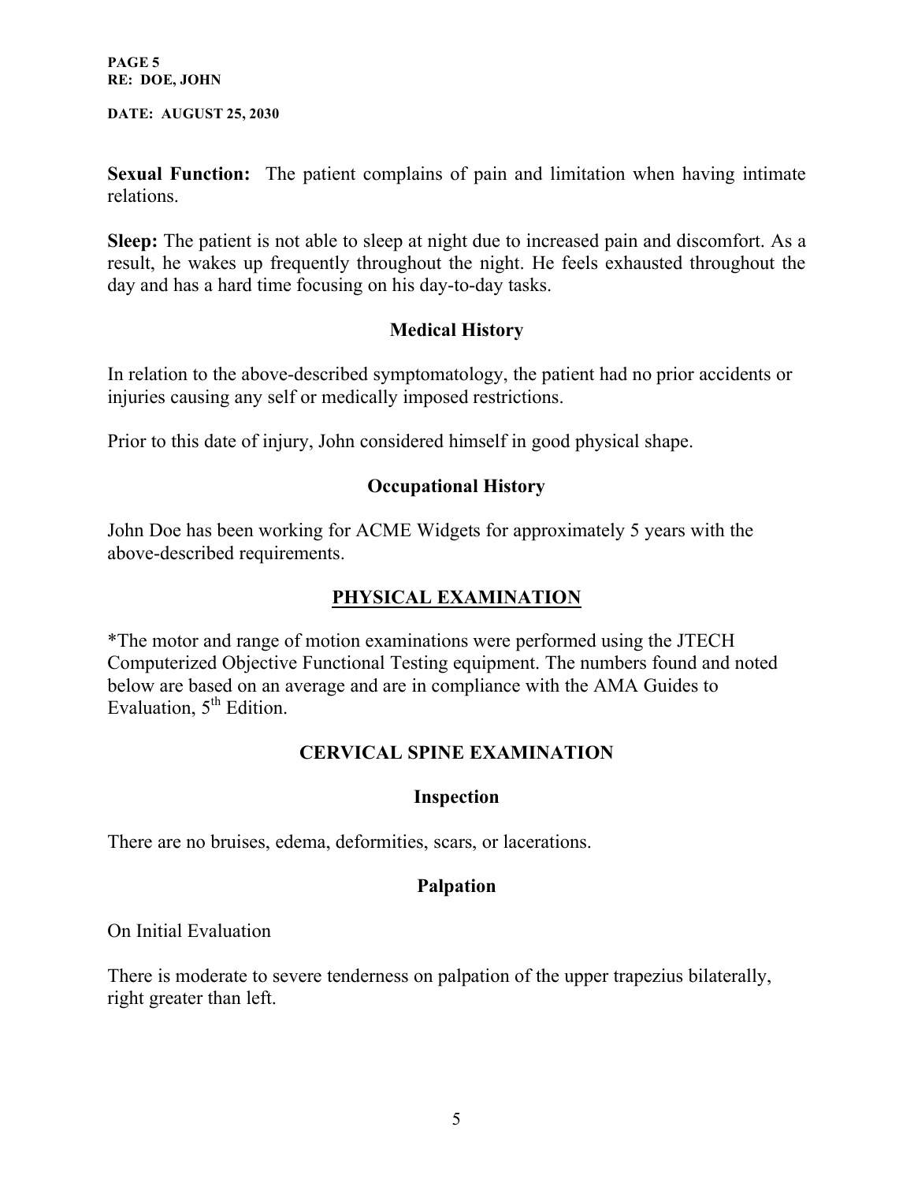**Sexual Function:** The patient complains of pain and limitation when having intimate relations.

**Sleep:** The patient is not able to sleep at night due to increased pain and discomfort. As a result, he wakes up frequently throughout the night. He feels exhausted throughout the day and has a hard time focusing on his day-to-day tasks.

### Medical History

In relation to the above-described symptomatology, the patient had no prior accidents or injuries causing any self or medically imposed restrictions.

Prior to this date of injury, John considered himself in good physical shape.

### Occupational History

John Doe has been working for ACME Widgets for approximately 5 years with the above-described requirements.

## PHYSICAL EXAMINATION

*The motor and range of motion examinations were performed using the JTECH Computerized Objective Functional Testing equipment. The numbers found and noted below are based on an average and are in compliance with the AMA Guides to Evaluation, 5th Edition.

## CERVICAL SPINE EXAMINATION

### Inspection

There are no bruises, edema, deformities, scars, or lacerations.

### Palpation

On Initial Evaluation

There is moderate to severe tenderness on palpation of the upper trapezius bilaterally, right greater than left.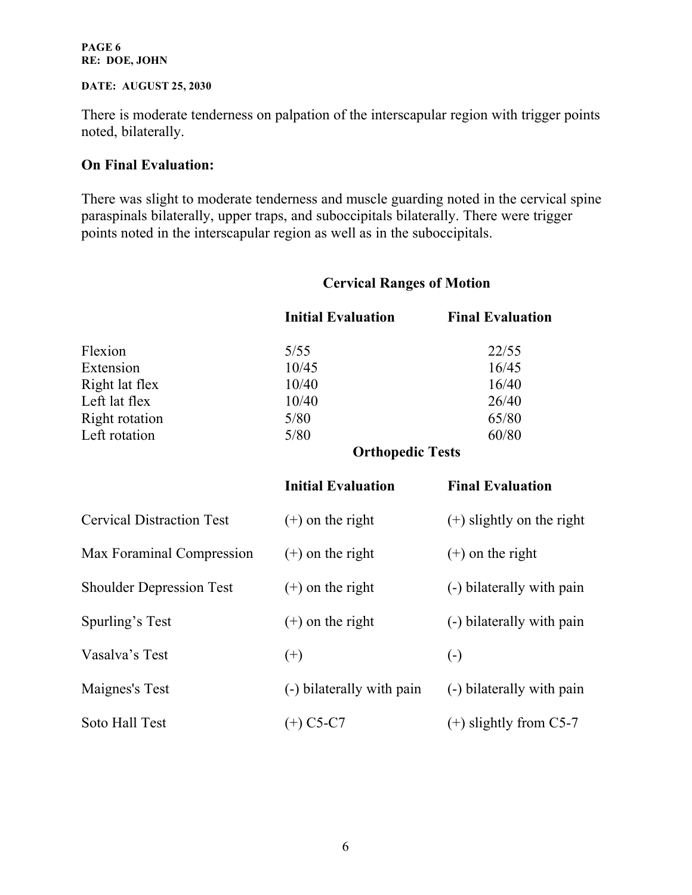There is moderate tenderness on palpation of the interscapular region with trigger points noted, bilaterally.

**On Final Evaluation:**

There was slight to moderate tenderness and muscle guarding noted in the cervical spine paraspinals bilaterally, upper traps, and suboccipitals bilaterally. There were trigger points noted in the interscapular region as well as in the suboccipitals.

**Cervical Ranges of Motion**

| | **Initial Evaluation** | **Final Evaluation** |
|---|---|---|
| Flexion | 5/55 | 22/55 |
| Extension | 10/45 | 16/45 |
| Right lat flex | 10/40 | 16/40 |
| Left lat flex | 10/40 | 26/40 |
| Right rotation | 5/80 | 65/80 |
| Left rotation | 5/80 | 60/80 |

**Orthopedic Tests**

| | **Initial Evaluation** | **Final Evaluation** |
|---|---|---|
| Cervical Distraction Test | (+) on the right | (+) slightly on the right |
| Max Foraminal Compression | (+) on the right | (+) on the right |
| Shoulder Depression Test | (+) on the right | (-) bilaterally with pain |
| Spurling's Test | (+) on the right | (-) bilaterally with pain |
| Vasalva's Test | (+) | (-) |
| Maignes's Test | (-) bilaterally with pain | (-) bilaterally with pain |
| Soto Hall Test | (+) C5-C7 | (+) slightly from C5-7 |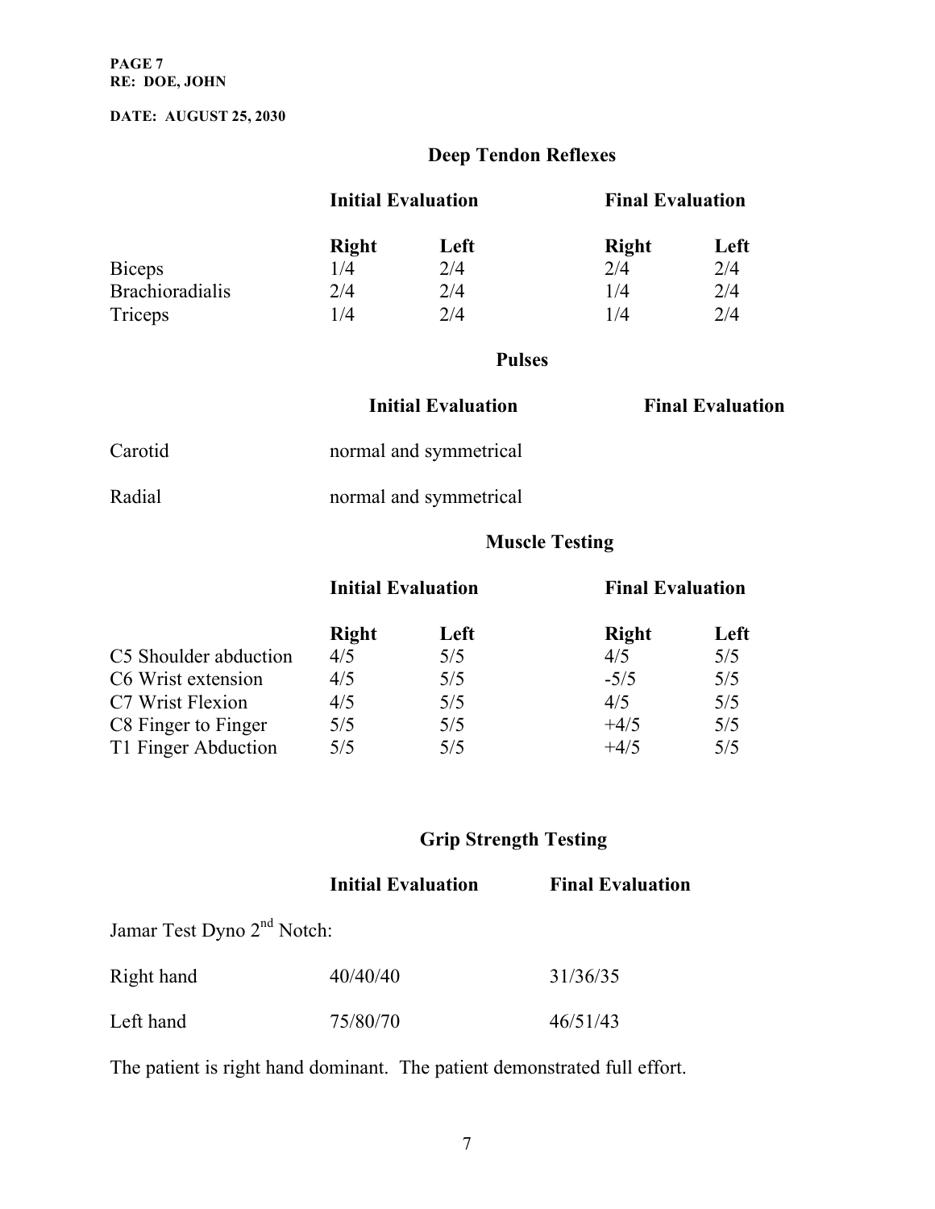## Deep Tendon Reflexes

| | Initial Evaluation | | Final Evaluation | |
|---|---|---|---|---|
| | **Right** | **Left** | **Right** | **Left** |
| Biceps | 1/4 | 2/4 | 2/4 | 2/4 |
| Brachioradialis | 2/4 | 2/4 | 1/4 | 2/4 |
| Triceps | 1/4 | 2/4 | 1/4 | 2/4 |

## Pulses

| | Initial Evaluation | Final Evaluation |
|---|---|---|
| Carotid | normal and symmetrical | |
| Radial | normal and symmetrical | |

## Muscle Testing

| | Initial Evaluation | | Final Evaluation | |
|---|---|---|---|---|
| | **Right** | **Left** | **Right** | **Left** |
| C5 Shoulder abduction | 4/5 | 5/5 | 4/5 | 5/5 |
| C6 Wrist extension | 4/5 | 5/5 | -5/5 | 5/5 |
| C7 Wrist Flexion | 4/5 | 5/5 | 4/5 | 5/5 |
| C8 Finger to Finger | 5/5 | 5/5 | +4/5 | 5/5 |
| T1 Finger Abduction | 5/5 | 5/5 | +4/5 | 5/5 |

## Grip Strength Testing

| | Initial Evaluation | Final Evaluation |
|---|---|---|
| Jamar Test Dyno 2nd Notch: | | |
| Right hand | 40/40/40 | 31/36/35 |
| Left hand | 75/80/70 | 46/51/43 |

The patient is right hand dominant. The patient demonstrated full effort.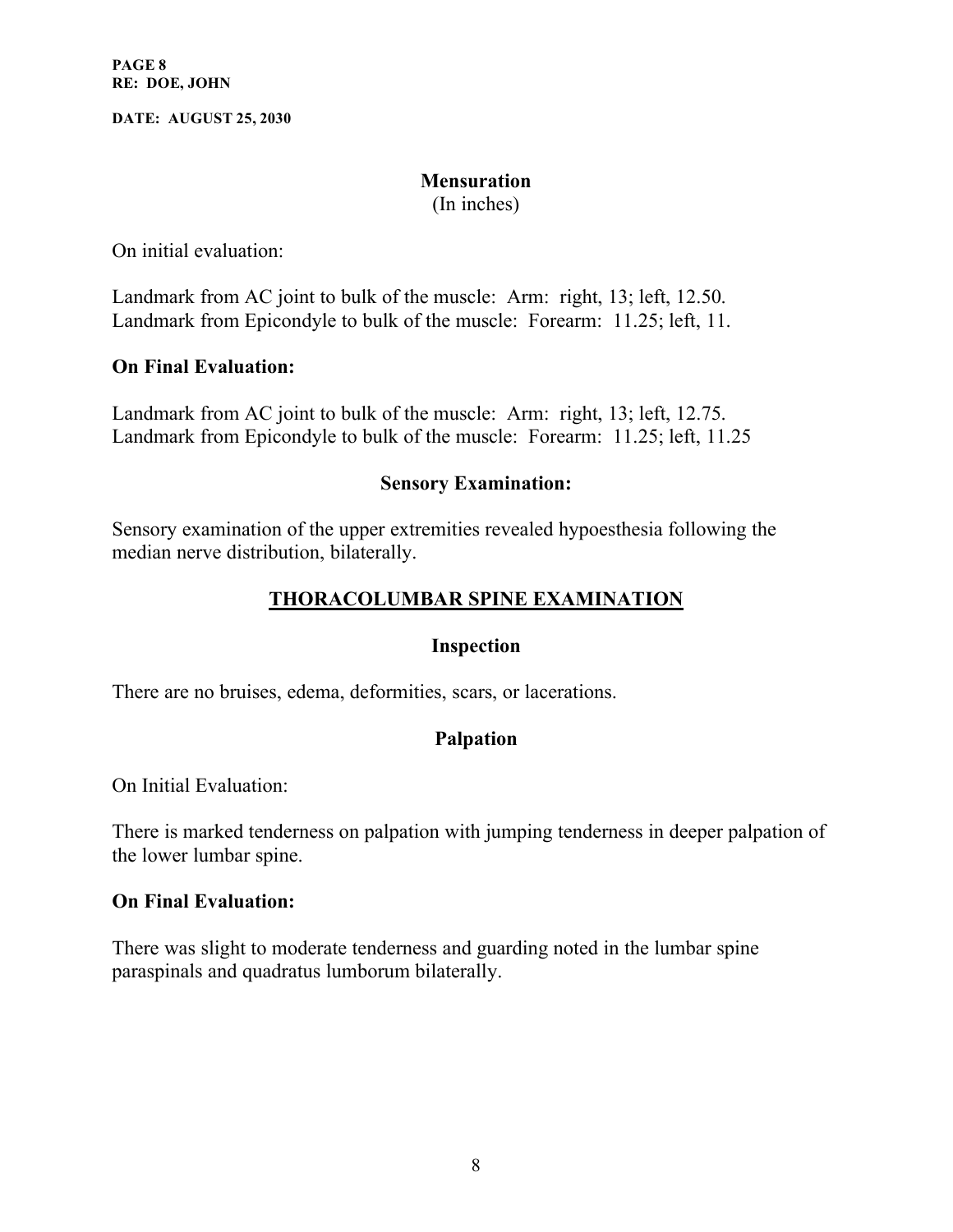### Mensuration
(In inches)

On initial evaluation:

Landmark from AC joint to bulk of the muscle: Arm: right, 13; left, 12.50.
Landmark from Epicondyle to bulk of the muscle: Forearm: 11.25; left, 11.

**On Final Evaluation:**

Landmark from AC joint to bulk of the muscle: Arm: right, 13; left, 12.75.
Landmark from Epicondyle to bulk of the muscle: Forearm: 11.25; left, 11.25

### Sensory Examination:

Sensory examination of the upper extremities revealed hypoesthesia following the median nerve distribution, bilaterally.

## THORACOLUMBAR SPINE EXAMINATION

### Inspection

There are no bruises, edema, deformities, scars, or lacerations.

### Palpation

On Initial Evaluation:

There is marked tenderness on palpation with jumping tenderness in deeper palpation of the lower lumbar spine.

**On Final Evaluation:**

There was slight to moderate tenderness and guarding noted in the lumbar spine paraspinals and quadratus lumborum bilaterally.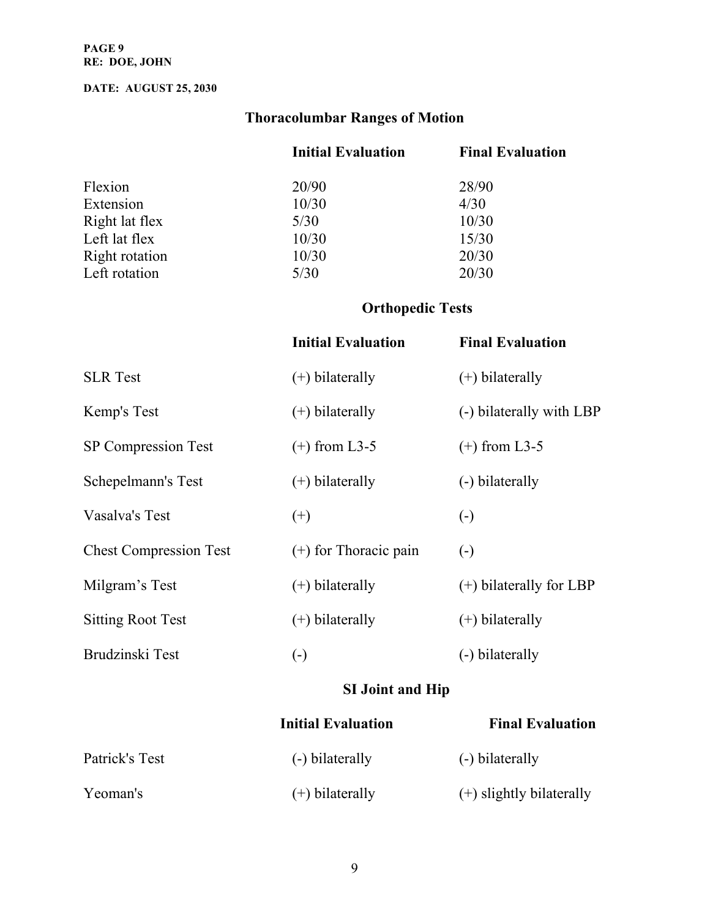**PAGE 9**
**RE: DOE, JOHN**

**DATE: AUGUST 25, 2030**

## Thoracolumbar Ranges of Motion

| | Initial Evaluation | Final Evaluation |
|---|---|---|
| Flexion | 20/90 | 28/90 |
| Extension | 10/30 | 4/30 |
| Right lat flex | 5/30 | 10/30 |
| Left lat flex | 10/30 | 15/30 |
| Right rotation | 10/30 | 20/30 |
| Left rotation | 5/30 | 20/30 |

## Orthopedic Tests

| | Initial Evaluation | Final Evaluation |
|---|---|---|
| SLR Test | (+) bilaterally | (+) bilaterally |
| Kemp's Test | (+) bilaterally | (-) bilaterally with LBP |
| SP Compression Test | (+) from L3-5 | (+) from L3-5 |
| Schepelmann's Test | (+) bilaterally | (-) bilaterally |
| Vasalva's Test | (+) | (-) |
| Chest Compression Test | (+) for Thoracic pain | (-) |
| Milgram's Test | (+) bilaterally | (+) bilaterally for LBP |
| Sitting Root Test | (+) bilaterally | (+) bilaterally |
| Brudzinski Test | (-) | (-) bilaterally |

## SI Joint and Hip

| | Initial Evaluation | Final Evaluation |
|---|---|---|
| Patrick's Test | (-) bilaterally | (-) bilaterally |
| Yeoman's | (+) bilaterally | (+) slightly bilaterally |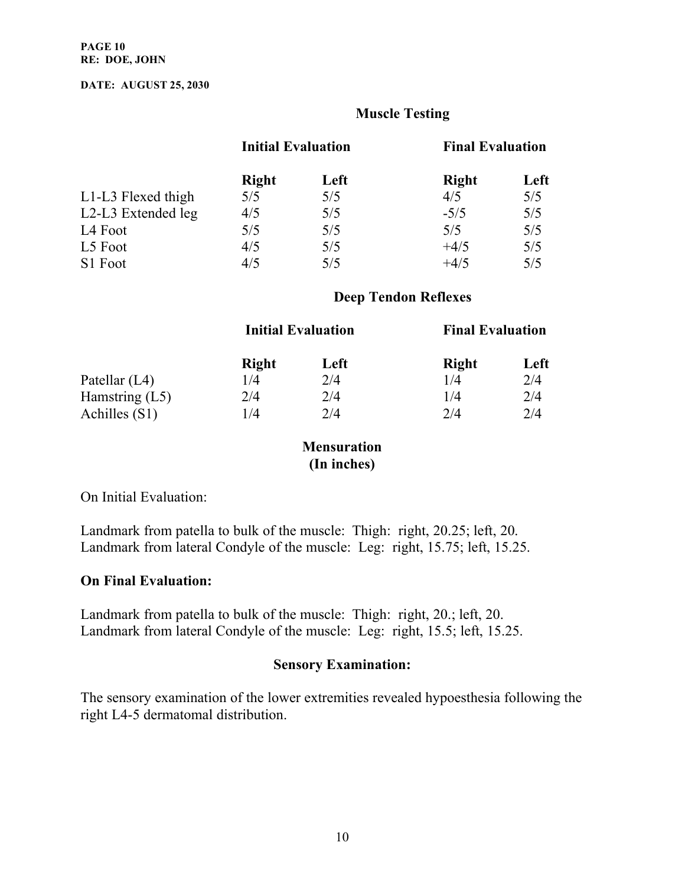PAGE 10
RE: DOE, JOHN

DATE: AUGUST 25, 2030

### Muscle Testing

| | Initial Evaluation | | Final Evaluation | |
|---|---|---|---|---|
| | **Right** | **Left** | **Right** | **Left** |
| L1-L3 Flexed thigh | 5/5 | 5/5 | 4/5 | 5/5 |
| L2-L3 Extended leg | 4/5 | 5/5 | -5/5 | 5/5 |
| L4 Foot | 5/5 | 5/5 | 5/5 | 5/5 |
| L5 Foot | 4/5 | 5/5 | +4/5 | 5/5 |
| S1 Foot | 4/5 | 5/5 | +4/5 | 5/5 |

### Deep Tendon Reflexes

| | Initial Evaluation | | Final Evaluation | |
|---|---|---|---|---|
| | **Right** | **Left** | **Right** | **Left** |
| Patellar (L4) | 1/4 | 2/4 | 1/4 | 2/4 |
| Hamstring (L5) | 2/4 | 2/4 | 1/4 | 2/4 |
| Achilles (S1) | 1/4 | 2/4 | 2/4 | 2/4 |

### Mensuration
### (In inches)

On Initial Evaluation:

Landmark from patella to bulk of the muscle: Thigh: right, 20.25; left, 20.
Landmark from lateral Condyle of the muscle: Leg: right, 15.75; left, 15.25.

**On Final Evaluation:**

Landmark from patella to bulk of the muscle: Thigh: right, 20.; left, 20.
Landmark from lateral Condyle of the muscle: Leg: right, 15.5; left, 15.25.

### Sensory Examination:

The sensory examination of the lower extremities revealed hypoesthesia following the right L4-5 dermatomal distribution.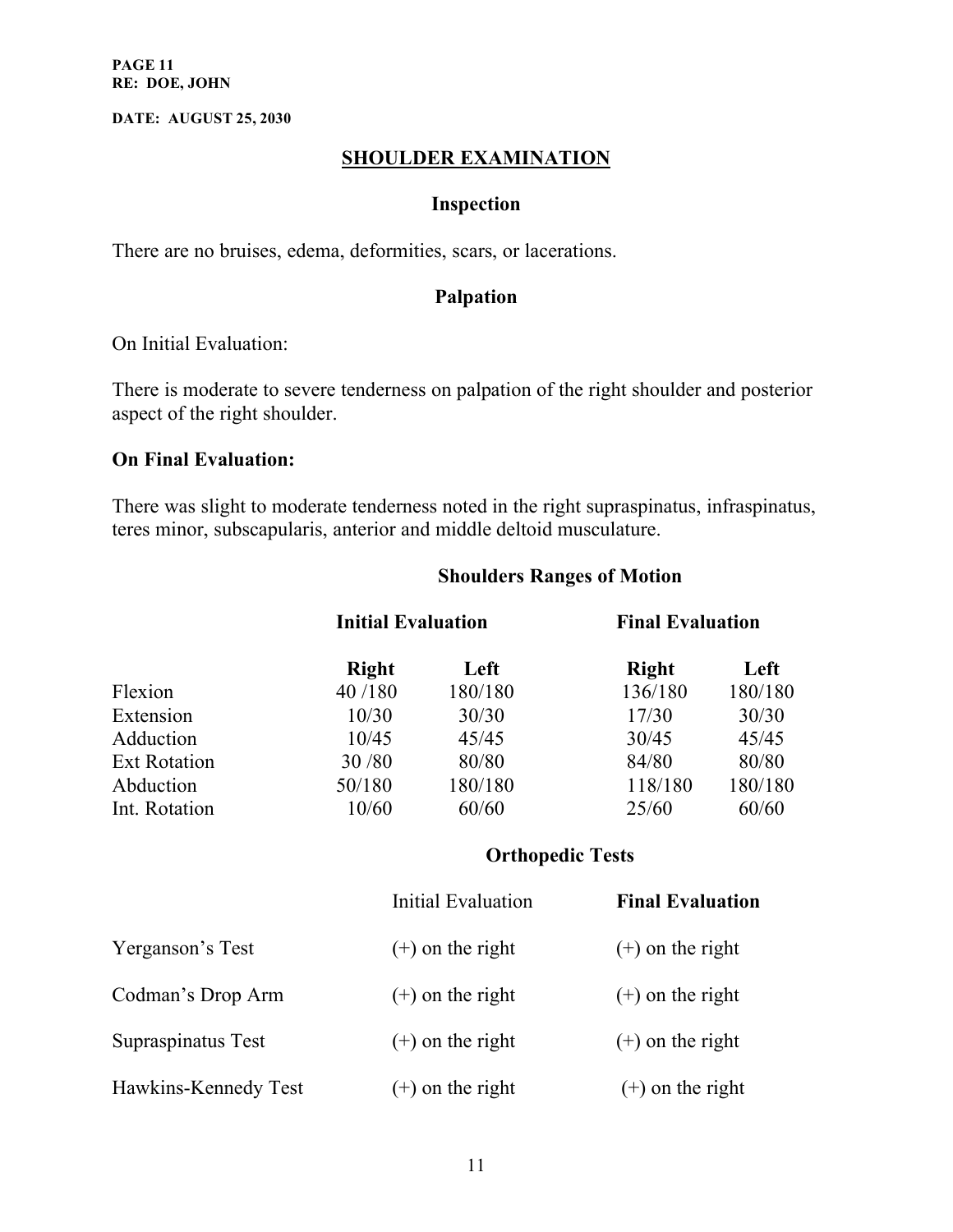**RE: DOE, JOHN**

**DATE: AUGUST 25, 2030**

## SHOULDER EXAMINATION

### Inspection

There are no bruises, edema, deformities, scars, or lacerations.

### Palpation

On Initial Evaluation:

There is moderate to severe tenderness on palpation of the right shoulder and posterior aspect of the right shoulder.

**On Final Evaluation:**

There was slight to moderate tenderness noted in the right supraspinatus, infraspinatus, teres minor, subscapularis, anterior and middle deltoid musculature.

### Shoulders Ranges of Motion

| | Initial Evaluation | | Final Evaluation | |
|---|---|---|---|---|
| | **Right** | **Left** | **Right** | **Left** |
| Flexion | 40 /180 | 180/180 | 136/180 | 180/180 |
| Extension | 10/30 | 30/30 | 17/30 | 30/30 |
| Adduction | 10/45 | 45/45 | 30/45 | 45/45 |
| Ext Rotation | 30 /80 | 80/80 | 84/80 | 80/80 |
| Abduction | 50/180 | 180/180 | 118/180 | 180/180 |
| Int. Rotation | 10/60 | 60/60 | 25/60 | 60/60 |

### Orthopedic Tests

| | Initial Evaluation | **Final Evaluation** |
|---|---|---|
| Yerganson's Test | (+) on the right | (+) on the right |
| Codman's Drop Arm | (+) on the right | (+) on the right |
| Supraspinatus Test | (+) on the right | (+) on the right |
| Hawkins-Kennedy Test | (+) on the right | (+) on the right |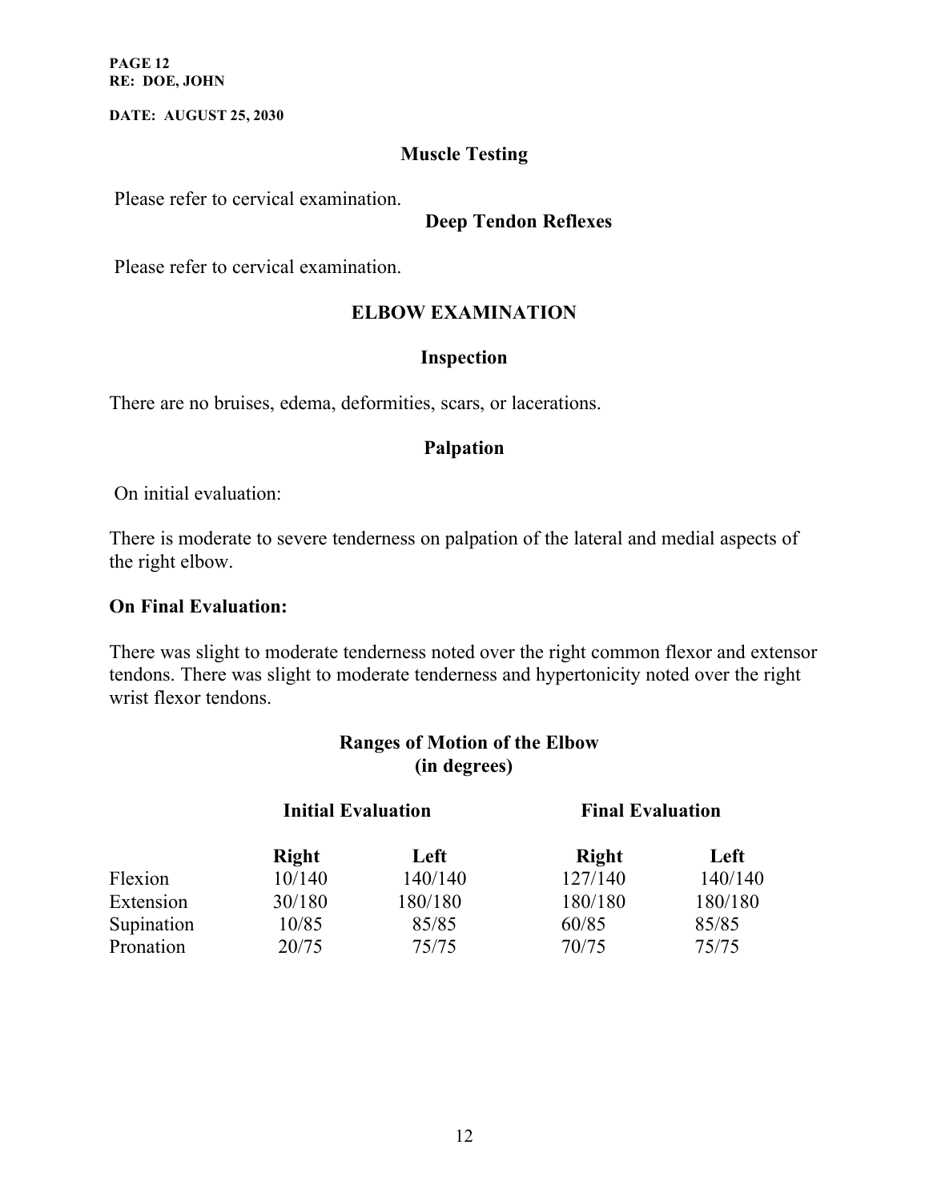### Muscle Testing

Please refer to cervical examination.

### Deep Tendon Reflexes

Please refer to cervical examination.

## ELBOW EXAMINATION

### Inspection

There are no bruises, edema, deformities, scars, or lacerations.

### Palpation

On initial evaluation:

There is moderate to severe tenderness on palpation of the lateral and medial aspects of the right elbow.

**On Final Evaluation:**

There was slight to moderate tenderness noted over the right common flexor and extensor tendons. There was slight to moderate tenderness and hypertonicity noted over the right wrist flexor tendons.

### Ranges of Motion of the Elbow (in degrees)

| | Initial Evaluation | | Final Evaluation | |
|---|---|---|---|---|
| | **Right** | **Left** | **Right** | **Left** |
| Flexion | 10/140 | 140/140 | 127/140 | 140/140 |
| Extension | 30/180 | 180/180 | 180/180 | 180/180 |
| Supination | 10/85 | 85/85 | 60/85 | 85/85 |
| Pronation | 20/75 | 75/75 | 70/75 | 75/75 |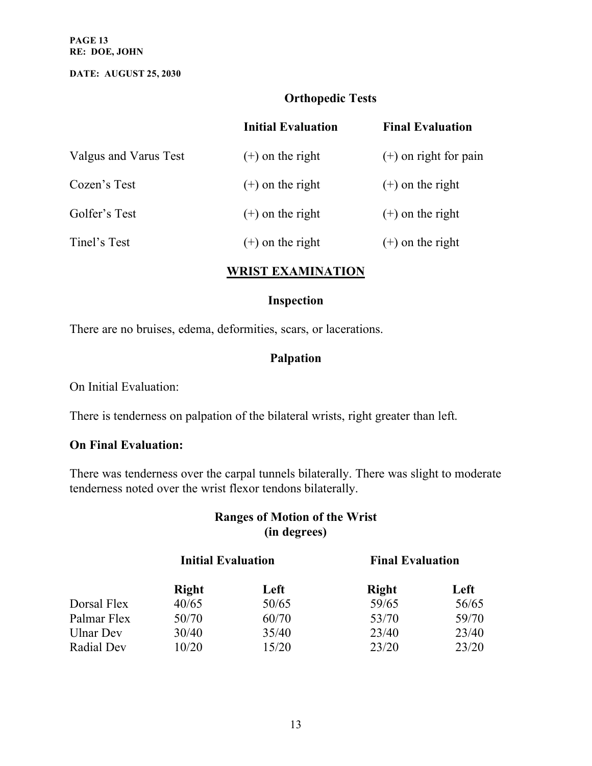### Orthopedic Tests

| | Initial Evaluation | Final Evaluation |
|---|---|---|
| Valgus and Varus Test | (+) on the right | (+) on right for pain |
| Cozen's Test | (+) on the right | (+) on the right |
| Golfer's Test | (+) on the right | (+) on the right |
| Tinel's Test | (+) on the right | (+) on the right |

## WRIST EXAMINATION

### Inspection

There are no bruises, edema, deformities, scars, or lacerations.

### Palpation

On Initial Evaluation:

There is tenderness on palpation of the bilateral wrists, right greater than left.

**On Final Evaluation:**

There was tenderness over the carpal tunnels bilaterally. There was slight to moderate tenderness noted over the wrist flexor tendons bilaterally.

### Ranges of Motion of the Wrist (in degrees)

| | Initial Evaluation | | Final Evaluation | |
|---|---|---|---|---|
| | Right | Left | Right | Left |
| Dorsal Flex | 40/65 | 50/65 | 59/65 | 56/65 |
| Palmar Flex | 50/70 | 60/70 | 53/70 | 59/70 |
| Ulnar Dev | 30/40 | 35/40 | 23/40 | 23/40 |
| Radial Dev | 10/20 | 15/20 | 23/20 | 23/20 |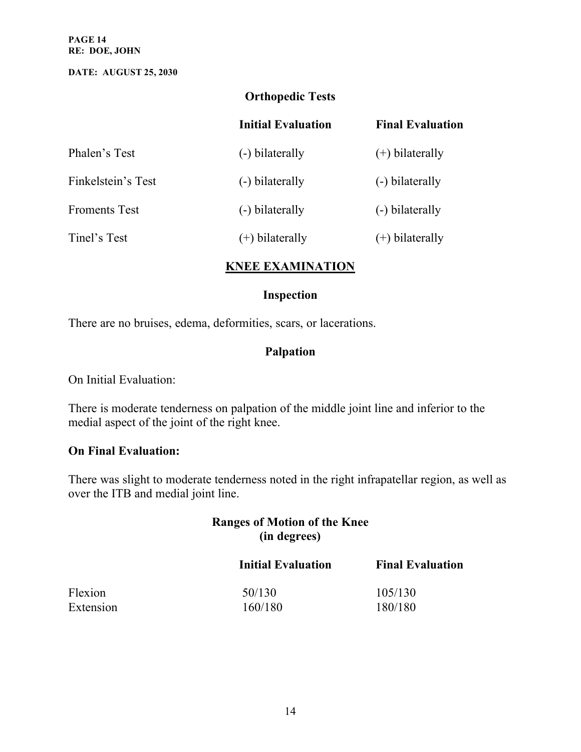### Orthopedic Tests

| | Initial Evaluation | Final Evaluation |
|---|---|---|
| Phalen's Test | (-) bilaterally | (+) bilaterally |
| Finkelstein's Test | (-) bilaterally | (-) bilaterally |
| Froments Test | (-) bilaterally | (-) bilaterally |
| Tinel's Test | (+) bilaterally | (+) bilaterally |

## KNEE EXAMINATION

### Inspection

There are no bruises, edema, deformities, scars, or lacerations.

### Palpation

On Initial Evaluation:

There is moderate tenderness on palpation of the middle joint line and inferior to the medial aspect of the joint of the right knee.

**On Final Evaluation:**

There was slight to moderate tenderness noted in the right infrapatellar region, as well as over the ITB and medial joint line.

### Ranges of Motion of the Knee (in degrees)

| | Initial Evaluation | Final Evaluation |
|---|---|---|
| Flexion | 50/130 | 105/130 |
| Extension | 160/180 | 180/180 |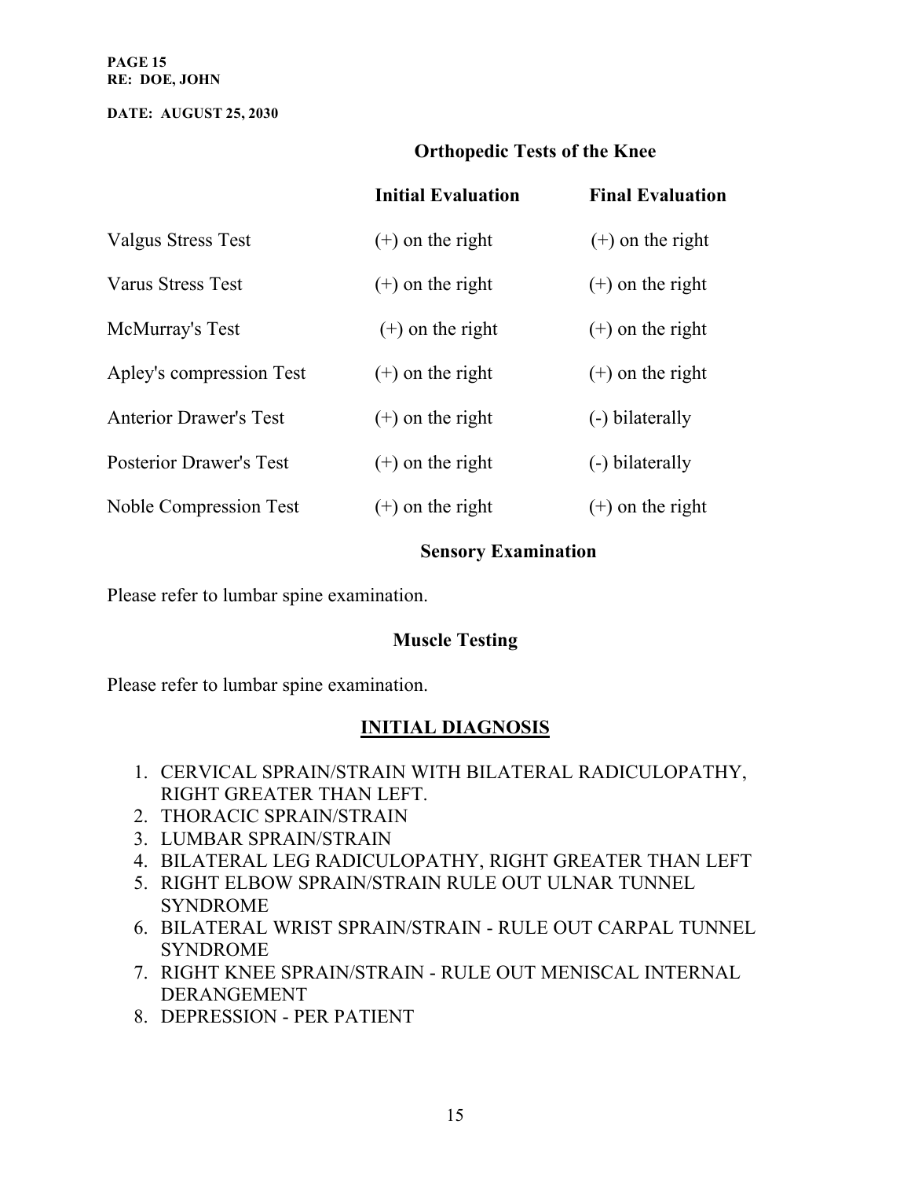### Orthopedic Tests of the Knee

| | Initial Evaluation | Final Evaluation |
|---|---|---|
| Valgus Stress Test | (+) on the right | (+) on the right |
| Varus Stress Test | (+) on the right | (+) on the right |
| McMurray's Test | (+) on the right | (+) on the right |
| Apley's compression Test | (+) on the right | (+) on the right |
| Anterior Drawer's Test | (+) on the right | (-) bilaterally |
| Posterior Drawer's Test | (+) on the right | (-) bilaterally |
| Noble Compression Test | (+) on the right | (+) on the right |

### Sensory Examination

Please refer to lumbar spine examination.

### Muscle Testing

Please refer to lumbar spine examination.

## INITIAL DIAGNOSIS

1. CERVICAL SPRAIN/STRAIN WITH BILATERAL RADICULOPATHY, RIGHT GREATER THAN LEFT.
2. THORACIC SPRAIN/STRAIN
3. LUMBAR SPRAIN/STRAIN
4. BILATERAL LEG RADICULOPATHY, RIGHT GREATER THAN LEFT
5. RIGHT ELBOW SPRAIN/STRAIN RULE OUT ULNAR TUNNEL SYNDROME
6. BILATERAL WRIST SPRAIN/STRAIN - RULE OUT CARPAL TUNNEL SYNDROME
7. RIGHT KNEE SPRAIN/STRAIN - RULE OUT MENISCAL INTERNAL DERANGEMENT
8. DEPRESSION - PER PATIENT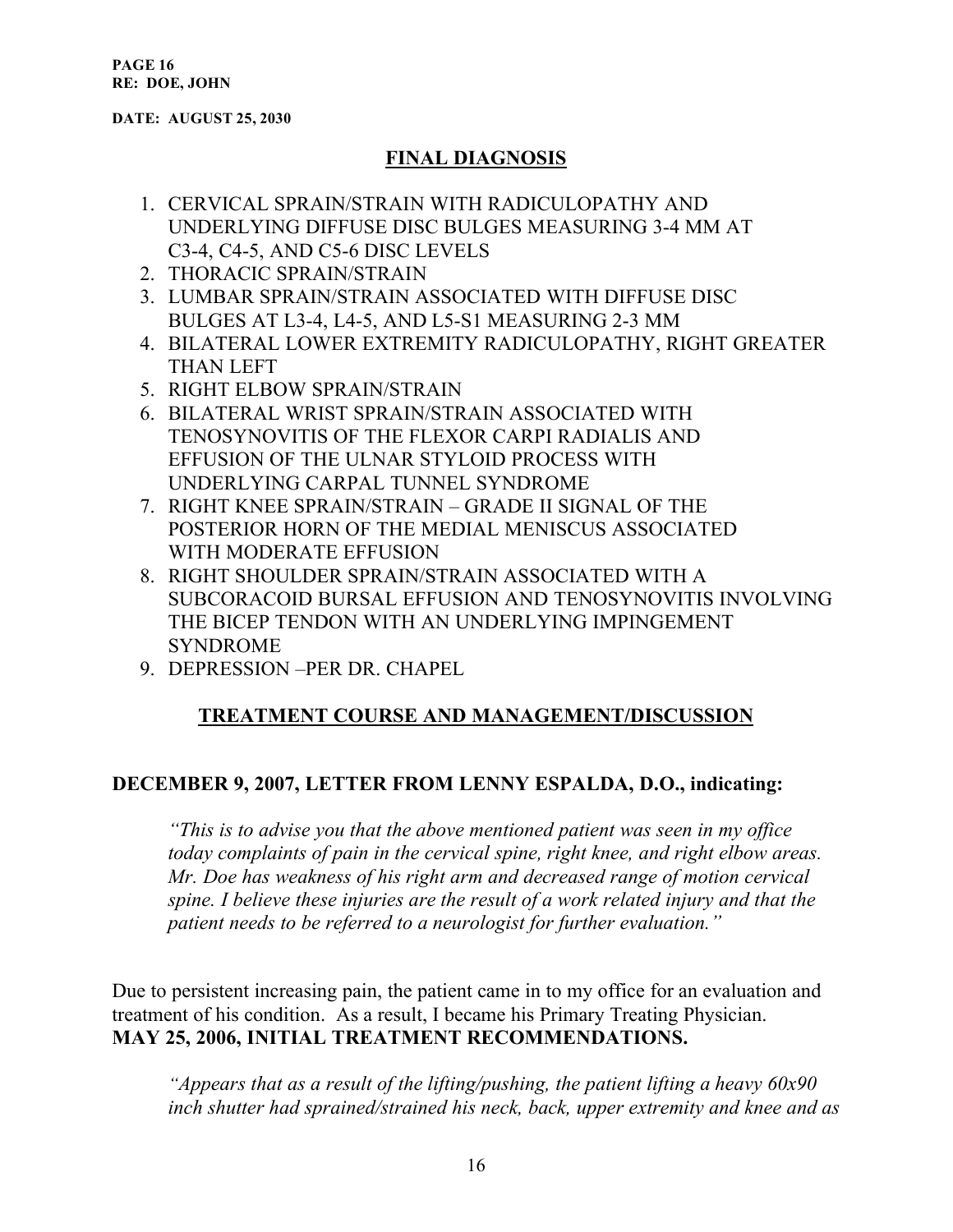## FINAL DIAGNOSIS

1. CERVICAL SPRAIN/STRAIN WITH RADICULOPATHY AND UNDERLYING DIFFUSE DISC BULGES MEASURING 3-4 MM AT C3-4, C4-5, AND C5-6 DISC LEVELS
2. THORACIC SPRAIN/STRAIN
3. LUMBAR SPRAIN/STRAIN ASSOCIATED WITH DIFFUSE DISC BULGES AT L3-4, L4-5, AND L5-S1 MEASURING 2-3 MM
4. BILATERAL LOWER EXTREMITY RADICULOPATHY, RIGHT GREATER THAN LEFT
5. RIGHT ELBOW SPRAIN/STRAIN
6. BILATERAL WRIST SPRAIN/STRAIN ASSOCIATED WITH TENOSYNOVITIS OF THE FLEXOR CARPI RADIALIS AND EFFUSION OF THE ULNAR STYLOID PROCESS WITH UNDERLYING CARPAL TUNNEL SYNDROME
7. RIGHT KNEE SPRAIN/STRAIN – GRADE II SIGNAL OF THE POSTERIOR HORN OF THE MEDIAL MENISCUS ASSOCIATED WITH MODERATE EFFUSION
8. RIGHT SHOULDER SPRAIN/STRAIN ASSOCIATED WITH A SUBCORACOID BURSAL EFFUSION AND TENOSYNOVITIS INVOLVING THE BICEP TENDON WITH AN UNDERLYING IMPINGEMENT SYNDROME
9. DEPRESSION –PER DR. CHAPEL

## TREATMENT COURSE AND MANAGEMENT/DISCUSSION

**DECEMBER 9, 2007, LETTER FROM LENNY ESPALDA, D.O., indicating:**

> *"This is to advise you that the above mentioned patient was seen in my office today complaints of pain in the cervical spine, right knee, and right elbow areas. Mr. Doe has weakness of his right arm and decreased range of motion cervical spine. I believe these injuries are the result of a work related injury and that the patient needs to be referred to a neurologist for further evaluation."*

Due to persistent increasing pain, the patient came in to my office for an evaluation and treatment of his condition. As a result, I became his Primary Treating Physician.

**MAY 25, 2006, INITIAL TREATMENT RECOMMENDATIONS.**

> *"Appears that as a result of the lifting/pushing, the patient lifting a heavy 60x90 inch shutter had sprained/strained his neck, back, upper extremity and knee and as*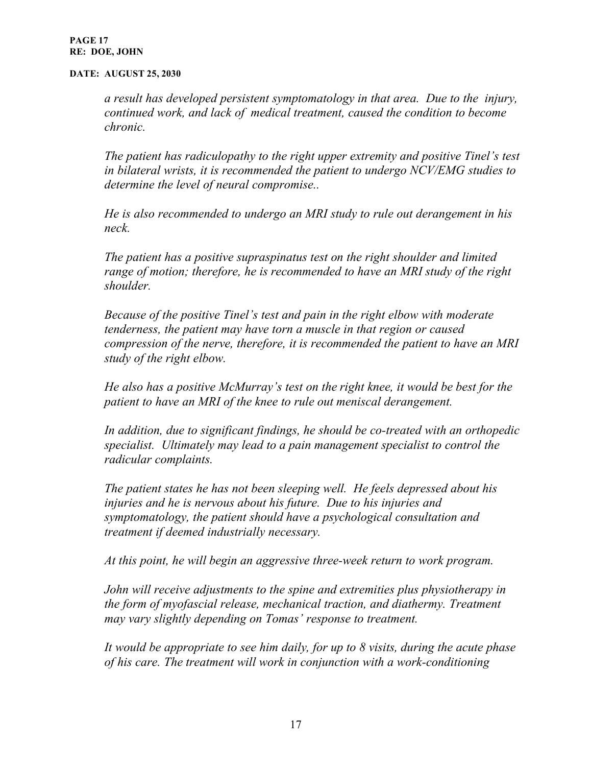*a result has developed persistent symptomatology in that area. Due to the injury, continued work, and lack of medical treatment, caused the condition to become chronic.*

*The patient has radiculopathy to the right upper extremity and positive Tinel's test in bilateral wrists, it is recommended the patient to undergo NCV/EMG studies to determine the level of neural compromise..*

*He is also recommended to undergo an MRI study to rule out derangement in his neck.*

*The patient has a positive supraspinatus test on the right shoulder and limited range of motion; therefore, he is recommended to have an MRI study of the right shoulder.*

*Because of the positive Tinel's test and pain in the right elbow with moderate tenderness, the patient may have torn a muscle in that region or caused compression of the nerve, therefore, it is recommended the patient to have an MRI study of the right elbow.*

*He also has a positive McMurray's test on the right knee, it would be best for the patient to have an MRI of the knee to rule out meniscal derangement.*

*In addition, due to significant findings, he should be co-treated with an orthopedic specialist. Ultimately may lead to a pain management specialist to control the radicular complaints.*

*The patient states he has not been sleeping well. He feels depressed about his injuries and he is nervous about his future. Due to his injuries and symptomatology, the patient should have a psychological consultation and treatment if deemed industrially necessary.*

*At this point, he will begin an aggressive three-week return to work program.*

*John will receive adjustments to the spine and extremities plus physiotherapy in the form of myofascial release, mechanical traction, and diathermy. Treatment may vary slightly depending on Tomas' response to treatment.*

*It would be appropriate to see him daily, for up to 8 visits, during the acute phase of his care. The treatment will work in conjunction with a work-conditioning*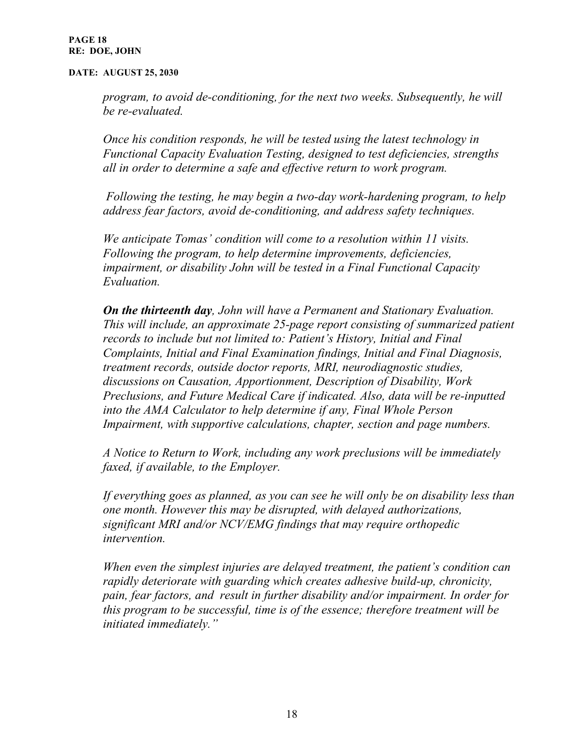*program, to avoid de-conditioning, for the next two weeks. Subsequently, he will be re-evaluated.*

*Once his condition responds, he will be tested using the latest technology in Functional Capacity Evaluation Testing, designed to test deficiencies, strengths all in order to determine a safe and effective return to work program.*

*Following the testing, he may begin a two-day work-hardening program, to help address fear factors, avoid de-conditioning, and address safety techniques.*

*We anticipate Tomas' condition will come to a resolution within 11 visits. Following the program, to help determine improvements, deficiencies, impairment, or disability John will be tested in a Final Functional Capacity Evaluation.*

***On the thirteenth day****, John will have a Permanent and Stationary Evaluation. This will include, an approximate 25-page report consisting of summarized patient records to include but not limited to: Patient's History, Initial and Final Complaints, Initial and Final Examination findings, Initial and Final Diagnosis, treatment records, outside doctor reports, MRI, neurodiagnostic studies, discussions on Causation, Apportionment, Description of Disability, Work Preclusions, and Future Medical Care if indicated. Also, data will be re-inputted into the AMA Calculator to help determine if any, Final Whole Person Impairment, with supportive calculations, chapter, section and page numbers.*

*A Notice to Return to Work, including any work preclusions will be immediately faxed, if available, to the Employer.*

*If everything goes as planned, as you can see he will only be on disability less than one month. However this may be disrupted, with delayed authorizations, significant MRI and/or NCV/EMG findings that may require orthopedic intervention.*

*When even the simplest injuries are delayed treatment, the patient's condition can rapidly deteriorate with guarding which creates adhesive build-up, chronicity, pain, fear factors, and result in further disability and/or impairment. In order for this program to be successful, time is of the essence; therefore treatment will be initiated immediately."*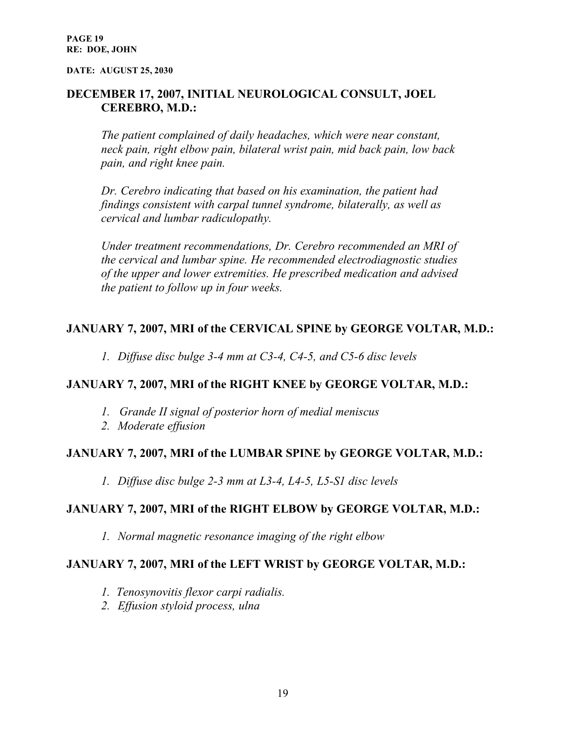**DECEMBER 17, 2007, INITIAL NEUROLOGICAL CONSULT, JOEL CEREBRO, M.D.:**

*The patient complained of daily headaches, which were near constant, neck pain, right elbow pain, bilateral wrist pain, mid back pain, low back pain, and right knee pain.*

*Dr. Cerebro indicating that based on his examination, the patient had findings consistent with carpal tunnel syndrome, bilaterally, as well as cervical and lumbar radiculopathy.*

*Under treatment recommendations, Dr. Cerebro recommended an MRI of the cervical and lumbar spine. He recommended electrodiagnostic studies of the upper and lower extremities. He prescribed medication and advised the patient to follow up in four weeks.*

**JANUARY 7, 2007, MRI of the CERVICAL SPINE by GEORGE VOLTAR, M.D.:**

1. *Diffuse disc bulge 3-4 mm at C3-4, C4-5, and C5-6 disc levels*

**JANUARY 7, 2007, MRI of the RIGHT KNEE by GEORGE VOLTAR, M.D.:**

1. *Grande II signal of posterior horn of medial meniscus*
2. *Moderate effusion*

**JANUARY 7, 2007, MRI of the LUMBAR SPINE by GEORGE VOLTAR, M.D.:**

1. *Diffuse disc bulge 2-3 mm at L3-4, L4-5, L5-S1 disc levels*

**JANUARY 7, 2007, MRI of the RIGHT ELBOW by GEORGE VOLTAR, M.D.:**

1. *Normal magnetic resonance imaging of the right elbow*

**JANUARY 7, 2007, MRI of the LEFT WRIST by GEORGE VOLTAR, M.D.:**

1. *Tenosynovitis flexor carpi radialis.*
2. *Effusion styloid process, ulna*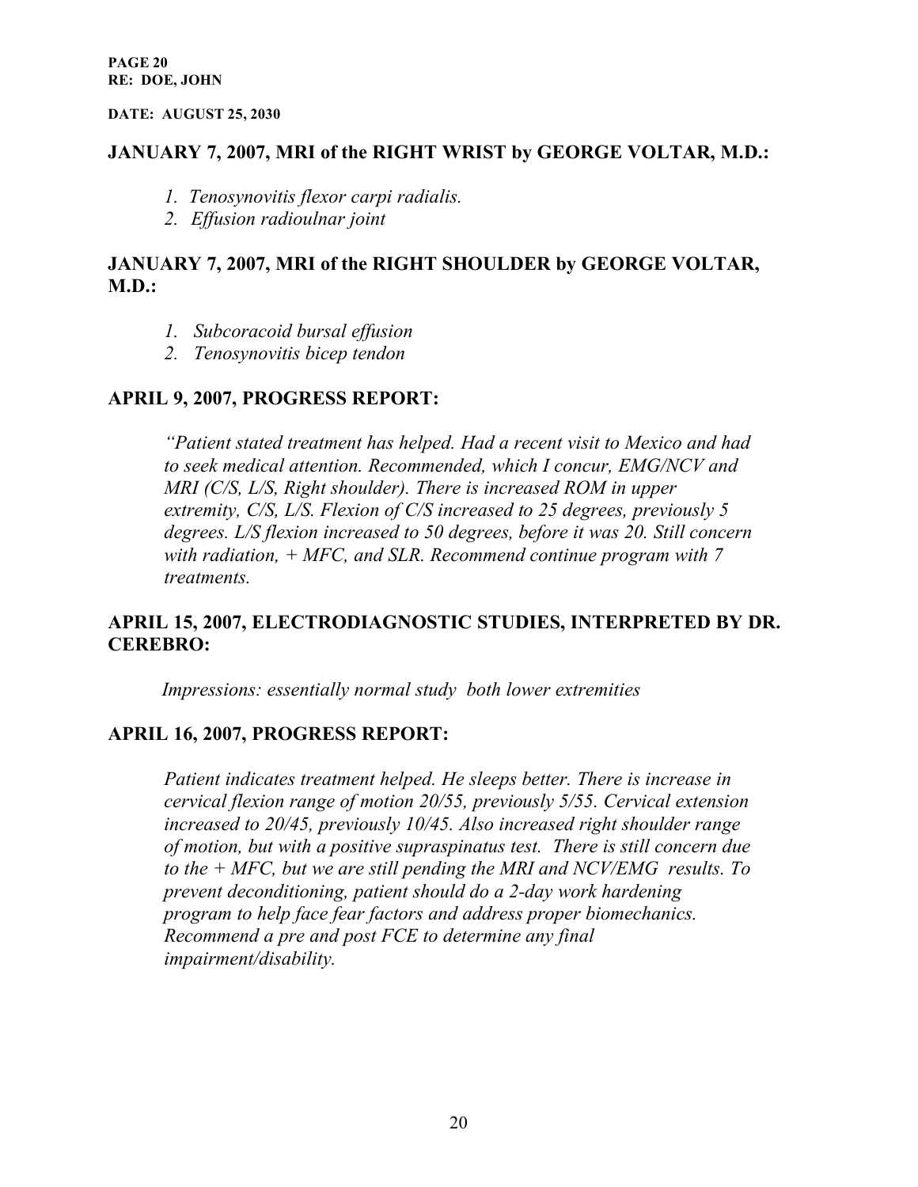## JANUARY 7, 2007, MRI of the RIGHT WRIST by GEORGE VOLTAR, M.D.:

1. *Tenosynovitis flexor carpi radialis.*
2. *Effusion radioulnar joint*

## JANUARY 7, 2007, MRI of the RIGHT SHOULDER by GEORGE VOLTAR, M.D.:

1. *Subcoracoid bursal effusion*
2. *Tenosynovitis bicep tendon*

## APRIL 9, 2007, PROGRESS REPORT:

*"Patient stated treatment has helped. Had a recent visit to Mexico and had to seek medical attention. Recommended, which I concur, EMG/NCV and MRI (C/S, L/S, Right shoulder). There is increased ROM in upper extremity, C/S, L/S. Flexion of C/S increased to 25 degrees, previously 5 degrees. L/S flexion increased to 50 degrees, before it was 20. Still concern with radiation, + MFC, and SLR. Recommend continue program with 7 treatments.*

## APRIL 15, 2007, ELECTRODIAGNOSTIC STUDIES, INTERPRETED BY DR. CEREBRO:

*Impressions: essentially normal study both lower extremities*

## APRIL 16, 2007, PROGRESS REPORT:

*Patient indicates treatment helped. He sleeps better. There is increase in cervical flexion range of motion 20/55, previously 5/55. Cervical extension increased to 20/45, previously 10/45. Also increased right shoulder range of motion, but with a positive supraspinatus test. There is still concern due to the + MFC, but we are still pending the MRI and NCV/EMG results. To prevent deconditioning, patient should do a 2-day work hardening program to help face fear factors and address proper biomechanics. Recommend a pre and post FCE to determine any final impairment/disability.*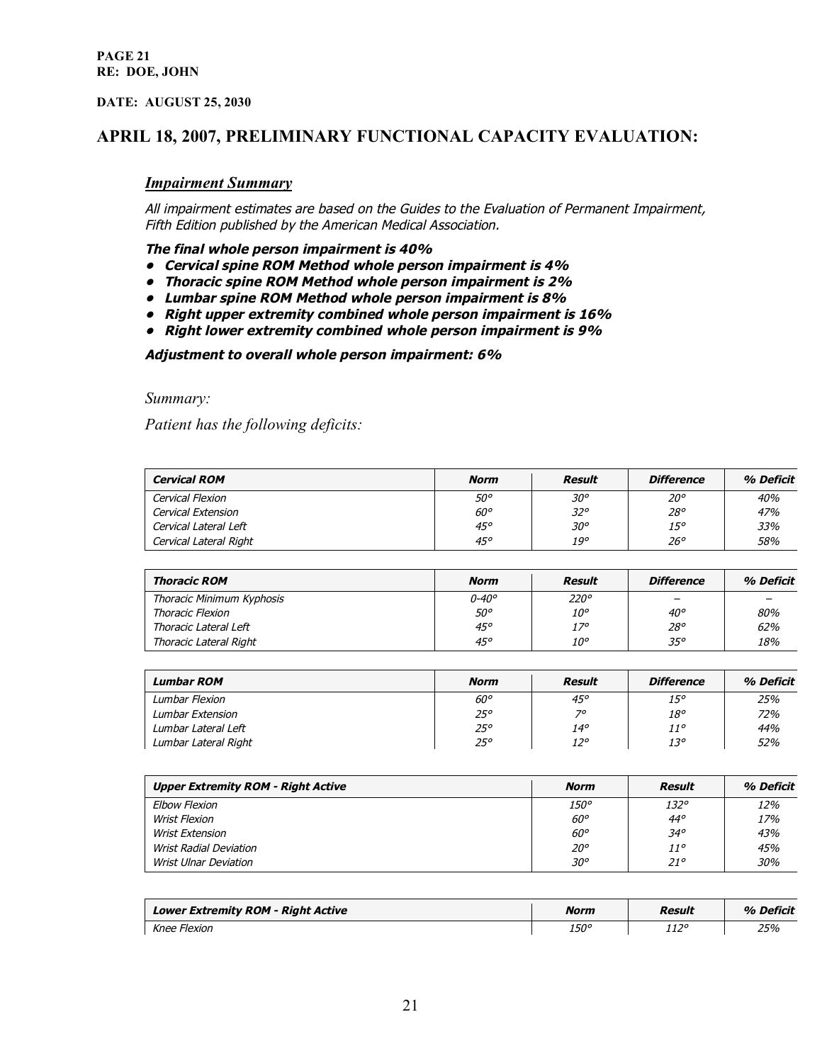## APRIL 18, 2007, PRELIMINARY FUNCTIONAL CAPACITY EVALUATION:

### *Impairment Summary*

*All impairment estimates are based on the Guides to the Evaluation of Permanent Impairment, Fifth Edition published by the American Medical Association.*

***The final whole person impairment is 40%***

- ***Cervical spine ROM Method whole person impairment is 4%***
- ***Thoracic spine ROM Method whole person impairment is 2%***
- ***Lumbar spine ROM Method whole person impairment is 8%***
- ***Right upper extremity combined whole person impairment is 16%***
- ***Right lower extremity combined whole person impairment is 9%***

***Adjustment to overall whole person impairment: 6%***

*Summary:*

*Patient has the following deficits:*

| *Cervical ROM* | *Norm* | *Result* | *Difference* | *% Deficit* |
|---|---|---|---|---|
| *Cervical Flexion* | *50°* | *30°* | *20°* | *40%* |
| *Cervical Extension* | *60°* | *32°* | *28°* | *47%* |
| *Cervical Lateral Left* | *45°* | *30°* | *15°* | *33%* |
| *Cervical Lateral Right* | *45°* | *19°* | *26°* | *58%* |

| *Thoracic ROM* | *Norm* | *Result* | *Difference* | *% Deficit* |
|---|---|---|---|---|
| *Thoracic Minimum Kyphosis* | *0-40°* | *220°* | – | – |
| *Thoracic Flexion* | *50°* | *10°* | *40°* | *80%* |
| *Thoracic Lateral Left* | *45°* | *17°* | *28°* | *62%* |
| *Thoracic Lateral Right* | *45°* | *10°* | *35°* | *18%* |

| *Lumbar ROM* | *Norm* | *Result* | *Difference* | *% Deficit* |
|---|---|---|---|---|
| *Lumbar Flexion* | *60°* | *45°* | *15°* | *25%* |
| *Lumbar Extension* | *25°* | *7°* | *18°* | *72%* |
| *Lumbar Lateral Left* | *25°* | *14°* | *11°* | *44%* |
| *Lumbar Lateral Right* | *25°* | *12°* | *13°* | *52%* |

| *Upper Extremity ROM - Right Active* | *Norm* | *Result* | *% Deficit* |
|---|---|---|---|
| *Elbow Flexion* | *150°* | *132°* | *12%* |
| *Wrist Flexion* | *60°* | *44°* | *17%* |
| *Wrist Extension* | *60°* | *34°* | *43%* |
| *Wrist Radial Deviation* | *20°* | *11°* | *45%* |
| *Wrist Ulnar Deviation* | *30°* | *21°* | *30%* |

| *Lower Extremity ROM - Right Active* | *Norm* | *Result* | *% Deficit* |
|---|---|---|---|
| *Knee Flexion* | *150°* | *112°* | *25%* |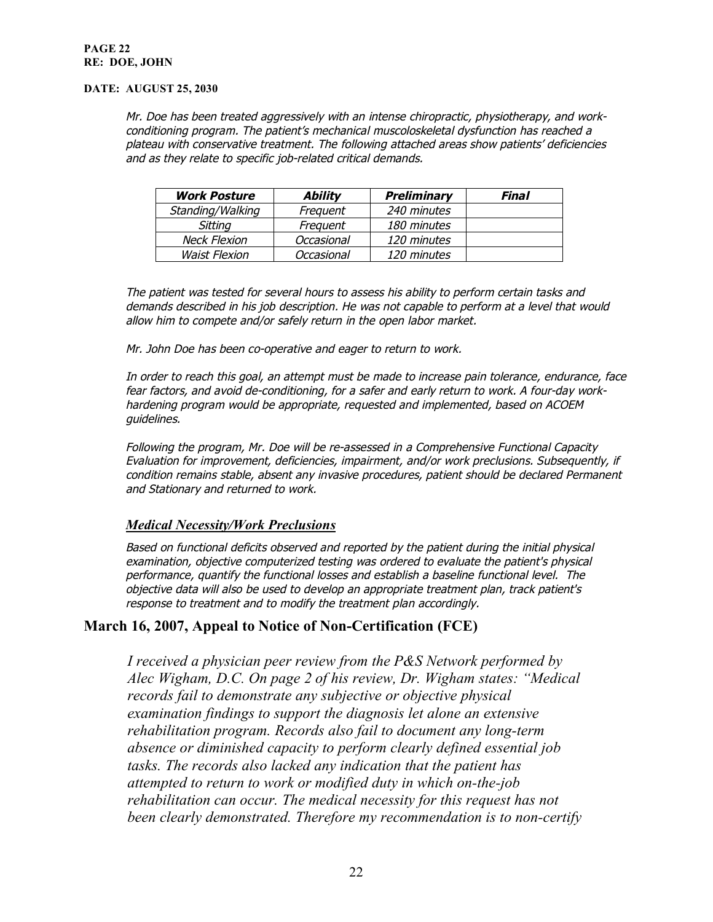**DATE: AUGUST 25, 2030**

*Mr. Doe has been treated aggressively with an intense chiropractic, physiotherapy, and work-conditioning program. The patient's mechanical muscoloskeletal dysfunction has reached a plateau with conservative treatment. The following attached areas show patients' deficiencies and as they relate to specific job-related critical demands.*

| ***Work Posture*** | ***Ability*** | ***Preliminary*** | ***Final*** |
|---|---|---|---|
| *Standing/Walking* | *Frequent* | *240 minutes* | |
| *Sitting* | *Frequent* | *180 minutes* | |
| *Neck Flexion* | *Occasional* | *120 minutes* | |
| *Waist Flexion* | *Occasional* | *120 minutes* | |

*The patient was tested for several hours to assess his ability to perform certain tasks and demands described in his job description. He was not capable to perform at a level that would allow him to compete and/or safely return in the open labor market.*

*Mr. John Doe has been co-operative and eager to return to work.*

*In order to reach this goal, an attempt must be made to increase pain tolerance, endurance, face fear factors, and avoid de-conditioning, for a safer and early return to work. A four-day work-hardening program would be appropriate, requested and implemented, based on ACOEM guidelines.*

*Following the program, Mr. Doe will be re-assessed in a Comprehensive Functional Capacity Evaluation for improvement, deficiencies, impairment, and/or work preclusions. Subsequently, if condition remains stable, absent any invasive procedures, patient should be declared Permanent and Stationary and returned to work.*

***Medical Necessity/Work Preclusions***

*Based on functional deficits observed and reported by the patient during the initial physical examination, objective computerized testing was ordered to evaluate the patient's physical performance, quantify the functional losses and establish a baseline functional level. The objective data will also be used to develop an appropriate treatment plan, track patient's response to treatment and to modify the treatment plan accordingly.*

## March 16, 2007, Appeal to Notice of Non-Certification (FCE)

*I received a physician peer review from the P&S Network performed by Alec Wigham, D.C. On page 2 of his review, Dr. Wigham states: "Medical records fail to demonstrate any subjective or objective physical examination findings to support the diagnosis let alone an extensive rehabilitation program. Records also fail to document any long-term absence or diminished capacity to perform clearly defined essential job tasks. The records also lacked any indication that the patient has attempted to return to work or modified duty in which on-the-job rehabilitation can occur. The medical necessity for this request has not been clearly demonstrated. Therefore my recommendation is to non-certify*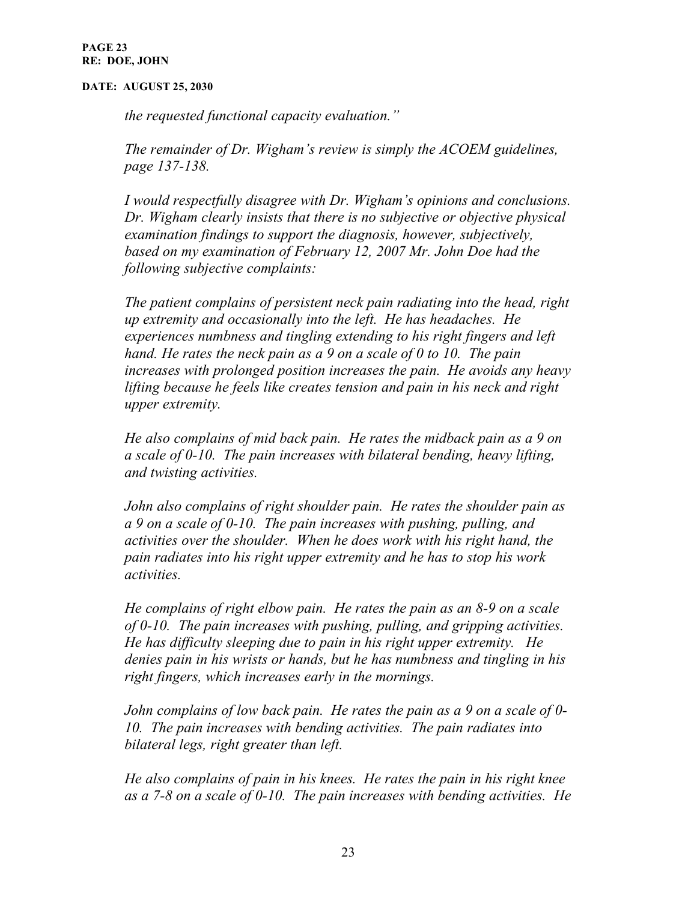*the requested functional capacity evaluation."*

*The remainder of Dr. Wigham's review is simply the ACOEM guidelines, page 137-138.*

*I would respectfully disagree with Dr. Wigham's opinions and conclusions. Dr. Wigham clearly insists that there is no subjective or objective physical examination findings to support the diagnosis, however, subjectively, based on my examination of February 12, 2007 Mr. John Doe had the following subjective complaints:*

*The patient complains of persistent neck pain radiating into the head, right up extremity and occasionally into the left. He has headaches. He experiences numbness and tingling extending to his right fingers and left hand. He rates the neck pain as a 9 on a scale of 0 to 10. The pain increases with prolonged position increases the pain. He avoids any heavy lifting because he feels like creates tension and pain in his neck and right upper extremity.*

*He also complains of mid back pain. He rates the midback pain as a 9 on a scale of 0-10. The pain increases with bilateral bending, heavy lifting, and twisting activities.*

*John also complains of right shoulder pain. He rates the shoulder pain as a 9 on a scale of 0-10. The pain increases with pushing, pulling, and activities over the shoulder. When he does work with his right hand, the pain radiates into his right upper extremity and he has to stop his work activities.*

*He complains of right elbow pain. He rates the pain as an 8-9 on a scale of 0-10. The pain increases with pushing, pulling, and gripping activities. He has difficulty sleeping due to pain in his right upper extremity. He denies pain in his wrists or hands, but he has numbness and tingling in his right fingers, which increases early in the mornings.*

*John complains of low back pain. He rates the pain as a 9 on a scale of 0-10. The pain increases with bending activities. The pain radiates into bilateral legs, right greater than left.*

*He also complains of pain in his knees. He rates the pain in his right knee as a 7-8 on a scale of 0-10. The pain increases with bending activities. He*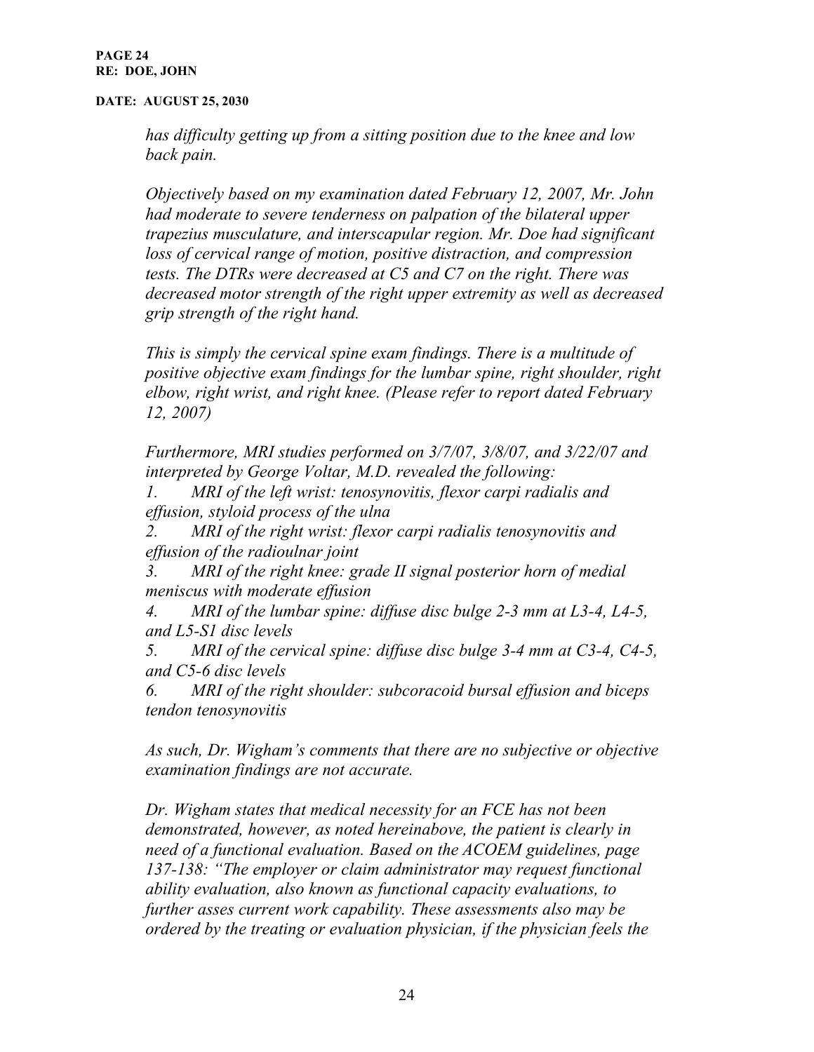*has difficulty getting up from a sitting position due to the knee and low back pain.*

*Objectively based on my examination dated February 12, 2007, Mr. John had moderate to severe tenderness on palpation of the bilateral upper trapezius musculature, and interscapular region. Mr. Doe had significant loss of cervical range of motion, positive distraction, and compression tests. The DTRs were decreased at C5 and C7 on the right. There was decreased motor strength of the right upper extremity as well as decreased grip strength of the right hand.*

*This is simply the cervical spine exam findings. There is a multitude of positive objective exam findings for the lumbar spine, right shoulder, right elbow, right wrist, and right knee. (Please refer to report dated February 12, 2007)*

*Furthermore, MRI studies performed on 3/7/07, 3/8/07, and 3/22/07 and interpreted by George Voltar, M.D. revealed the following:*

1. *MRI of the left wrist: tenosynovitis, flexor carpi radialis and effusion, styloid process of the ulna*
2. *MRI of the right wrist: flexor carpi radialis tenosynovitis and effusion of the radioulnar joint*
3. *MRI of the right knee: grade II signal posterior horn of medial meniscus with moderate effusion*
4. *MRI of the lumbar spine: diffuse disc bulge 2-3 mm at L3-4, L4-5, and L5-S1 disc levels*
5. *MRI of the cervical spine: diffuse disc bulge 3-4 mm at C3-4, C4-5, and C5-6 disc levels*
6. *MRI of the right shoulder: subcoracoid bursal effusion and biceps tendon tenosynovitis*

*As such, Dr. Wigham's comments that there are no subjective or objective examination findings are not accurate.*

*Dr. Wigham states that medical necessity for an FCE has not been demonstrated, however, as noted hereinabove, the patient is clearly in need of a functional evaluation. Based on the ACOEM guidelines, page 137-138: "The employer or claim administrator may request functional ability evaluation, also known as functional capacity evaluations, to further asses current work capability. These assessments also may be ordered by the treating or evaluation physician, if the physician feels the*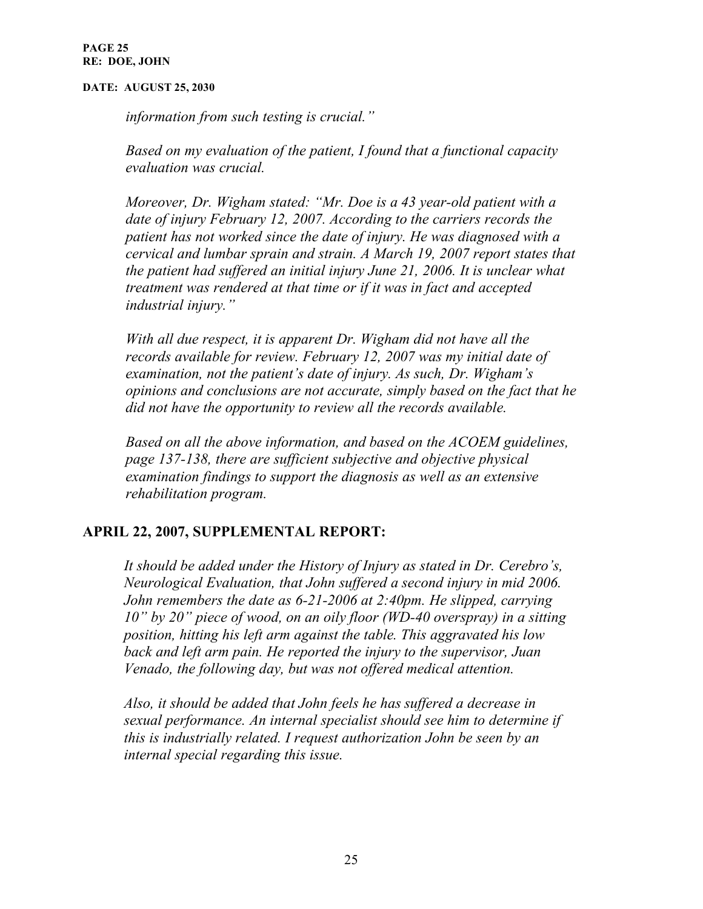*information from such testing is crucial."*

*Based on my evaluation of the patient, I found that a functional capacity evaluation was crucial.*

*Moreover, Dr. Wigham stated: "Mr. Doe is a 43 year-old patient with a date of injury February 12, 2007. According to the carriers records the patient has not worked since the date of injury. He was diagnosed with a cervical and lumbar sprain and strain. A March 19, 2007 report states that the patient had suffered an initial injury June 21, 2006. It is unclear what treatment was rendered at that time or if it was in fact and accepted industrial injury."*

*With all due respect, it is apparent Dr. Wigham did not have all the records available for review. February 12, 2007 was my initial date of examination, not the patient's date of injury. As such, Dr. Wigham's opinions and conclusions are not accurate, simply based on the fact that he did not have the opportunity to review all the records available.*

*Based on all the above information, and based on the ACOEM guidelines, page 137-138, there are sufficient subjective and objective physical examination findings to support the diagnosis as well as an extensive rehabilitation program.*

## APRIL 22, 2007, SUPPLEMENTAL REPORT:

*It should be added under the History of Injury as stated in Dr. Cerebro's, Neurological Evaluation, that John suffered a second injury in mid 2006. John remembers the date as 6-21-2006 at 2:40pm. He slipped, carrying 10" by 20" piece of wood, on an oily floor (WD-40 overspray) in a sitting position, hitting his left arm against the table. This aggravated his low back and left arm pain. He reported the injury to the supervisor, Juan Venado, the following day, but was not offered medical attention.*

*Also, it should be added that John feels he has suffered a decrease in sexual performance. An internal specialist should see him to determine if this is industrially related. I request authorization John be seen by an internal special regarding this issue.*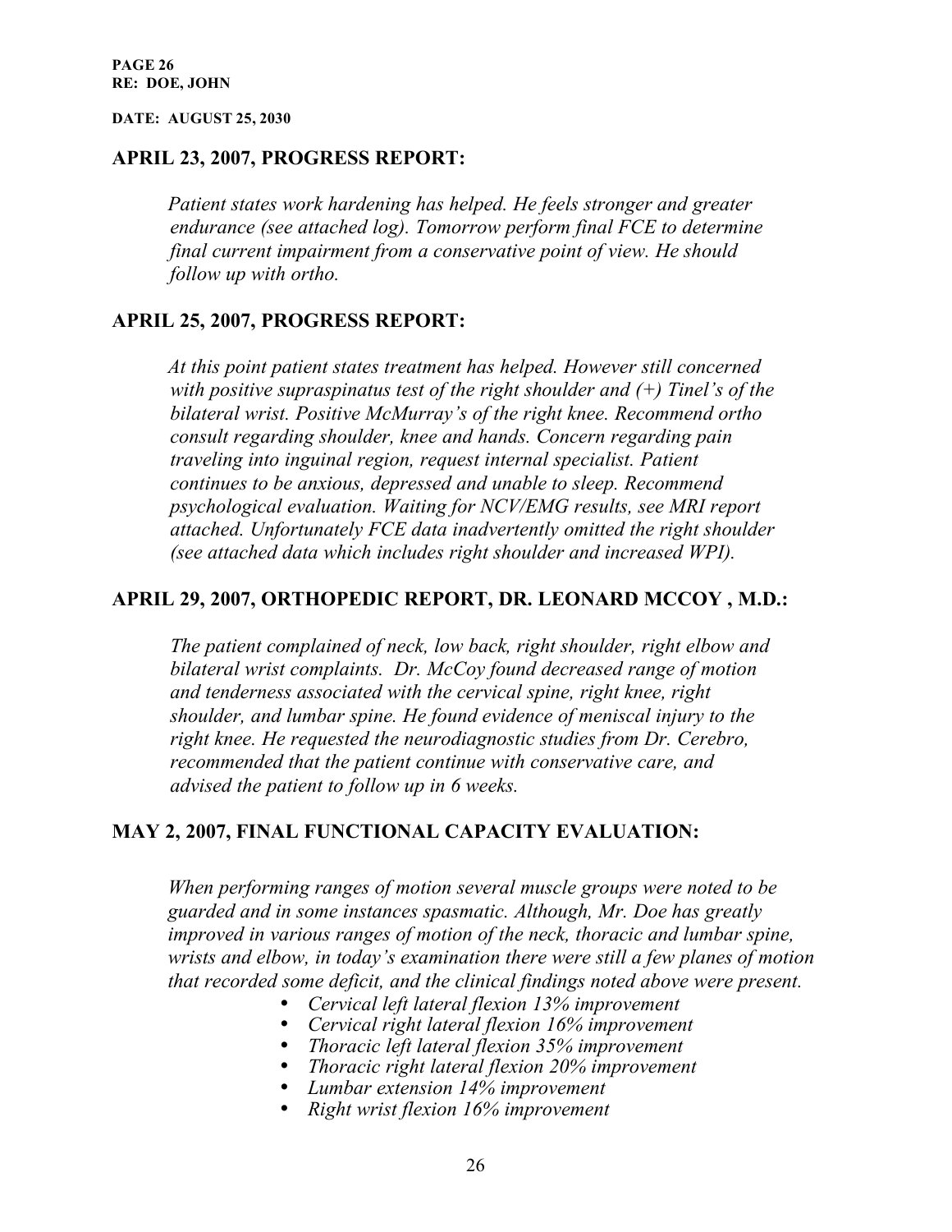## APRIL 23, 2007, PROGRESS REPORT:

*Patient states work hardening has helped. He feels stronger and greater endurance (see attached log). Tomorrow perform final FCE to determine final current impairment from a conservative point of view. He should follow up with ortho.*

## APRIL 25, 2007, PROGRESS REPORT:

*At this point patient states treatment has helped. However still concerned with positive supraspinatus test of the right shoulder and (+) Tinel's of the bilateral wrist. Positive McMurray's of the right knee. Recommend ortho consult regarding shoulder, knee and hands. Concern regarding pain traveling into inguinal region, request internal specialist. Patient continues to be anxious, depressed and unable to sleep. Recommend psychological evaluation. Waiting for NCV/EMG results, see MRI report attached. Unfortunately FCE data inadvertently omitted the right shoulder (see attached data which includes right shoulder and increased WPI).*

## APRIL 29, 2007, ORTHOPEDIC REPORT, DR. LEONARD MCCOY , M.D.:

*The patient complained of neck, low back, right shoulder, right elbow and bilateral wrist complaints. Dr. McCoy found decreased range of motion and tenderness associated with the cervical spine, right knee, right shoulder, and lumbar spine. He found evidence of meniscal injury to the right knee. He requested the neurodiagnostic studies from Dr. Cerebro, recommended that the patient continue with conservative care, and advised the patient to follow up in 6 weeks.*

## MAY 2, 2007, FINAL FUNCTIONAL CAPACITY EVALUATION:

*When performing ranges of motion several muscle groups were noted to be guarded and in some instances spasmatic. Although, Mr. Doe has greatly improved in various ranges of motion of the neck, thoracic and lumbar spine, wrists and elbow, in today's examination there were still a few planes of motion that recorded some deficit, and the clinical findings noted above were present.*

- *Cervical left lateral flexion 13% improvement*
- *Cervical right lateral flexion 16% improvement*
- *Thoracic left lateral flexion 35% improvement*
- *Thoracic right lateral flexion 20% improvement*
- *Lumbar extension 14% improvement*
- *Right wrist flexion 16% improvement*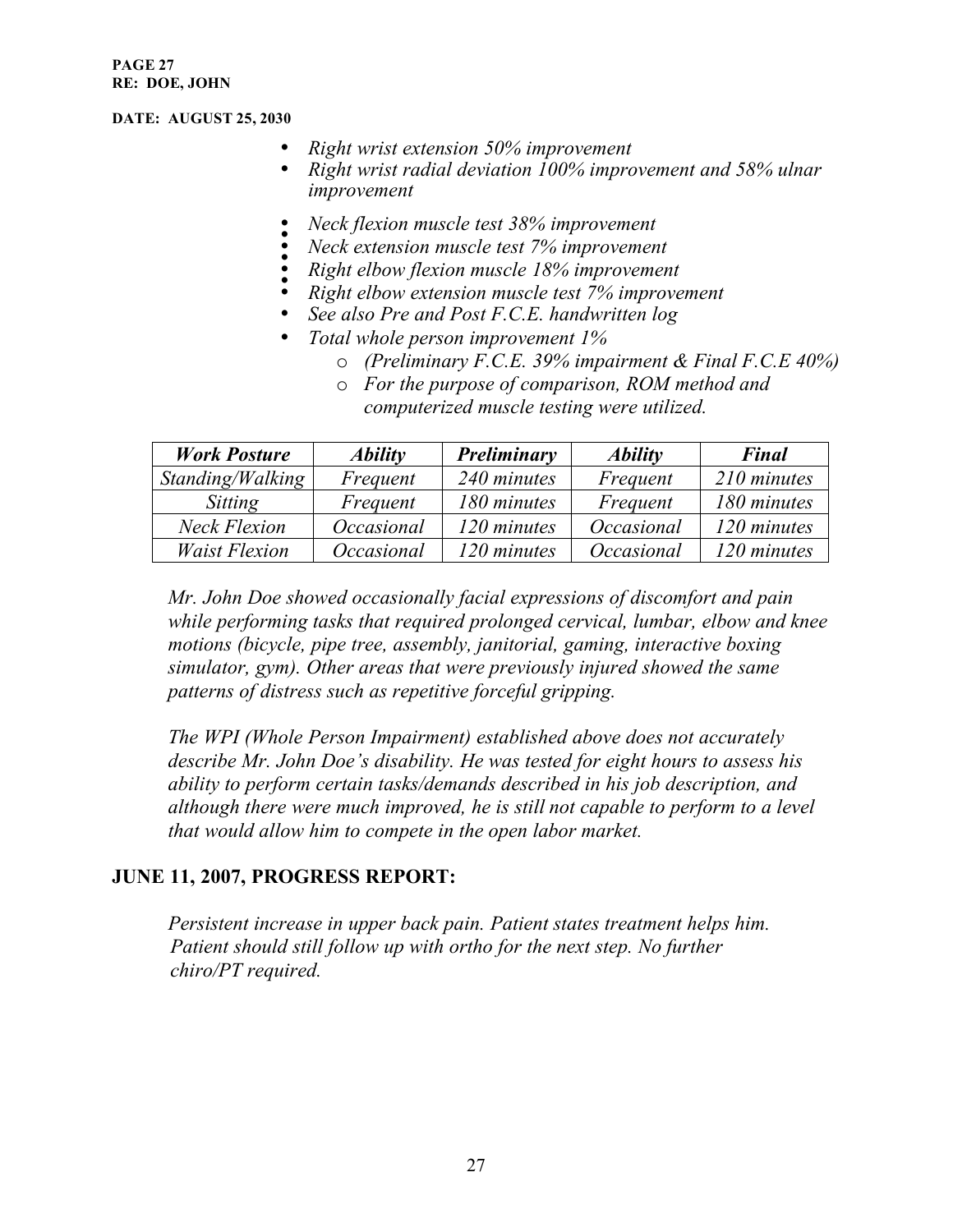- *Right wrist extension 50% improvement*
- *Right wrist radial deviation 100% improvement and 58% ulnar improvement*
- *Neck flexion muscle test 38% improvement*
- *Neck extension muscle test 7% improvement*
- *Right elbow flexion muscle 18% improvement*
- *Right elbow extension muscle test 7% improvement*
- *See also Pre and Post F.C.E. handwritten log*
- *Total whole person improvement 1%*
    - *(Preliminary F.C.E. 39% impairment & Final F.C.E 40%)*
    - *For the purpose of comparison, ROM method and computerized muscle testing were utilized.*

| *Work Posture* | *Ability* | *Preliminary* | *Ability* | *Final* |
| --- | --- | --- | --- | --- |
| *Standing/Walking* | *Frequent* | *240 minutes* | *Frequent* | *210 minutes* |
| *Sitting* | *Frequent* | *180 minutes* | *Frequent* | *180 minutes* |
| *Neck Flexion* | *Occasional* | *120 minutes* | *Occasional* | *120 minutes* |
| *Waist Flexion* | *Occasional* | *120 minutes* | *Occasional* | *120 minutes* |

*Mr. John Doe showed occasionally facial expressions of discomfort and pain while performing tasks that required prolonged cervical, lumbar, elbow and knee motions (bicycle, pipe tree, assembly, janitorial, gaming, interactive boxing simulator, gym). Other areas that were previously injured showed the same patterns of distress such as repetitive forceful gripping.*

*The WPI (Whole Person Impairment) established above does not accurately describe Mr. John Doe's disability. He was tested for eight hours to assess his ability to perform certain tasks/demands described in his job description, and although there were much improved, he is still not capable to perform to a level that would allow him to compete in the open labor market.*

## JUNE 11, 2007, PROGRESS REPORT:

*Persistent increase in upper back pain. Patient states treatment helps him. Patient should still follow up with ortho for the next step. No further chiro/PT required.*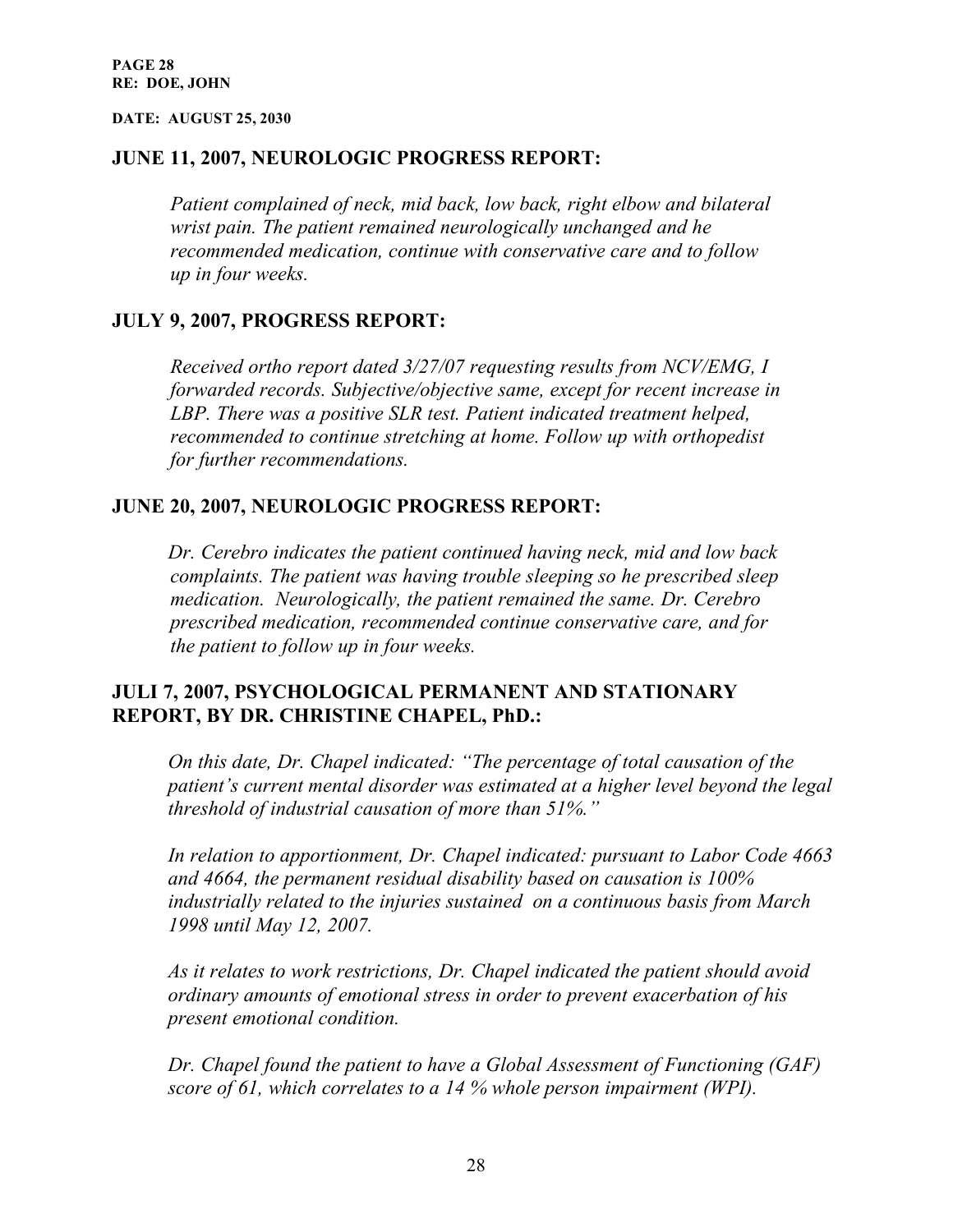## JUNE 11, 2007, NEUROLOGIC PROGRESS REPORT:

*Patient complained of neck, mid back, low back, right elbow and bilateral wrist pain. The patient remained neurologically unchanged and he recommended medication, continue with conservative care and to follow up in four weeks.*

## JULY 9, 2007, PROGRESS REPORT:

*Received ortho report dated 3/27/07 requesting results from NCV/EMG, I forwarded records. Subjective/objective same, except for recent increase in LBP. There was a positive SLR test. Patient indicated treatment helped, recommended to continue stretching at home. Follow up with orthopedist for further recommendations.*

## JUNE 20, 2007, NEUROLOGIC PROGRESS REPORT:

*Dr. Cerebro indicates the patient continued having neck, mid and low back complaints. The patient was having trouble sleeping so he prescribed sleep medication. Neurologically, the patient remained the same. Dr. Cerebro prescribed medication, recommended continue conservative care, and for the patient to follow up in four weeks.*

## JULI 7, 2007, PSYCHOLOGICAL PERMANENT AND STATIONARY REPORT, BY DR. CHRISTINE CHAPEL, PhD.:

*On this date, Dr. Chapel indicated: "The percentage of total causation of the patient's current mental disorder was estimated at a higher level beyond the legal threshold of industrial causation of more than 51%."*

*In relation to apportionment, Dr. Chapel indicated: pursuant to Labor Code 4663 and 4664, the permanent residual disability based on causation is 100% industrially related to the injuries sustained on a continuous basis from March 1998 until May 12, 2007.*

*As it relates to work restrictions, Dr. Chapel indicated the patient should avoid ordinary amounts of emotional stress in order to prevent exacerbation of his present emotional condition.*

*Dr. Chapel found the patient to have a Global Assessment of Functioning (GAF) score of 61, which correlates to a 14 % whole person impairment (WPI).*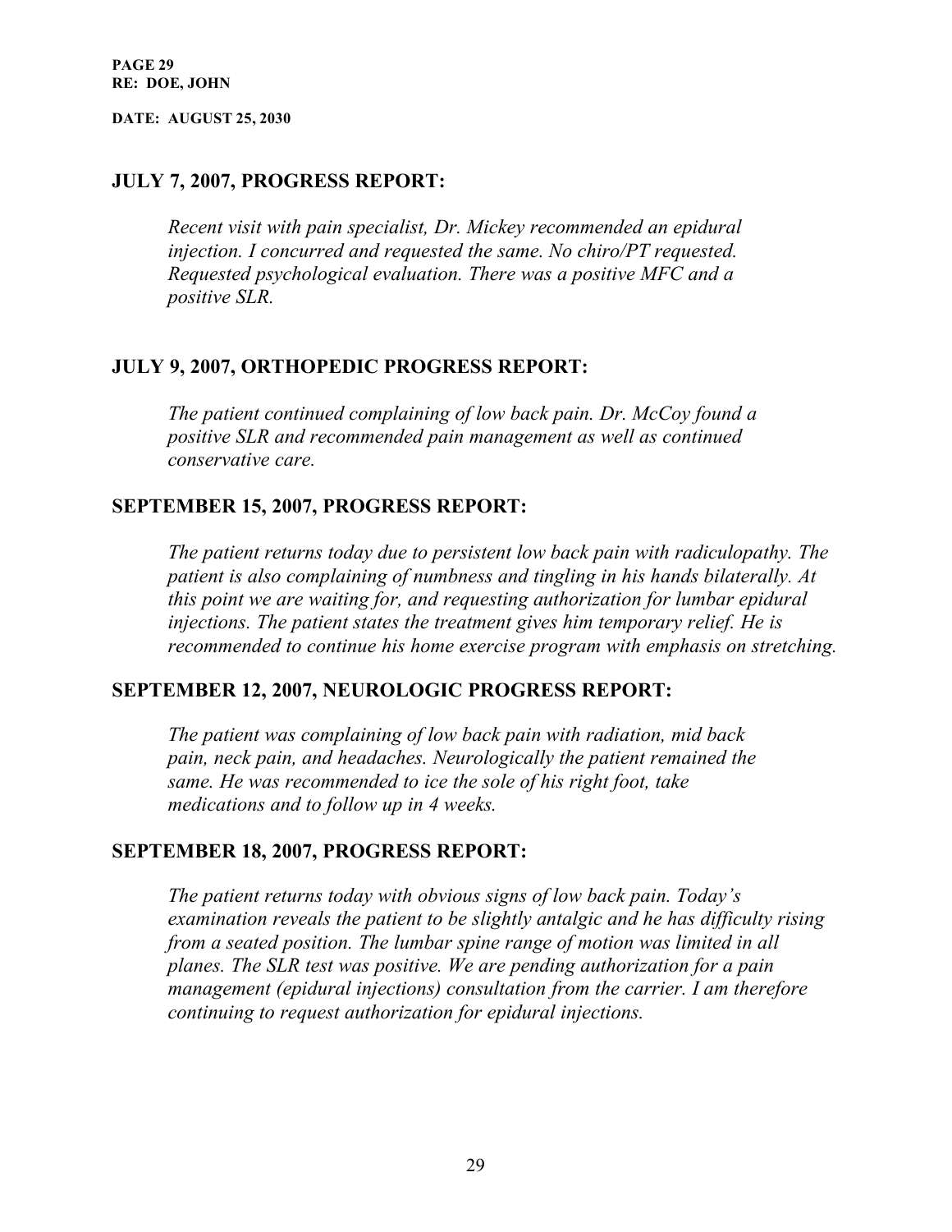## JULY 7, 2007, PROGRESS REPORT:

*Recent visit with pain specialist, Dr. Mickey recommended an epidural injection. I concurred and requested the same. No chiro/PT requested. Requested psychological evaluation. There was a positive MFC and a positive SLR.*

## JULY 9, 2007, ORTHOPEDIC PROGRESS REPORT:

*The patient continued complaining of low back pain. Dr. McCoy found a positive SLR and recommended pain management as well as continued conservative care.*

## SEPTEMBER 15, 2007, PROGRESS REPORT:

*The patient returns today due to persistent low back pain with radiculopathy. The patient is also complaining of numbness and tingling in his hands bilaterally. At this point we are waiting for, and requesting authorization for lumbar epidural injections. The patient states the treatment gives him temporary relief. He is recommended to continue his home exercise program with emphasis on stretching.*

## SEPTEMBER 12, 2007, NEUROLOGIC PROGRESS REPORT:

*The patient was complaining of low back pain with radiation, mid back pain, neck pain, and headaches. Neurologically the patient remained the same. He was recommended to ice the sole of his right foot, take medications and to follow up in 4 weeks.*

## SEPTEMBER 18, 2007, PROGRESS REPORT:

*The patient returns today with obvious signs of low back pain. Today's examination reveals the patient to be slightly antalgic and he has difficulty rising from a seated position. The lumbar spine range of motion was limited in all planes. The SLR test was positive. We are pending authorization for a pain management (epidural injections) consultation from the carrier. I am therefore continuing to request authorization for epidural injections.*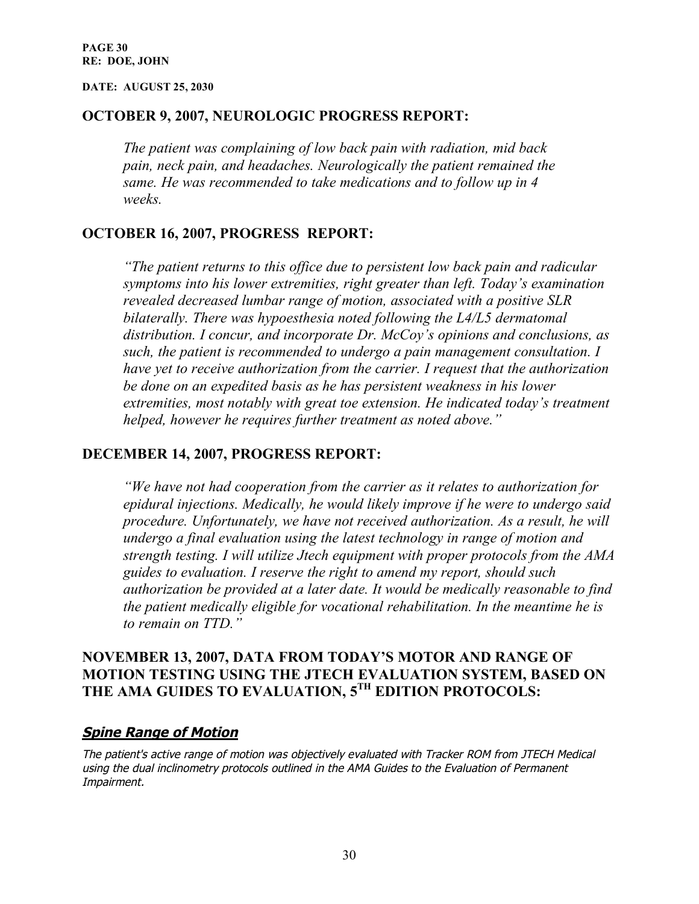## OCTOBER 9, 2007, NEUROLOGIC PROGRESS REPORT:

*The patient was complaining of low back pain with radiation, mid back pain, neck pain, and headaches. Neurologically the patient remained the same. He was recommended to take medications and to follow up in 4 weeks.*

## OCTOBER 16, 2007, PROGRESS REPORT:

*"The patient returns to this office due to persistent low back pain and radicular symptoms into his lower extremities, right greater than left. Today's examination revealed decreased lumbar range of motion, associated with a positive SLR bilaterally. There was hypoesthesia noted following the L4/L5 dermatomal distribution. I concur, and incorporate Dr. McCoy's opinions and conclusions, as such, the patient is recommended to undergo a pain management consultation. I have yet to receive authorization from the carrier. I request that the authorization be done on an expedited basis as he has persistent weakness in his lower extremities, most notably with great toe extension. He indicated today's treatment helped, however he requires further treatment as noted above."*

## DECEMBER 14, 2007, PROGRESS REPORT:

*"We have not had cooperation from the carrier as it relates to authorization for epidural injections. Medically, he would likely improve if he were to undergo said procedure. Unfortunately, we have not received authorization. As a result, he will undergo a final evaluation using the latest technology in range of motion and strength testing. I will utilize Jtech equipment with proper protocols from the AMA guides to evaluation. I reserve the right to amend my report, should such authorization be provided at a later date. It would be medically reasonable to find the patient medically eligible for vocational rehabilitation. In the meantime he is to remain on TTD."*

## NOVEMBER 13, 2007, DATA FROM TODAY'S MOTOR AND RANGE OF MOTION TESTING USING THE JTECH EVALUATION SYSTEM, BASED ON THE AMA GUIDES TO EVALUATION, 5TH EDITION PROTOCOLS:

### ***Spine Range of Motion***

*The patient's active range of motion was objectively evaluated with Tracker ROM from JTECH Medical using the dual inclinometry protocols outlined in the AMA Guides to the Evaluation of Permanent Impairment.*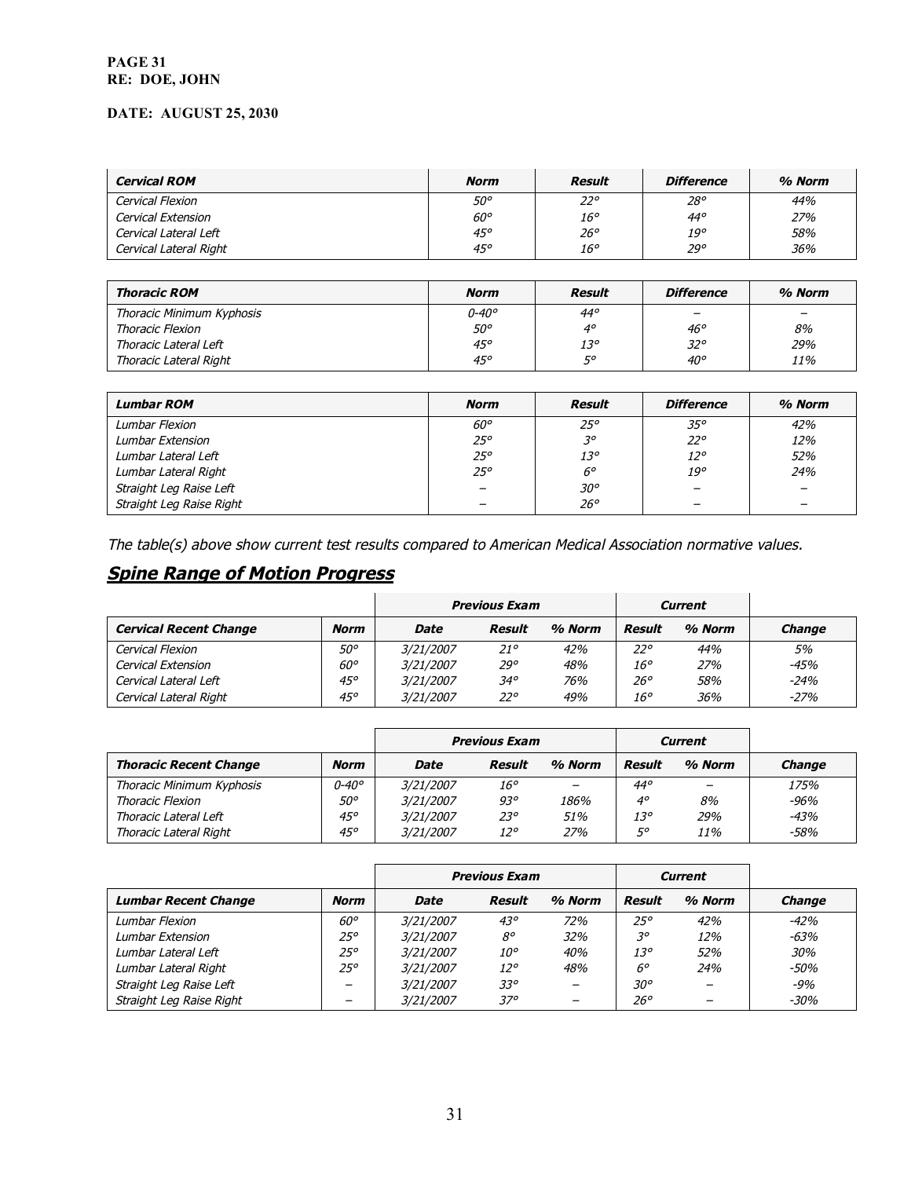| *Cervical ROM* | *Norm* | *Result* | *Difference* | *% Norm* |
|---|---|---|---|---|
| *Cervical Flexion* | *50°* | *22°* | *28°* | *44%* |
| *Cervical Extension* | *60°* | *16°* | *44°* | *27%* |
| *Cervical Lateral Left* | *45°* | *26°* | *19°* | *58%* |
| *Cervical Lateral Right* | *45°* | *16°* | *29°* | *36%* |

| *Thoracic ROM* | *Norm* | *Result* | *Difference* | *% Norm* |
|---|---|---|---|---|
| *Thoracic Minimum Kyphosis* | *0-40°* | *44°* | – | – |
| *Thoracic Flexion* | *50°* | *4°* | *46°* | *8%* |
| *Thoracic Lateral Left* | *45°* | *13°* | *32°* | *29%* |
| *Thoracic Lateral Right* | *45°* | *5°* | *40°* | *11%* |

| *Lumbar ROM* | *Norm* | *Result* | *Difference* | *% Norm* |
|---|---|---|---|---|
| *Lumbar Flexion* | *60°* | *25°* | *35°* | *42%* |
| *Lumbar Extension* | *25°* | *3°* | *22°* | *12%* |
| *Lumbar Lateral Left* | *25°* | *13°* | *12°* | *52%* |
| *Lumbar Lateral Right* | *25°* | *6°* | *19°* | *24%* |
| *Straight Leg Raise Left* | – | *30°* | – | – |
| *Straight Leg Raise Right* | – | *26°* | – | – |

*The table(s) above show current test results compared to American Medical Association normative values.*

## ***Spine Range of Motion Progress***

| | | *Previous Exam* | | | *Current* | | |
|---|---|---|---|---|---|---|---|
| *Cervical Recent Change* | *Norm* | *Date* | *Result* | *% Norm* | *Result* | *% Norm* | *Change* |
| *Cervical Flexion* | *50°* | *3/21/2007* | *21°* | *42%* | *22°* | *44%* | *5%* |
| *Cervical Extension* | *60°* | *3/21/2007* | *29°* | *48%* | *16°* | *27%* | *-45%* |
| *Cervical Lateral Left* | *45°* | *3/21/2007* | *34°* | *76%* | *26°* | *58%* | *-24%* |
| *Cervical Lateral Right* | *45°* | *3/21/2007* | *22°* | *49%* | *16°* | *36%* | *-27%* |

| | | *Previous Exam* | | | *Current* | | |
|---|---|---|---|---|---|---|---|
| *Thoracic Recent Change* | *Norm* | *Date* | *Result* | *% Norm* | *Result* | *% Norm* | *Change* |
| *Thoracic Minimum Kyphosis* | *0-40°* | *3/21/2007* | *16°* | – | *44°* | – | *175%* |
| *Thoracic Flexion* | *50°* | *3/21/2007* | *93°* | *186%* | *4°* | *8%* | *-96%* |
| *Thoracic Lateral Left* | *45°* | *3/21/2007* | *23°* | *51%* | *13°* | *29%* | *-43%* |
| *Thoracic Lateral Right* | *45°* | *3/21/2007* | *12°* | *27%* | *5°* | *11%* | *-58%* |

| | | *Previous Exam* | | | *Current* | | |
|---|---|---|---|---|---|---|---|
| *Lumbar Recent Change* | *Norm* | *Date* | *Result* | *% Norm* | *Result* | *% Norm* | *Change* |
| *Lumbar Flexion* | *60°* | *3/21/2007* | *43°* | *72%* | *25°* | *42%* | *-42%* |
| *Lumbar Extension* | *25°* | *3/21/2007* | *8°* | *32%* | *3°* | *12%* | *-63%* |
| *Lumbar Lateral Left* | *25°* | *3/21/2007* | *10°* | *40%* | *13°* | *52%* | *30%* |
| *Lumbar Lateral Right* | *25°* | *3/21/2007* | *12°* | *48%* | *6°* | *24%* | *-50%* |
| *Straight Leg Raise Left* | – | *3/21/2007* | *33°* | – | *30°* | – | *-9%* |
| *Straight Leg Raise Right* | – | *3/21/2007* | *37°* | – | *26°* | – | *-30%* |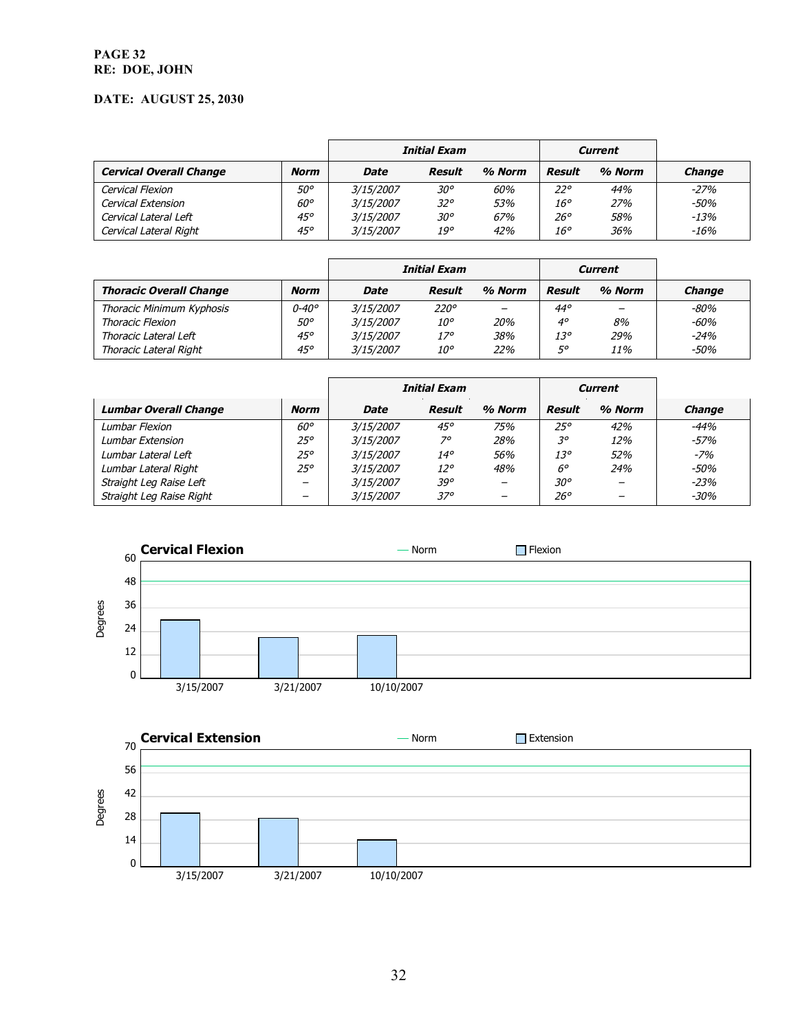PAGE 32
RE: DOE, JOHN

DATE: AUGUST 25, 2030

| | | Initial Exam | | | Current | | |
|---|---|---|---|---|---|---|---|
| ***Cervical Overall Change*** | ***Norm*** | ***Date*** | ***Result*** | ***% Norm*** | ***Result*** | ***% Norm*** | ***Change*** |
| *Cervical Flexion* | *50°* | *3/15/2007* | *30°* | *60%* | *22°* | *44%* | *-27%* |
| *Cervical Extension* | *60°* | *3/15/2007* | *32°* | *53%* | *16°* | *27%* | *-50%* |
| *Cervical Lateral Left* | *45°* | *3/15/2007* | *30°* | *67%* | *26°* | *58%* | *-13%* |
| *Cervical Lateral Right* | *45°* | *3/15/2007* | *19°* | *42%* | *16°* | *36%* | *-16%* |

| | | Initial Exam | | | Current | | |
|---|---|---|---|---|---|---|---|
| ***Thoracic Overall Change*** | ***Norm*** | ***Date*** | ***Result*** | ***% Norm*** | ***Result*** | ***% Norm*** | ***Change*** |
| *Thoracic Minimum Kyphosis* | *0-40°* | *3/15/2007* | *220°* | *–* | *44°* | *–* | *-80%* |
| *Thoracic Flexion* | *50°* | *3/15/2007* | *10°* | *20%* | *4°* | *8%* | *-60%* |
| *Thoracic Lateral Left* | *45°* | *3/15/2007* | *17°* | *38%* | *13°* | *29%* | *-24%* |
| *Thoracic Lateral Right* | *45°* | *3/15/2007* | *10°* | *22%* | *5°* | *11%* | *-50%* |

| | | Initial Exam | | | Current | | |
|---|---|---|---|---|---|---|---|
| ***Lumbar Overall Change*** | ***Norm*** | ***Date*** | ***Result*** | ***% Norm*** | ***Result*** | ***% Norm*** | ***Change*** |
| *Lumbar Flexion* | *60°* | *3/15/2007* | *45°* | *75%* | *25°* | *42%* | *-44%* |
| *Lumbar Extension* | *25°* | *3/15/2007* | *7°* | *28%* | *3°* | *12%* | *-57%* |
| *Lumbar Lateral Left* | *25°* | *3/15/2007* | *14°* | *56%* | *13°* | *52%* | *-7%* |
| *Lumbar Lateral Right* | *25°* | *3/15/2007* | *12°* | *48%* | *6°* | *24%* | *-50%* |
| *Straight Leg Raise Left* | *–* | *3/15/2007* | *39°* | *–* | *30°* | *–* | *-23%* |
| *Straight Leg Raise Right* | *–* | *3/15/2007* | *37°* | *–* | *26°* | *–* | *-30%* |

**Cervical Flexion**

— Norm
Flexion

Degrees
60
48
36
24
12
0

3/15/2007
3/21/2007
10/10/2007

**Cervical Extension**

— Norm
Extension

Degrees
70
56
42
28
14
0

3/15/2007
3/21/2007
10/10/2007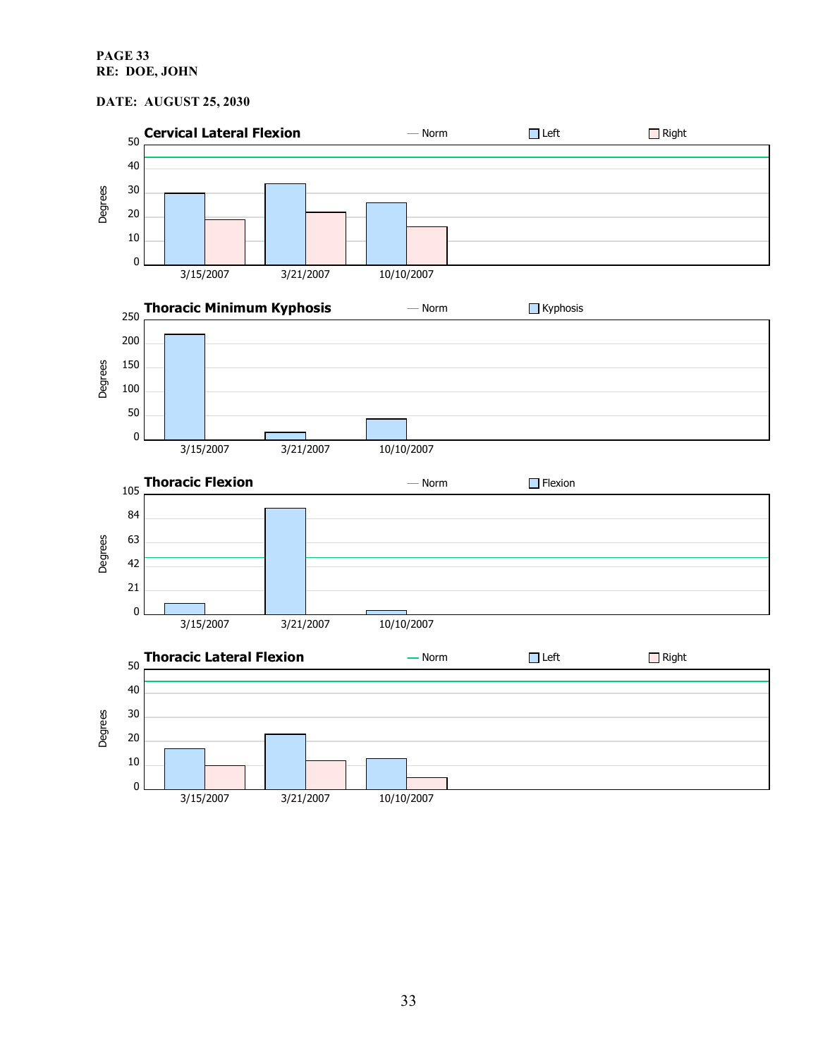**PAGE 33**
**RE: DOE, JOHN**

**DATE: AUGUST 25, 2030**

**Cervical Lateral Flexion**

Norm
Left
Right

Degrees

50
40
30
20
10
0

3/15/2007
3/21/2007
10/10/2007

**Thoracic Minimum Kyphosis**

Norm
Kyphosis

Degrees

250
200
150
100
50
0

3/15/2007
3/21/2007
10/10/2007

**Thoracic Flexion**

Norm
Flexion

Degrees

105
84
63
42
21
0

3/15/2007
3/21/2007
10/10/2007

**Thoracic Lateral Flexion**

Norm
Left
Right

Degrees

50
40
30
20
10
0

3/15/2007
3/21/2007
10/10/2007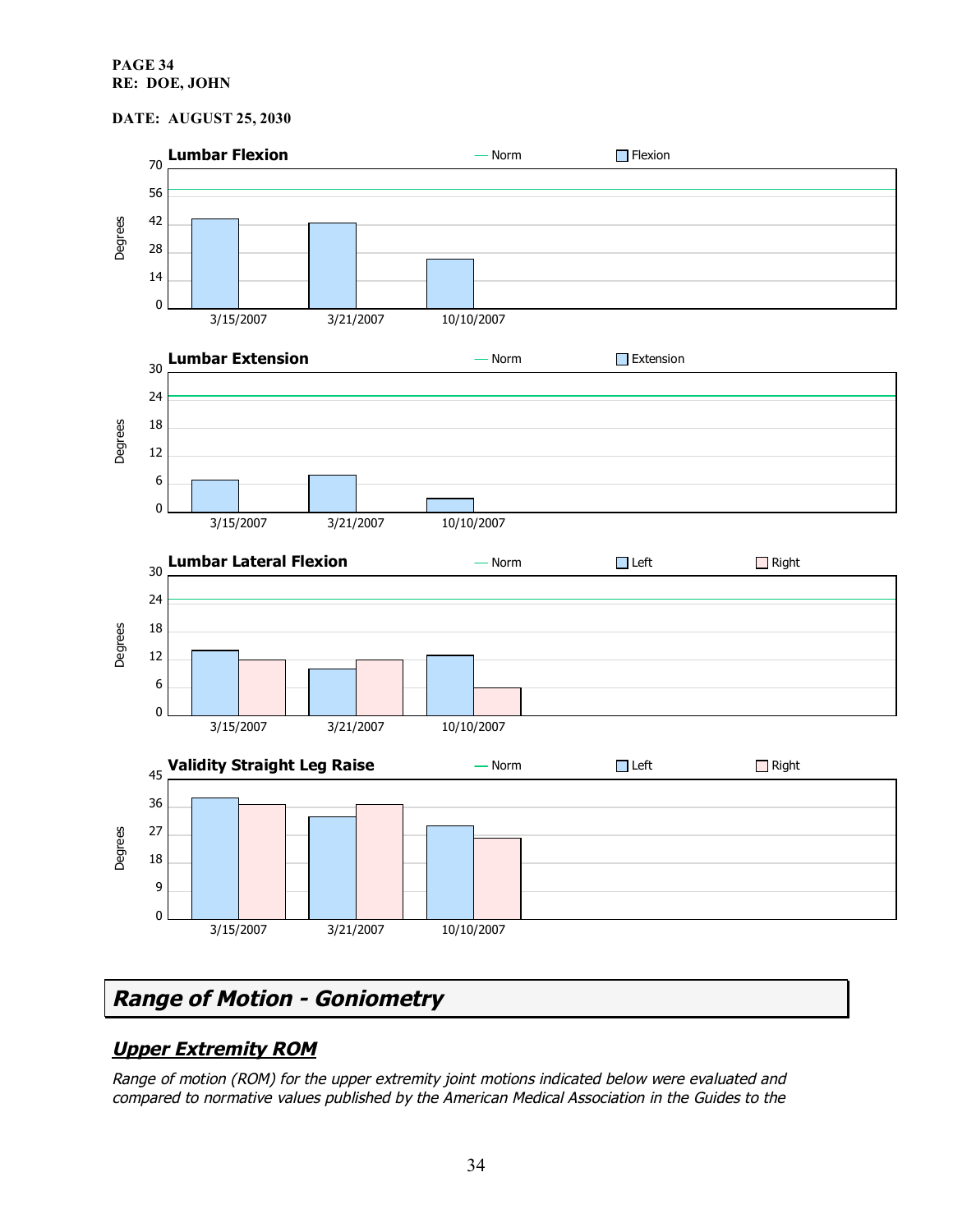PAGE 34
RE: DOE, JOHN

DATE: AUGUST 25, 2030

**Lumbar Flexion**

Norm
Flexion

Degrees

70
56
42
28
14
0

3/15/2007
3/21/2007
10/10/2007

**Lumbar Extension**

Norm
Extension

Degrees

30
24
18
12
6
0

3/15/2007
3/21/2007
10/10/2007

**Lumbar Lateral Flexion**

Norm
Left
Right

Degrees

30
24
18
12
6
0

3/15/2007
3/21/2007
10/10/2007

**Validity Straight Leg Raise**

Norm
Left
Right

Degrees

45
36
27
18
9
0

3/15/2007
3/21/2007
10/10/2007

## *Range of Motion - Goniometry*

### ***Upper Extremity ROM***

*Range of motion (ROM) for the upper extremity joint motions indicated below were evaluated and compared to normative values published by the American Medical Association in the Guides to the*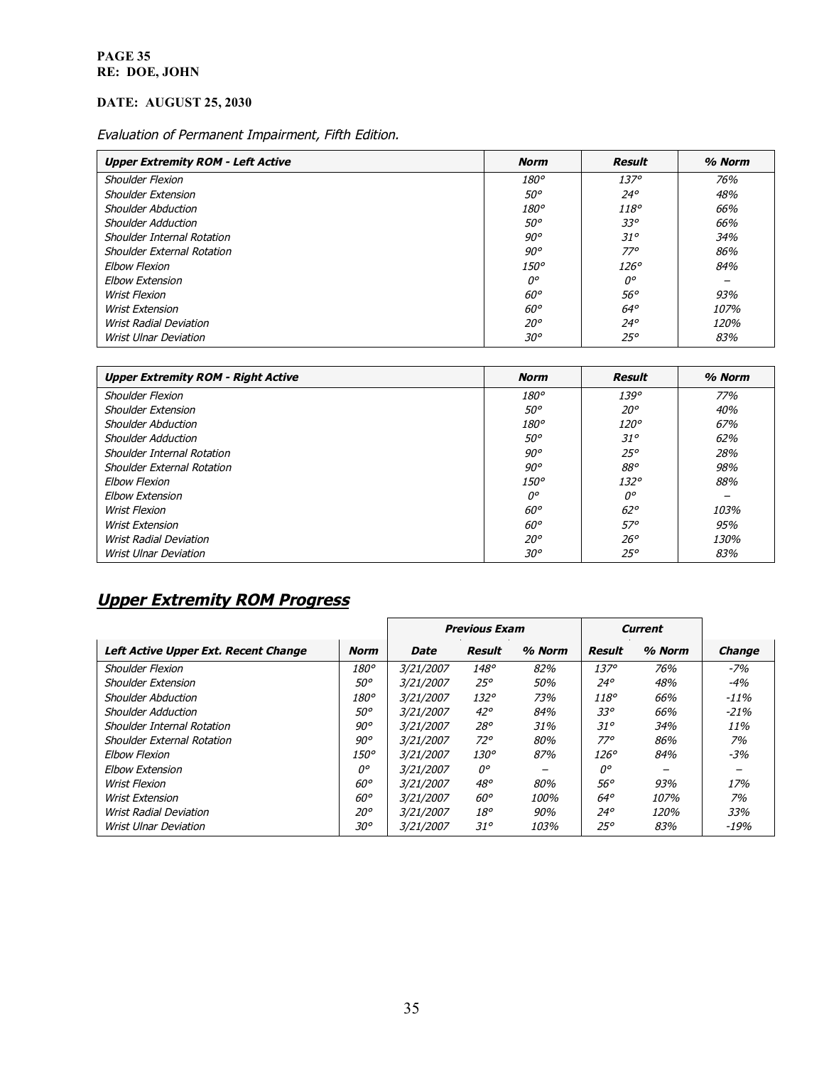**PAGE 35**
**RE: DOE, JOHN**

**DATE: AUGUST 25, 2030**

*Evaluation of Permanent Impairment, Fifth Edition.*

| ***Upper Extremity ROM - Left Active*** | ***Norm*** | ***Result*** | ***% Norm*** |
|---|---|---|---|
| *Shoulder Flexion* | *180°* | *137°* | *76%* |
| *Shoulder Extension* | *50°* | *24°* | *48%* |
| *Shoulder Abduction* | *180°* | *118°* | *66%* |
| *Shoulder Adduction* | *50°* | *33°* | *66%* |
| *Shoulder Internal Rotation* | *90°* | *31°* | *34%* |
| *Shoulder External Rotation* | *90°* | *77°* | *86%* |
| *Elbow Flexion* | *150°* | *126°* | *84%* |
| *Elbow Extension* | *0°* | *0°* | *–* |
| *Wrist Flexion* | *60°* | *56°* | *93%* |
| *Wrist Extension* | *60°* | *64°* | *107%* |
| *Wrist Radial Deviation* | *20°* | *24°* | *120%* |
| *Wrist Ulnar Deviation* | *30°* | *25°* | *83%* |

| ***Upper Extremity ROM - Right Active*** | ***Norm*** | ***Result*** | ***% Norm*** |
|---|---|---|---|
| *Shoulder Flexion* | *180°* | *139°* | *77%* |
| *Shoulder Extension* | *50°* | *20°* | *40%* |
| *Shoulder Abduction* | *180°* | *120°* | *67%* |
| *Shoulder Adduction* | *50°* | *31°* | *62%* |
| *Shoulder Internal Rotation* | *90°* | *25°* | *28%* |
| *Shoulder External Rotation* | *90°* | *88°* | *98%* |
| *Elbow Flexion* | *150°* | *132°* | *88%* |
| *Elbow Extension* | *0°* | *0°* | *–* |
| *Wrist Flexion* | *60°* | *62°* | *103%* |
| *Wrist Extension* | *60°* | *57°* | *95%* |
| *Wrist Radial Deviation* | *20°* | *26°* | *130%* |
| *Wrist Ulnar Deviation* | *30°* | *25°* | *83%* |

## ***Upper Extremity ROM Progress***

| | | ***Previous Exam*** | | | ***Current*** | | |
|---|---|---|---|---|---|---|---|
| ***Left Active Upper Ext. Recent Change*** | ***Norm*** | ***Date*** | ***Result*** | ***% Norm*** | ***Result*** | ***% Norm*** | ***Change*** |
| *Shoulder Flexion* | *180°* | *3/21/2007* | *148°* | *82%* | *137°* | *76%* | *-7%* |
| *Shoulder Extension* | *50°* | *3/21/2007* | *25°* | *50%* | *24°* | *48%* | *-4%* |
| *Shoulder Abduction* | *180°* | *3/21/2007* | *132°* | *73%* | *118°* | *66%* | *-11%* |
| *Shoulder Adduction* | *50°* | *3/21/2007* | *42°* | *84%* | *33°* | *66%* | *-21%* |
| *Shoulder Internal Rotation* | *90°* | *3/21/2007* | *28°* | *31%* | *31°* | *34%* | *11%* |
| *Shoulder External Rotation* | *90°* | *3/21/2007* | *72°* | *80%* | *77°* | *86%* | *7%* |
| *Elbow Flexion* | *150°* | *3/21/2007* | *130°* | *87%* | *126°* | *84%* | *-3%* |
| *Elbow Extension* | *0°* | *3/21/2007* | *0°* | *–* | *0°* | *–* | *–* |
| *Wrist Flexion* | *60°* | *3/21/2007* | *48°* | *80%* | *56°* | *93%* | *17%* |
| *Wrist Extension* | *60°* | *3/21/2007* | *60°* | *100%* | *64°* | *107%* | *7%* |
| *Wrist Radial Deviation* | *20°* | *3/21/2007* | *18°* | *90%* | *24°* | *120%* | *33%* |
| *Wrist Ulnar Deviation* | *30°* | *3/21/2007* | *31°* | *103%* | *25°* | *83%* | *-19%* |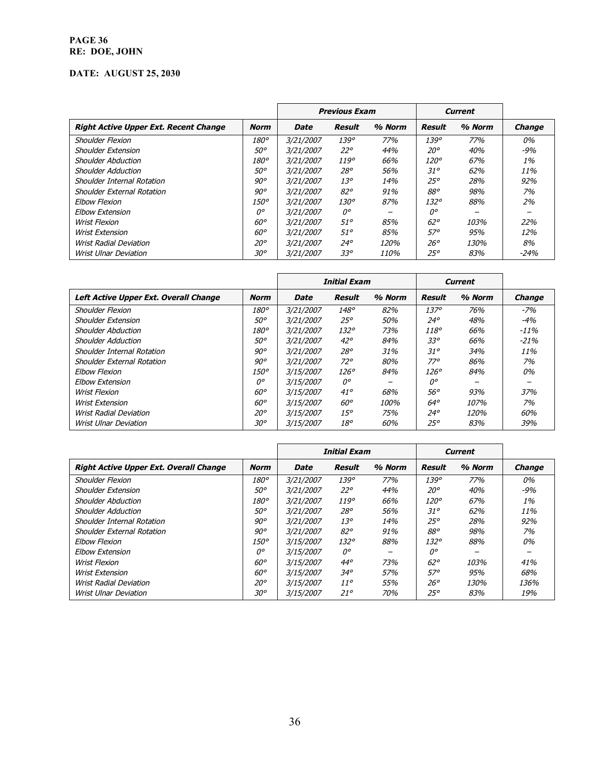| | | Previous Exam | | | Current | | |
|---|---|---|---|---|---|---|---|
| ***Right Active Upper Ext. Recent Change*** | ***Norm*** | ***Date*** | ***Result*** | ***% Norm*** | ***Result*** | ***% Norm*** | ***Change*** |
| *Shoulder Flexion* | *180°* | *3/21/2007* | *139°* | *77%* | *139°* | *77%* | *0%* |
| *Shoulder Extension* | *50°* | *3/21/2007* | *22°* | *44%* | *20°* | *40%* | *-9%* |
| *Shoulder Abduction* | *180°* | *3/21/2007* | *119°* | *66%* | *120°* | *67%* | *1%* |
| *Shoulder Adduction* | *50°* | *3/21/2007* | *28°* | *56%* | *31°* | *62%* | *11%* |
| *Shoulder Internal Rotation* | *90°* | *3/21/2007* | *13°* | *14%* | *25°* | *28%* | *92%* |
| *Shoulder External Rotation* | *90°* | *3/21/2007* | *82°* | *91%* | *88°* | *98%* | *7%* |
| *Elbow Flexion* | *150°* | *3/21/2007* | *130°* | *87%* | *132°* | *88%* | *2%* |
| *Elbow Extension* | *0°* | *3/21/2007* | *0°* | *–* | *0°* | *–* | *–* |
| *Wrist Flexion* | *60°* | *3/21/2007* | *51°* | *85%* | *62°* | *103%* | *22%* |
| *Wrist Extension* | *60°* | *3/21/2007* | *51°* | *85%* | *57°* | *95%* | *12%* |
| *Wrist Radial Deviation* | *20°* | *3/21/2007* | *24°* | *120%* | *26°* | *130%* | *8%* |
| *Wrist Ulnar Deviation* | *30°* | *3/21/2007* | *33°* | *110%* | *25°* | *83%* | *-24%* |

| | | Initial Exam | | | Current | | |
|---|---|---|---|---|---|---|---|
| ***Left Active Upper Ext. Overall Change*** | ***Norm*** | ***Date*** | ***Result*** | ***% Norm*** | ***Result*** | ***% Norm*** | ***Change*** |
| *Shoulder Flexion* | *180°* | *3/21/2007* | *148°* | *82%* | *137°* | *76%* | *-7%* |
| *Shoulder Extension* | *50°* | *3/21/2007* | *25°* | *50%* | *24°* | *48%* | *-4%* |
| *Shoulder Abduction* | *180°* | *3/21/2007* | *132°* | *73%* | *118°* | *66%* | *-11%* |
| *Shoulder Adduction* | *50°* | *3/21/2007* | *42°* | *84%* | *33°* | *66%* | *-21%* |
| *Shoulder Internal Rotation* | *90°* | *3/21/2007* | *28°* | *31%* | *31°* | *34%* | *11%* |
| *Shoulder External Rotation* | *90°* | *3/21/2007* | *72°* | *80%* | *77°* | *86%* | *7%* |
| *Elbow Flexion* | *150°* | *3/15/2007* | *126°* | *84%* | *126°* | *84%* | *0%* |
| *Elbow Extension* | *0°* | *3/15/2007* | *0°* | *–* | *0°* | *–* | *–* |
| *Wrist Flexion* | *60°* | *3/15/2007* | *41°* | *68%* | *56°* | *93%* | *37%* |
| *Wrist Extension* | *60°* | *3/15/2007* | *60°* | *100%* | *64°* | *107%* | *7%* |
| *Wrist Radial Deviation* | *20°* | *3/15/2007* | *15°* | *75%* | *24°* | *120%* | *60%* |
| *Wrist Ulnar Deviation* | *30°* | *3/15/2007* | *18°* | *60%* | *25°* | *83%* | *39%* |

| | | Initial Exam | | | Current | | |
|---|---|---|---|---|---|---|---|
| ***Right Active Upper Ext. Overall Change*** | ***Norm*** | ***Date*** | ***Result*** | ***% Norm*** | ***Result*** | ***% Norm*** | ***Change*** |
| *Shoulder Flexion* | *180°* | *3/21/2007* | *139°* | *77%* | *139°* | *77%* | *0%* |
| *Shoulder Extension* | *50°* | *3/21/2007* | *22°* | *44%* | *20°* | *40%* | *-9%* |
| *Shoulder Abduction* | *180°* | *3/21/2007* | *119°* | *66%* | *120°* | *67%* | *1%* |
| *Shoulder Adduction* | *50°* | *3/21/2007* | *28°* | *56%* | *31°* | *62%* | *11%* |
| *Shoulder Internal Rotation* | *90°* | *3/21/2007* | *13°* | *14%* | *25°* | *28%* | *92%* |
| *Shoulder External Rotation* | *90°* | *3/21/2007* | *82°* | *91%* | *88°* | *98%* | *7%* |
| *Elbow Flexion* | *150°* | *3/15/2007* | *132°* | *88%* | *132°* | *88%* | *0%* |
| *Elbow Extension* | *0°* | *3/15/2007* | *0°* | *–* | *0°* | *–* | *–* |
| *Wrist Flexion* | *60°* | *3/15/2007* | *44°* | *73%* | *62°* | *103%* | *41%* |
| *Wrist Extension* | *60°* | *3/15/2007* | *34°* | *57%* | *57°* | *95%* | *68%* |
| *Wrist Radial Deviation* | *20°* | *3/15/2007* | *11°* | *55%* | *26°* | *130%* | *136%* |
| *Wrist Ulnar Deviation* | *30°* | *3/15/2007* | *21°* | *70%* | *25°* | *83%* | *19%* |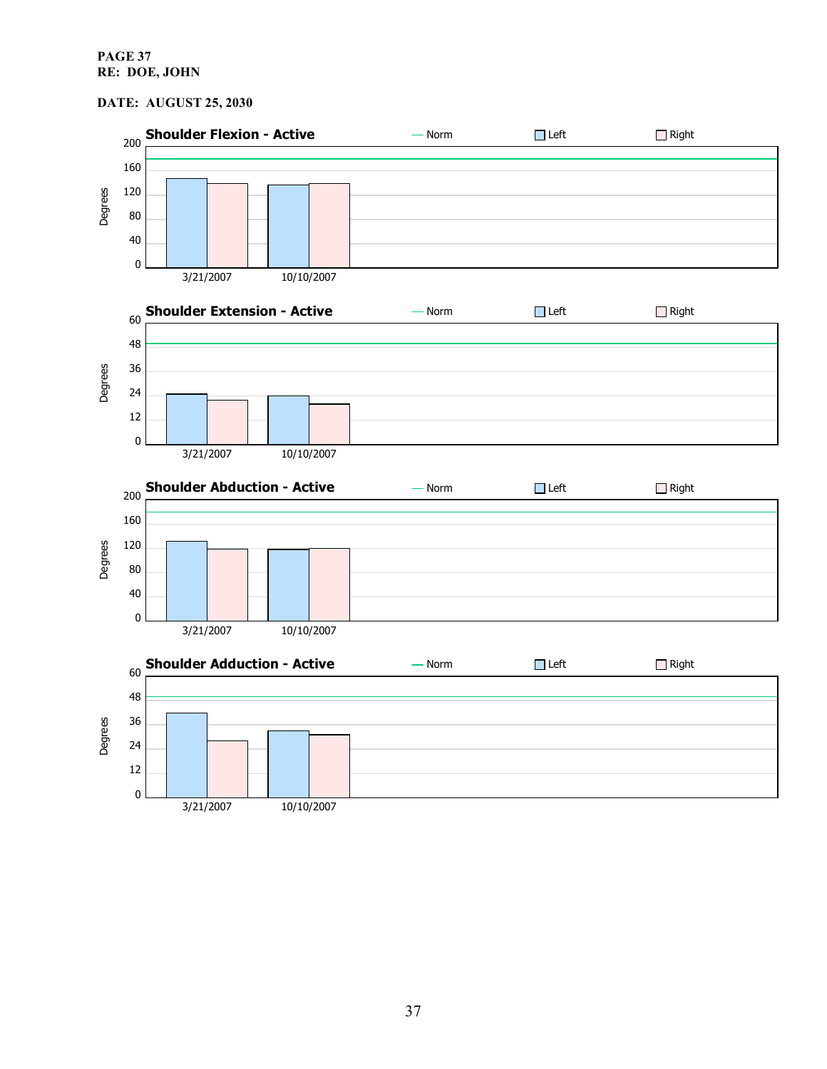**RE: DOE, JOHN**

**DATE: AUGUST 25, 2030**

**Shoulder Flexion - Active**

Norm Left Right

Degrees

200
160
120
80
40
0

3/21/2007 10/10/2007

**Shoulder Extension - Active**

Norm Left Right

Degrees

60
48
36
24
12
0

3/21/2007 10/10/2007

**Shoulder Abduction - Active**

Norm Left Right

Degrees

200
160
120
80
40
0

3/21/2007 10/10/2007

**Shoulder Adduction - Active**

Norm Left Right

Degrees

60
48
36
24
12
0

3/21/2007 10/10/2007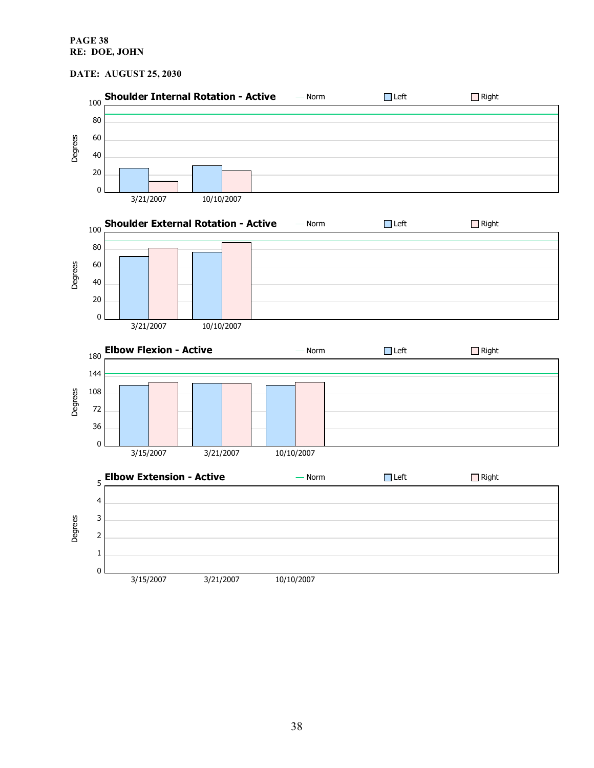**PAGE 38**
**RE: DOE, JOHN**

**DATE: AUGUST 25, 2030**

**Shoulder Internal Rotation - Active**

— Norm ☐ Left ☐ Right

Degrees: 0, 20, 40, 60, 80, 100

3/21/2007 10/10/2007

**Shoulder External Rotation - Active**

— Norm ☐ Left ☐ Right

Degrees: 0, 20, 40, 60, 80, 100

3/21/2007 10/10/2007

**Elbow Flexion - Active**

— Norm ☐ Left ☐ Right

Degrees: 0, 36, 72, 108, 144, 180

3/15/2007 3/21/2007 10/10/2007

**Elbow Extension - Active**

— Norm ☐ Left ☐ Right

Degrees: 0, 1, 2, 3, 4, 5

3/15/2007 3/21/2007 10/10/2007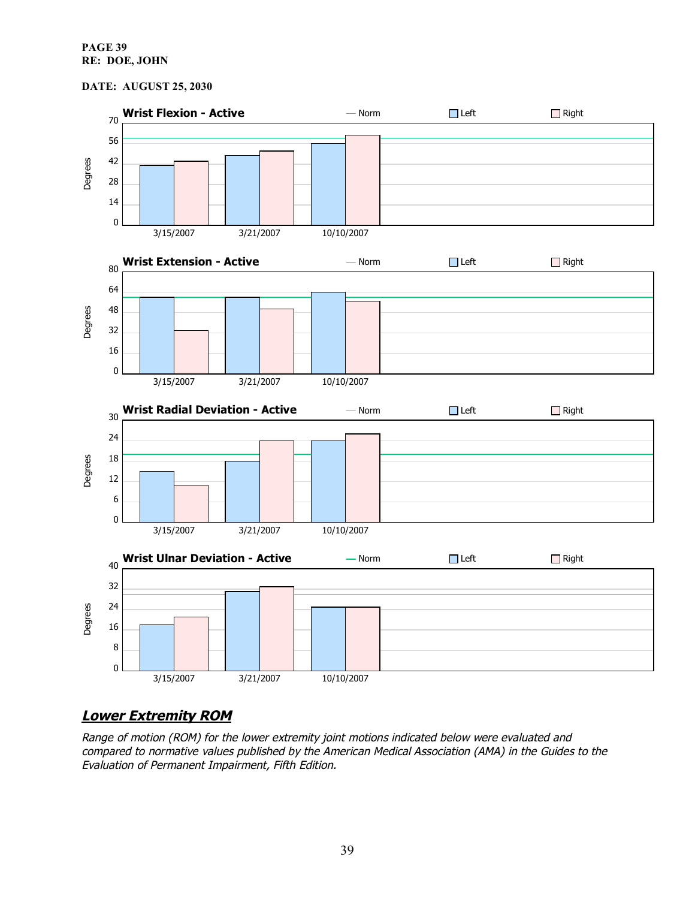**PAGE 39**
**RE: DOE, JOHN**

**DATE: AUGUST 25, 2030**

**Wrist Flexion - Active**

Norm
Left
Right

Degrees

70
56
42
28
14
0

3/15/2007
3/21/2007
10/10/2007

**Wrist Extension - Active**

Norm
Left
Right

Degrees

80
64
48
32
16
0

3/15/2007
3/21/2007
10/10/2007

**Wrist Radial Deviation - Active**

Norm
Left
Right

Degrees

30
24
18
12
6
0

3/15/2007
3/21/2007
10/10/2007

**Wrist Ulnar Deviation - Active**

Norm
Left
Right

Degrees

40
32
24
16
8
0

3/15/2007
3/21/2007
10/10/2007

## ***Lower Extremity ROM***

*Range of motion (ROM) for the lower extremity joint motions indicated below were evaluated and compared to normative values published by the American Medical Association (AMA) in the Guides to the Evaluation of Permanent Impairment, Fifth Edition.*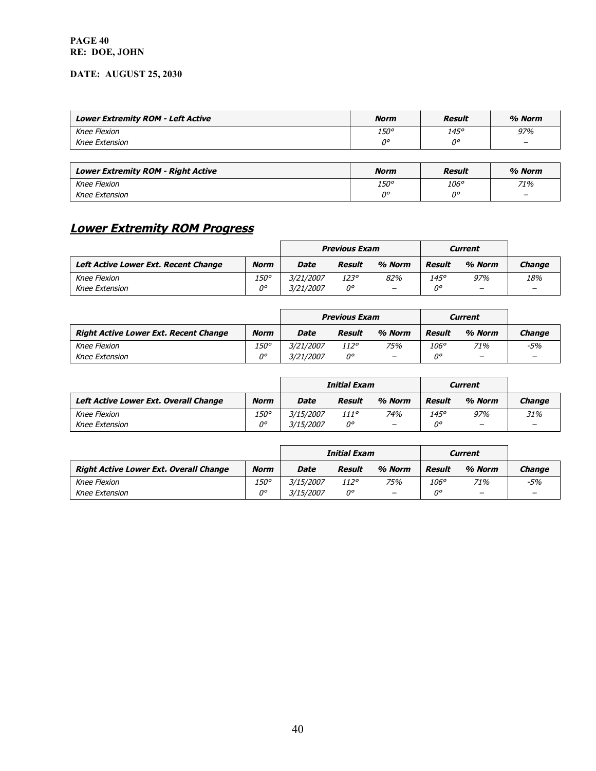**PAGE 40**
**RE: DOE, JOHN**

**DATE: AUGUST 25, 2030**

| ***Lower Extremity ROM - Left Active*** | ***Norm*** | ***Result*** | ***% Norm*** |
|---|---|---|---|
| *Knee Flexion* | *150°* | *145°* | *97%* |
| *Knee Extension* | *0°* | *0°* | *–* |

| ***Lower Extremity ROM - Right Active*** | ***Norm*** | ***Result*** | ***% Norm*** |
|---|---|---|---|
| *Knee Flexion* | *150°* | *106°* | *71%* |
| *Knee Extension* | *0°* | *0°* | *–* |

## ***Lower Extremity ROM Progress***

| | | ***Previous Exam*** | | | ***Current*** | | |
|---|---|---|---|---|---|---|---|
| ***Left Active Lower Ext. Recent Change*** | ***Norm*** | ***Date*** | ***Result*** | ***% Norm*** | ***Result*** | ***% Norm*** | ***Change*** |
| *Knee Flexion* | *150°* | *3/21/2007* | *123°* | *82%* | *145°* | *97%* | *18%* |
| *Knee Extension* | *0°* | *3/21/2007* | *0°* | *–* | *0°* | *–* | *–* |

| | | ***Previous Exam*** | | | ***Current*** | | |
|---|---|---|---|---|---|---|---|
| ***Right Active Lower Ext. Recent Change*** | ***Norm*** | ***Date*** | ***Result*** | ***% Norm*** | ***Result*** | ***% Norm*** | ***Change*** |
| *Knee Flexion* | *150°* | *3/21/2007* | *112°* | *75%* | *106°* | *71%* | *-5%* |
| *Knee Extension* | *0°* | *3/21/2007* | *0°* | *–* | *0°* | *–* | *–* |

| | | ***Initial Exam*** | | | ***Current*** | | |
|---|---|---|---|---|---|---|---|
| ***Left Active Lower Ext. Overall Change*** | ***Norm*** | ***Date*** | ***Result*** | ***% Norm*** | ***Result*** | ***% Norm*** | ***Change*** |
| *Knee Flexion* | *150°* | *3/15/2007* | *111°* | *74%* | *145°* | *97%* | *31%* |
| *Knee Extension* | *0°* | *3/15/2007* | *0°* | *–* | *0°* | *–* | *–* |

| | | ***Initial Exam*** | | | ***Current*** | | |
|---|---|---|---|---|---|---|---|
| ***Right Active Lower Ext. Overall Change*** | ***Norm*** | ***Date*** | ***Result*** | ***% Norm*** | ***Result*** | ***% Norm*** | ***Change*** |
| *Knee Flexion* | *150°* | *3/15/2007* | *112°* | *75%* | *106°* | *71%* | *-5%* |
| *Knee Extension* | *0°* | *3/15/2007* | *0°* | *–* | *0°* | *–* | *–* |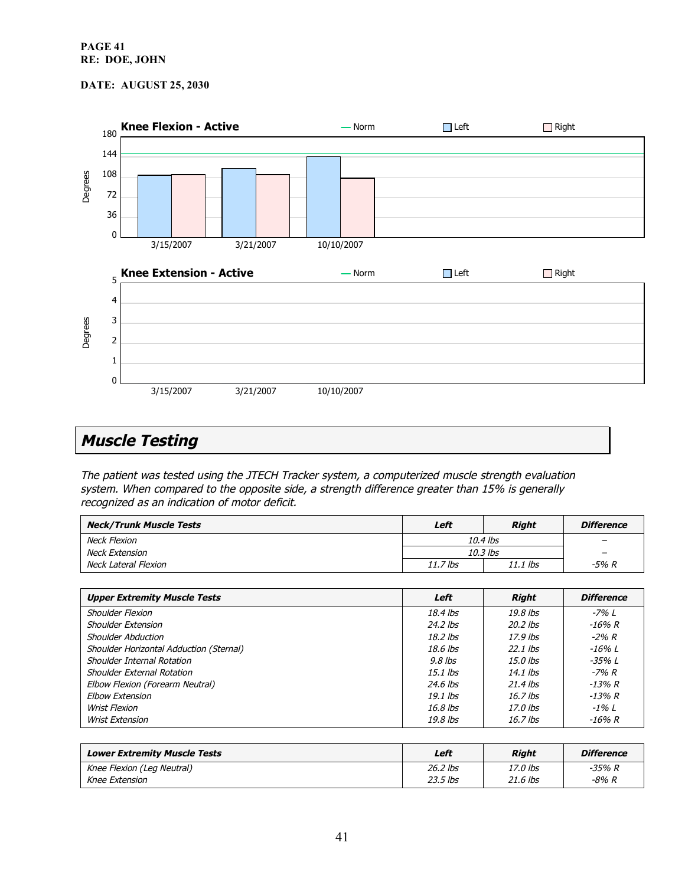**PAGE 41**
**RE: DOE, JOHN**

**DATE: AUGUST 25, 2030**

Knee Flexion - Active

— Norm ☐ Left ☐ Right

Degrees

180
144
108
72
36
0

3/15/2007 3/21/2007 10/10/2007

Knee Extension - Active

— Norm ☐ Left ☐ Right

Degrees

5
4
3
2
1
0

3/15/2007 3/21/2007 10/10/2007

## *Muscle Testing*

*The patient was tested using the JTECH Tracker system, a computerized muscle strength evaluation system. When compared to the opposite side, a strength difference greater than 15% is generally recognized as an indication of motor deficit.*

| ***Neck/Trunk Muscle Tests*** | ***Left*** | ***Right*** | ***Difference*** |
|---|---|---|---|
| *Neck Flexion* | *10.4 lbs* | | *–* |
| *Neck Extension* | *10.3 lbs* | | *–* |
| *Neck Lateral Flexion* | *11.7 lbs* | *11.1 lbs* | *-5% R* |

| ***Upper Extremity Muscle Tests*** | ***Left*** | ***Right*** | ***Difference*** |
|---|---|---|---|
| *Shoulder Flexion* | *18.4 lbs* | *19.8 lbs* | *-7% L* |
| *Shoulder Extension* | *24.2 lbs* | *20.2 lbs* | *-16% R* |
| *Shoulder Abduction* | *18.2 lbs* | *17.9 lbs* | *-2% R* |
| *Shoulder Horizontal Adduction (Sternal)* | *18.6 lbs* | *22.1 lbs* | *-16% L* |
| *Shoulder Internal Rotation* | *9.8 lbs* | *15.0 lbs* | *-35% L* |
| *Shoulder External Rotation* | *15.1 lbs* | *14.1 lbs* | *-7% R* |
| *Elbow Flexion (Forearm Neutral)* | *24.6 lbs* | *21.4 lbs* | *-13% R* |
| *Elbow Extension* | *19.1 lbs* | *16.7 lbs* | *-13% R* |
| *Wrist Flexion* | *16.8 lbs* | *17.0 lbs* | *-1% L* |
| *Wrist Extension* | *19.8 lbs* | *16.7 lbs* | *-16% R* |

| ***Lower Extremity Muscle Tests*** | ***Left*** | ***Right*** | ***Difference*** |
|---|---|---|---|
| *Knee Flexion (Leg Neutral)* | *26.2 lbs* | *17.0 lbs* | *-35% R* |
| *Knee Extension* | *23.5 lbs* | *21.6 lbs* | *-8% R* |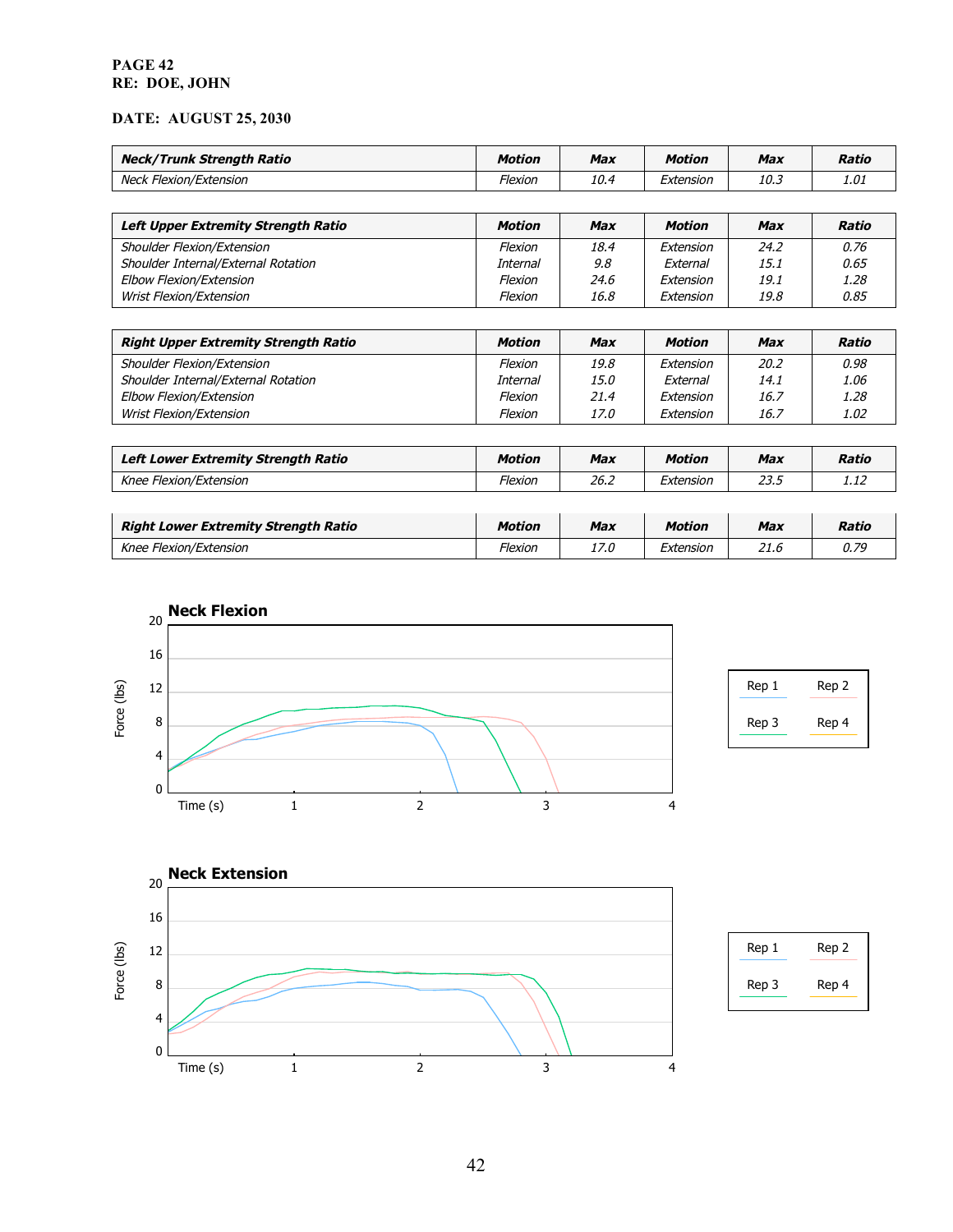**PAGE 42**
**RE: DOE, JOHN**

**DATE: AUGUST 25, 2030**

| Neck/Trunk Strength Ratio | Motion | Max | Motion | Max | Ratio |
|---|---|---|---|---|---|
| Neck Flexion/Extension | Flexion | 10.4 | Extension | 10.3 | 1.01 |

| Left Upper Extremity Strength Ratio | Motion | Max | Motion | Max | Ratio |
|---|---|---|---|---|---|
| Shoulder Flexion/Extension | Flexion | 18.4 | Extension | 24.2 | 0.76 |
| Shoulder Internal/External Rotation | Internal | 9.8 | External | 15.1 | 0.65 |
| Elbow Flexion/Extension | Flexion | 24.6 | Extension | 19.1 | 1.28 |
| Wrist Flexion/Extension | Flexion | 16.8 | Extension | 19.8 | 0.85 |

| Right Upper Extremity Strength Ratio | Motion | Max | Motion | Max | Ratio |
|---|---|---|---|---|---|
| Shoulder Flexion/Extension | Flexion | 19.8 | Extension | 20.2 | 0.98 |
| Shoulder Internal/External Rotation | Internal | 15.0 | External | 14.1 | 1.06 |
| Elbow Flexion/Extension | Flexion | 21.4 | Extension | 16.7 | 1.28 |
| Wrist Flexion/Extension | Flexion | 17.0 | Extension | 16.7 | 1.02 |

| Left Lower Extremity Strength Ratio | Motion | Max | Motion | Max | Ratio |
|---|---|---|---|---|---|
| Knee Flexion/Extension | Flexion | 26.2 | Extension | 23.5 | 1.12 |

| Right Lower Extremity Strength Ratio | Motion | Max | Motion | Max | Ratio |
|---|---|---|---|---|---|
| Knee Flexion/Extension | Flexion | 17.0 | Extension | 21.6 | 0.79 |

**Neck Flexion**

Force (lbs)
20
16
12
8
4
0
Time (s)
1
2
3
4

Rep 1
Rep 2
Rep 3
Rep 4

**Neck Extension**

Force (lbs)
20
16
12
8
4
0
Time (s)
1
2
3
4

Rep 1
Rep 2
Rep 3
Rep 4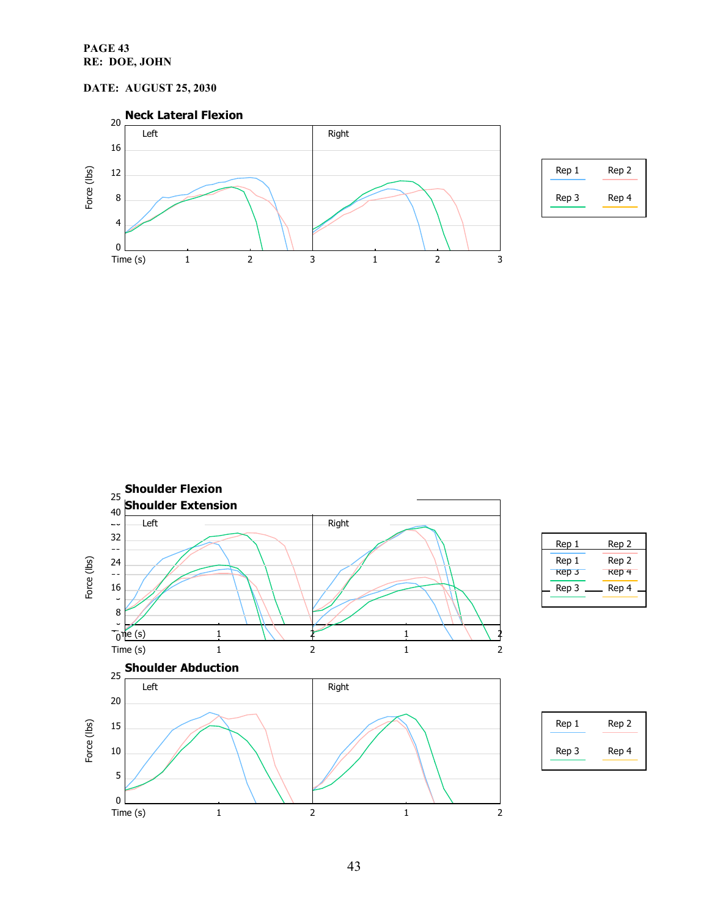PAGE 43
RE: DOE, JOHN

DATE: AUGUST 25, 2030

**Neck Lateral Flexion**

Force (lbs)
20
16
12
8
4
0
Left
Right
Time (s)
1
2
3
1
2
3

Rep 1
Rep 2
Rep 3
Rep 4

**Shoulder Flexion**

**Shoulder Extension**

Force (lbs)
25
40
32
24
16
8
0
Left
Right
Time (s)
1
2
1
2
Time (s)
1
2
1
2

Rep 1
Rep 2
Rep 1
Rep 2
Rep 3
Rep 4
Rep 3
Rep 4

**Shoulder Abduction**

Force (lbs)
25
20
15
10
5
0
Left
Right
Time (s)
1
2
1
2

Rep 1
Rep 2
Rep 3
Rep 4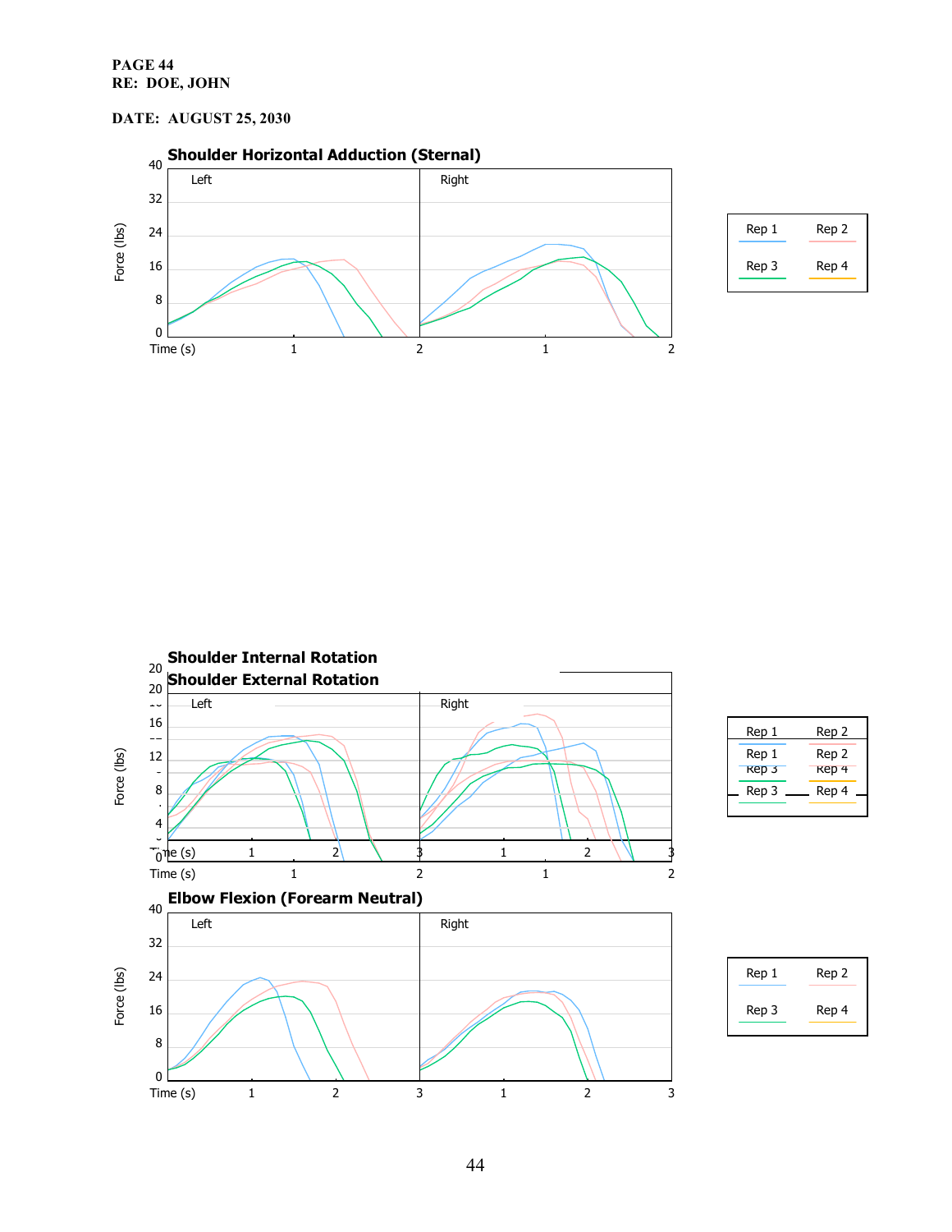PAGE 44
RE: DOE, JOHN

DATE: AUGUST 25, 2030

**Shoulder Horizontal Adduction (Sternal)**

40
32
24
16
8
0
Force (lbs)
Left
Right
Time (s)
1
2
1
2

Rep 1
Rep 2
Rep 3
Rep 4

**Shoulder Internal Rotation**

**Shoulder External Rotation**

20
20
16
12
8
4
0
Force (lbs)
Left
Right
Time (s)
1
2
3
1
2
3
Time (s)
1
2
1
2

Rep 1
Rep 2
Rep 1
Rep 2
Rep 3
Rep 4
Rep 3
Rep 4

**Elbow Flexion (Forearm Neutral)**

40
32
24
16
8
0
Force (lbs)
Left
Right
Time (s)
1
2
3
1
2
3

Rep 1
Rep 2
Rep 3
Rep 4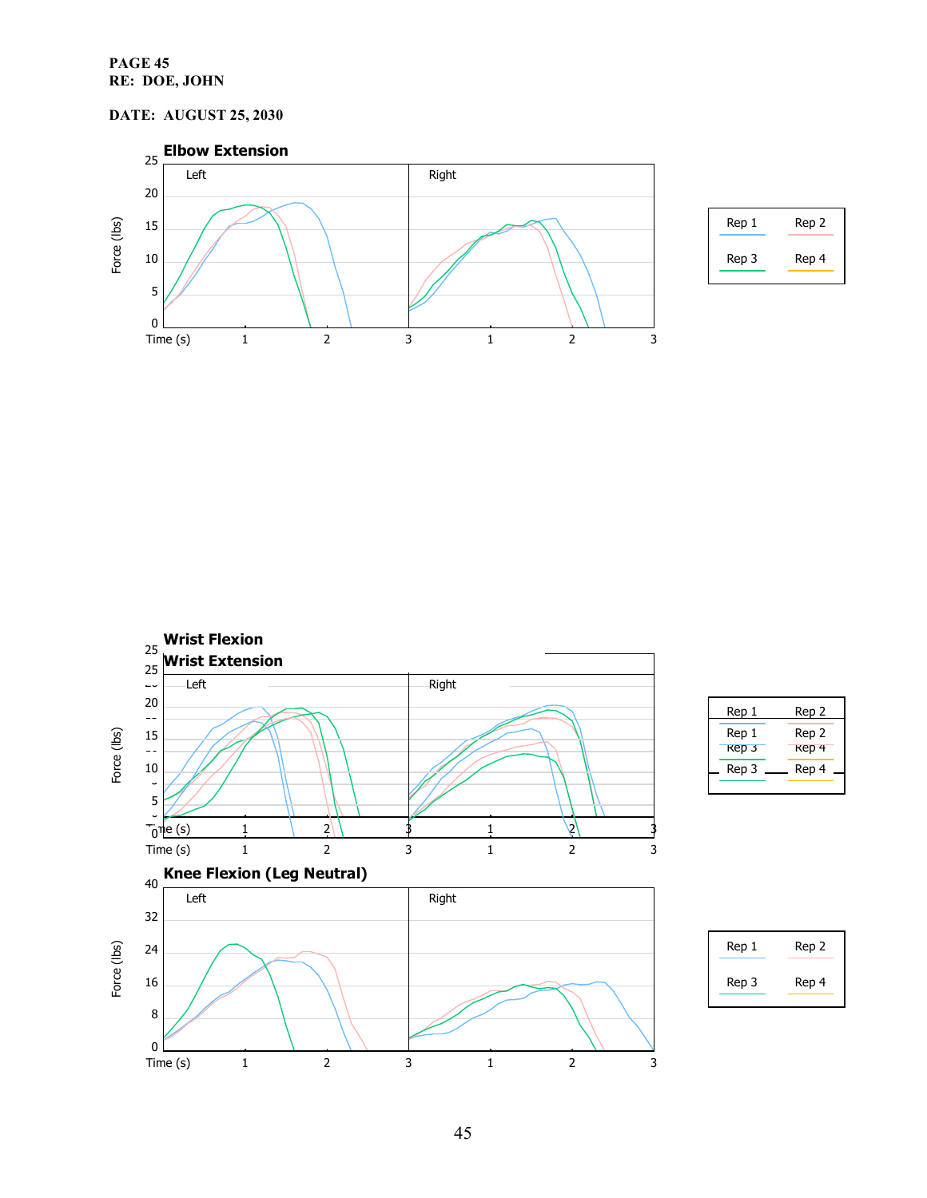PAGE 45
RE: DOE, JOHN

DATE: AUGUST 25, 2030

**Elbow Extension**

Force (lbs)
25
20
15
10
5
0
Time (s) 1 2 3 1 2 3

Left
Right

Rep 1 Rep 2
Rep 3 Rep 4

**Wrist Flexion**

**Wrist Extension**

Force (lbs)
25
25
20
15
10
5
0
Time (s) 1 2 3 1 2 3

Left
Right

Rep 1 Rep 2
Rep 1 Rep 2
Rep 3 Rep 4
Rep 3 Rep 4

**Knee Flexion (Leg Neutral)**

Force (lbs)
40
32
24
16
8
0
Time (s) 1 2 3 1 2 3

Left
Right

Rep 1 Rep 2
Rep 3 Rep 4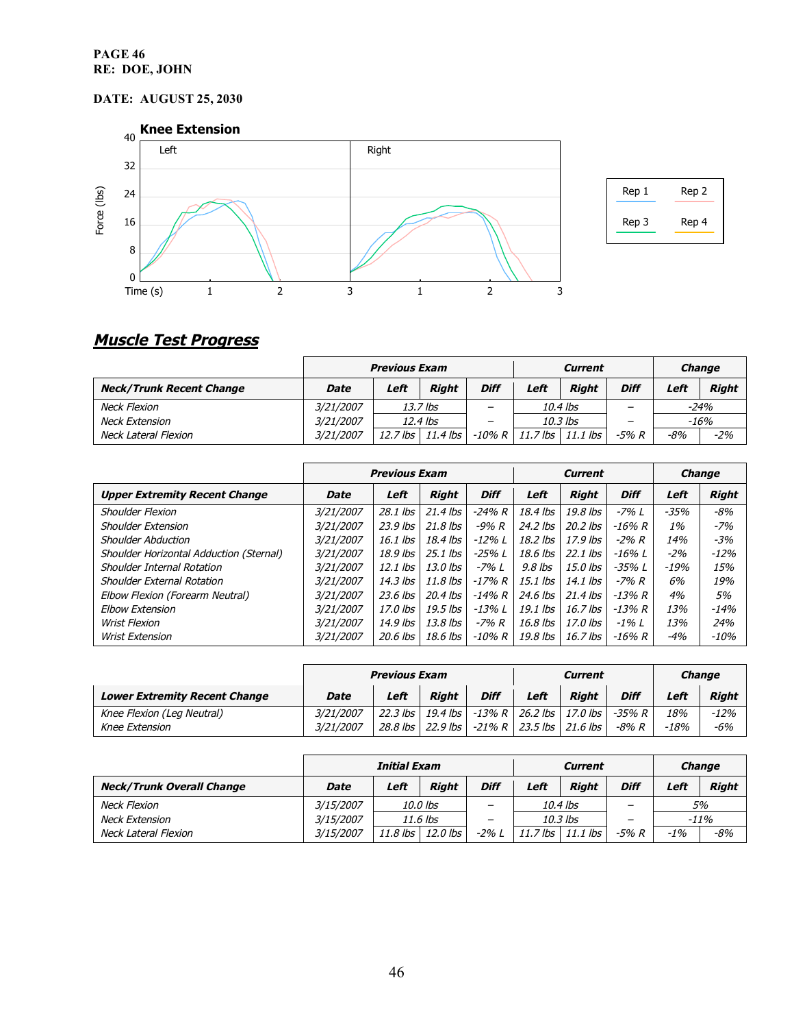PAGE 46
RE: DOE, JOHN

DATE: AUGUST 25, 2030

**Knee Extension**

40
32
24
16
8
0
Force (lbs)
Time (s)
Left
Right
1
2
3
1
2
3

Rep 1
Rep 2
Rep 3
Rep 4

## Muscle Test Progress

| | Previous Exam | | | | Current | | | Change | |
|---|---|---|---|---|---|---|---|---|---|
| ***Neck/Trunk Recent Change*** | ***Date*** | ***Left*** | ***Right*** | ***Diff*** | ***Left*** | ***Right*** | ***Diff*** | ***Left*** | ***Right*** |
| *Neck Flexion* | *3/21/2007* | *13.7 lbs* | | *–* | *10.4 lbs* | | *–* | *-24%* | |
| *Neck Extension* | *3/21/2007* | *12.4 lbs* | | *–* | *10.3 lbs* | | *–* | *-16%* | |
| *Neck Lateral Flexion* | *3/21/2007* | *12.7 lbs* | *11.4 lbs* | *-10% R* | *11.7 lbs* | *11.1 lbs* | *-5% R* | *-8%* | *-2%* |

| | Previous Exam | | | | Current | | | Change | |
|---|---|---|---|---|---|---|---|---|---|
| ***Upper Extremity Recent Change*** | ***Date*** | ***Left*** | ***Right*** | ***Diff*** | ***Left*** | ***Right*** | ***Diff*** | ***Left*** | ***Right*** |
| *Shoulder Flexion* | *3/21/2007* | *28.1 lbs* | *21.4 lbs* | *-24% R* | *18.4 lbs* | *19.8 lbs* | *-7% L* | *-35%* | *-8%* |
| *Shoulder Extension* | *3/21/2007* | *23.9 lbs* | *21.8 lbs* | *-9% R* | *24.2 lbs* | *20.2 lbs* | *-16% R* | *1%* | *-7%* |
| *Shoulder Abduction* | *3/21/2007* | *16.1 lbs* | *18.4 lbs* | *-12% L* | *18.2 lbs* | *17.9 lbs* | *-2% R* | *14%* | *-3%* |
| *Shoulder Horizontal Adduction (Sternal)* | *3/21/2007* | *18.9 lbs* | *25.1 lbs* | *-25% L* | *18.6 lbs* | *22.1 lbs* | *-16% L* | *-2%* | *-12%* |
| *Shoulder Internal Rotation* | *3/21/2007* | *12.1 lbs* | *13.0 lbs* | *-7% L* | *9.8 lbs* | *15.0 lbs* | *-35% L* | *-19%* | *15%* |
| *Shoulder External Rotation* | *3/21/2007* | *14.3 lbs* | *11.8 lbs* | *-17% R* | *15.1 lbs* | *14.1 lbs* | *-7% R* | *6%* | *19%* |
| *Elbow Flexion (Forearm Neutral)* | *3/21/2007* | *23.6 lbs* | *20.4 lbs* | *-14% R* | *24.6 lbs* | *21.4 lbs* | *-13% R* | *4%* | *5%* |
| *Elbow Extension* | *3/21/2007* | *17.0 lbs* | *19.5 lbs* | *-13% L* | *19.1 lbs* | *16.7 lbs* | *-13% R* | *13%* | *-14%* |
| *Wrist Flexion* | *3/21/2007* | *14.9 lbs* | *13.8 lbs* | *-7% R* | *16.8 lbs* | *17.0 lbs* | *-1% L* | *13%* | *24%* |
| *Wrist Extension* | *3/21/2007* | *20.6 lbs* | *18.6 lbs* | *-10% R* | *19.8 lbs* | *16.7 lbs* | *-16% R* | *-4%* | *-10%* |

| | Previous Exam | | | | Current | | | Change | |
|---|---|---|---|---|---|---|---|---|---|
| ***Lower Extremity Recent Change*** | ***Date*** | ***Left*** | ***Right*** | ***Diff*** | ***Left*** | ***Right*** | ***Diff*** | ***Left*** | ***Right*** |
| *Knee Flexion (Leg Neutral)* | *3/21/2007* | *22.3 lbs* | *19.4 lbs* | *-13% R* | *26.2 lbs* | *17.0 lbs* | *-35% R* | *18%* | *-12%* |
| *Knee Extension* | *3/21/2007* | *28.8 lbs* | *22.9 lbs* | *-21% R* | *23.5 lbs* | *21.6 lbs* | *-8% R* | *-18%* | *-6%* |

| | Initial Exam | | | | Current | | | Change | |
|---|---|---|---|---|---|---|---|---|---|
| ***Neck/Trunk Overall Change*** | ***Date*** | ***Left*** | ***Right*** | ***Diff*** | ***Left*** | ***Right*** | ***Diff*** | ***Left*** | ***Right*** |
| *Neck Flexion* | *3/15/2007* | *10.0 lbs* | | *–* | *10.4 lbs* | | *–* | *5%* | |
| *Neck Extension* | *3/15/2007* | *11.6 lbs* | | *–* | *10.3 lbs* | | *–* | *-11%* | |
| *Neck Lateral Flexion* | *3/15/2007* | *11.8 lbs* | *12.0 lbs* | *-2% L* | *11.7 lbs* | *11.1 lbs* | *-5% R* | *-1%* | *-8%* |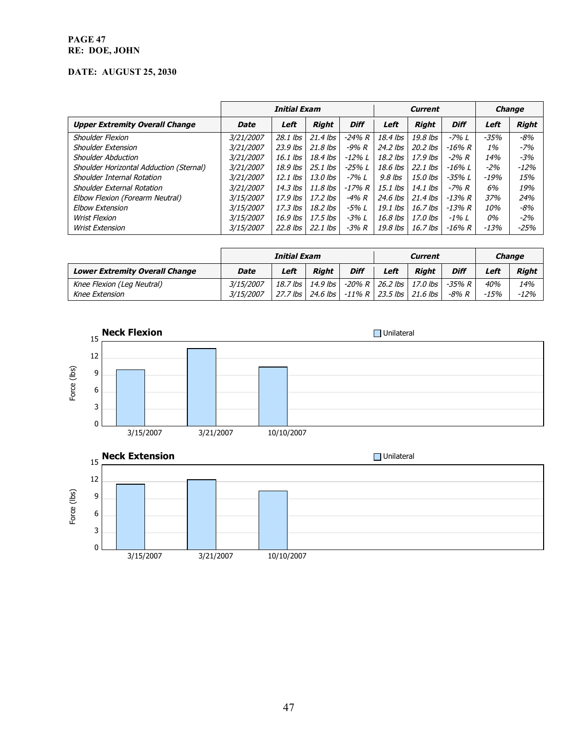**PAGE 47**
**RE: DOE, JOHN**

**DATE: AUGUST 25, 2030**

| | Initial Exam | | | | Current | | | Change | |
|---|---|---|---|---|---|---|---|---|---|
| ***Upper Extremity Overall Change*** | ***Date*** | ***Left*** | ***Right*** | ***Diff*** | ***Left*** | ***Right*** | ***Diff*** | ***Left*** | ***Right*** |
| *Shoulder Flexion* | *3/21/2007* | *28.1 lbs* | *21.4 lbs* | *-24% R* | *18.4 lbs* | *19.8 lbs* | *-7% L* | *-35%* | *-8%* |
| *Shoulder Extension* | *3/21/2007* | *23.9 lbs* | *21.8 lbs* | *-9% R* | *24.2 lbs* | *20.2 lbs* | *-16% R* | *1%* | *-7%* |
| *Shoulder Abduction* | *3/21/2007* | *16.1 lbs* | *18.4 lbs* | *-12% L* | *18.2 lbs* | *17.9 lbs* | *-2% R* | *14%* | *-3%* |
| *Shoulder Horizontal Adduction (Sternal)* | *3/21/2007* | *18.9 lbs* | *25.1 lbs* | *-25% L* | *18.6 lbs* | *22.1 lbs* | *-16% L* | *-2%* | *-12%* |
| *Shoulder Internal Rotation* | *3/21/2007* | *12.1 lbs* | *13.0 lbs* | *-7% L* | *9.8 lbs* | *15.0 lbs* | *-35% L* | *-19%* | *15%* |
| *Shoulder External Rotation* | *3/21/2007* | *14.3 lbs* | *11.8 lbs* | *-17% R* | *15.1 lbs* | *14.1 lbs* | *-7% R* | *6%* | *19%* |
| *Elbow Flexion (Forearm Neutral)* | *3/15/2007* | *17.9 lbs* | *17.2 lbs* | *-4% R* | *24.6 lbs* | *21.4 lbs* | *-13% R* | *37%* | *24%* |
| *Elbow Extension* | *3/15/2007* | *17.3 lbs* | *18.2 lbs* | *-5% L* | *19.1 lbs* | *16.7 lbs* | *-13% R* | *10%* | *-8%* |
| *Wrist Flexion* | *3/15/2007* | *16.9 lbs* | *17.5 lbs* | *-3% L* | *16.8 lbs* | *17.0 lbs* | *-1% L* | *0%* | *-2%* |
| *Wrist Extension* | *3/15/2007* | *22.8 lbs* | *22.1 lbs* | *-3% R* | *19.8 lbs* | *16.7 lbs* | *-16% R* | *-13%* | *-25%* |

| | Initial Exam | | | | Current | | | Change | |
|---|---|---|---|---|---|---|---|---|---|
| ***Lower Extremity Overall Change*** | ***Date*** | ***Left*** | ***Right*** | ***Diff*** | ***Left*** | ***Right*** | ***Diff*** | ***Left*** | ***Right*** |
| *Knee Flexion (Leg Neutral)* | *3/15/2007* | *18.7 lbs* | *14.9 lbs* | *-20% R* | *26.2 lbs* | *17.0 lbs* | *-35% R* | *40%* | *14%* |
| *Knee Extension* | *3/15/2007* | *27.7 lbs* | *24.6 lbs* | *-11% R* | *23.5 lbs* | *21.6 lbs* | *-8% R* | *-15%* | *-12%* |

**Neck Flexion**

Unilateral

Force (lbs)

3/15/2007 | 3/21/2007 | 10/10/2007

**Neck Extension**

Unilateral

Force (lbs)

3/15/2007 | 3/21/2007 | 10/10/2007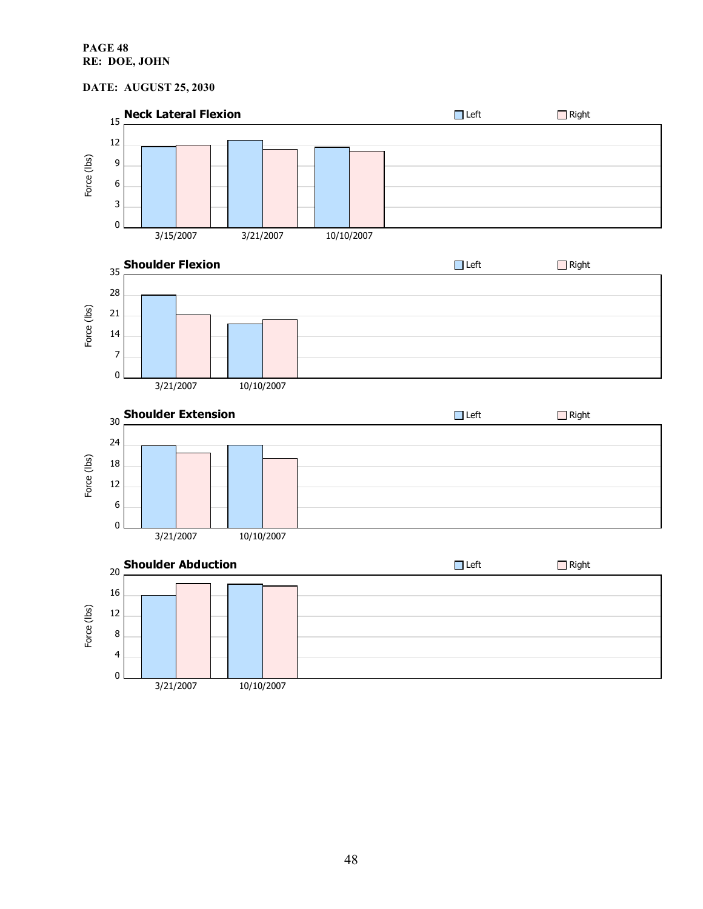**DATE: AUGUST 25, 2030**

**Neck Lateral Flexion**

Left Right

Force (lbs)

15
12
9
6
3
0

3/15/2007 3/21/2007 10/10/2007

**Shoulder Flexion**

Left Right

Force (lbs)

35
28
21
14
7
0

3/21/2007 10/10/2007

**Shoulder Extension**

Left Right

Force (lbs)

30
24
18
12
6
0

3/21/2007 10/10/2007

**Shoulder Abduction**

Left Right

Force (lbs)

20
16
12
8
4
0

3/21/2007 10/10/2007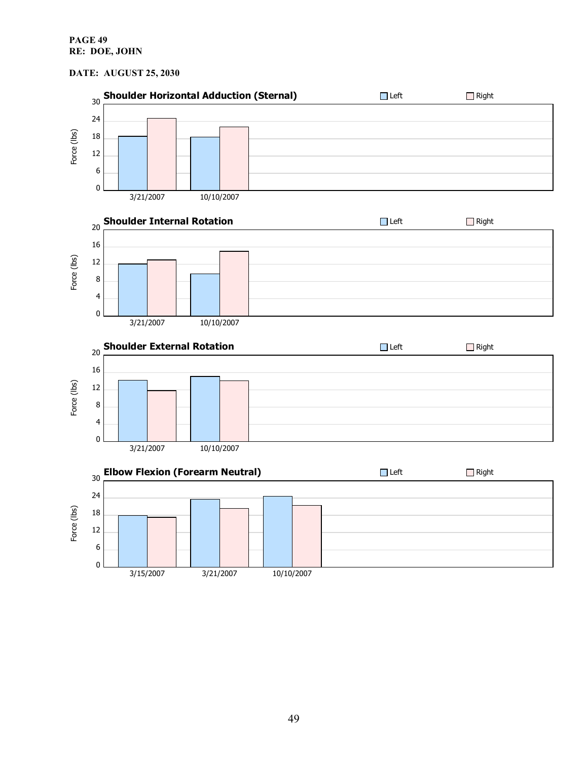**PAGE 49**
**RE: DOE, JOHN**

**DATE: AUGUST 25, 2030**

**Shoulder Horizontal Adduction (Sternal)**

Left
Right

Force (lbs)

30
24
18
12
6
0

3/21/2007
10/10/2007

**Shoulder Internal Rotation**

Left
Right

Force (lbs)

20
16
12
8
4
0

3/21/2007
10/10/2007

**Shoulder External Rotation**

Left
Right

Force (lbs)

20
16
12
8
4
0

3/21/2007
10/10/2007

**Elbow Flexion (Forearm Neutral)**

Left
Right

Force (lbs)

30
24
18
12
6
0

3/15/2007
3/21/2007
10/10/2007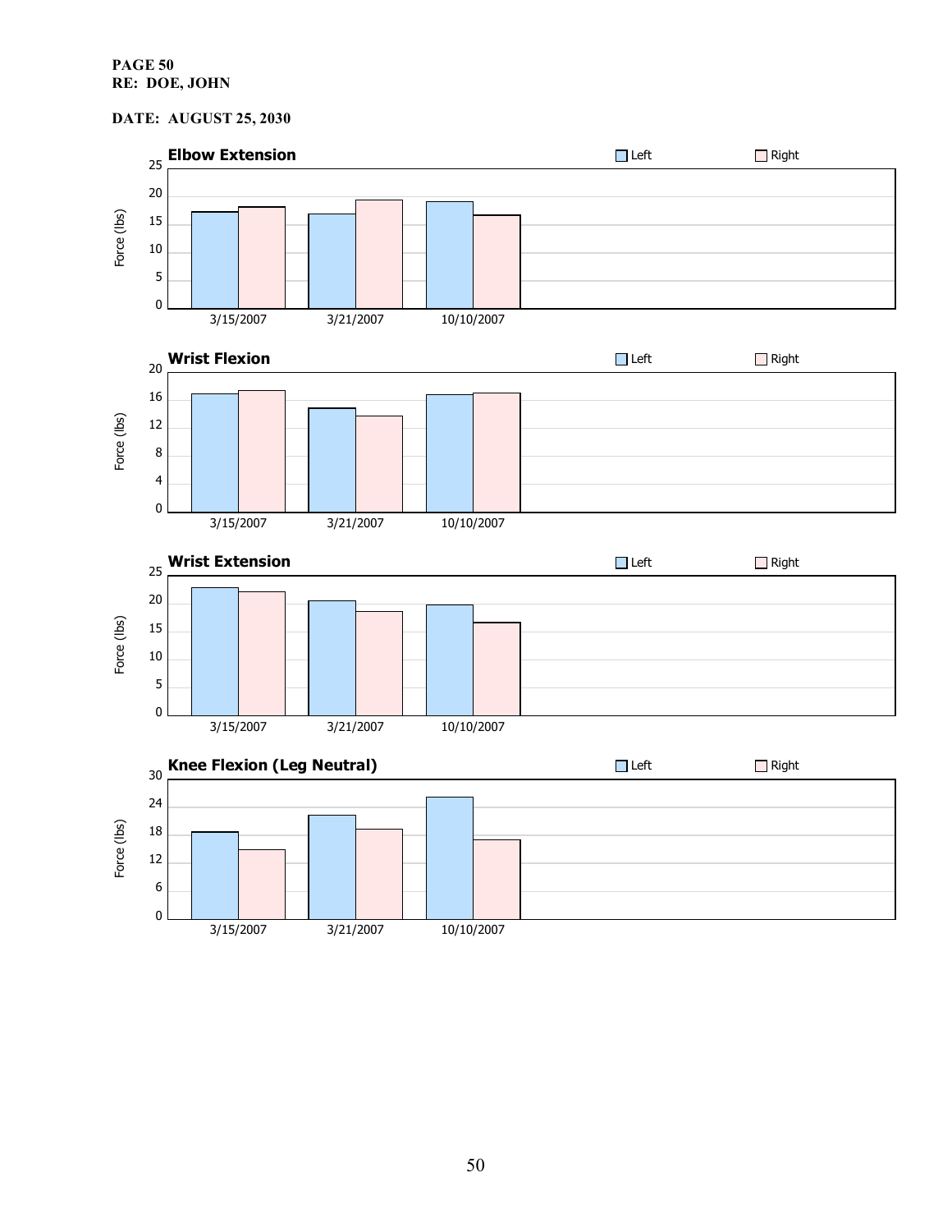**PAGE 50**
**RE: DOE, JOHN**

**DATE: AUGUST 25, 2030**

Elbow Extension

Left Right

Force (lbs)

25
20
15
10
5
0

3/15/2007 3/21/2007 10/10/2007

Wrist Flexion

Left Right

Force (lbs)

20
16
12
8
4
0

3/15/2007 3/21/2007 10/10/2007

Wrist Extension

Left Right

Force (lbs)

25
20
15
10
5
0

3/15/2007 3/21/2007 10/10/2007

Knee Flexion (Leg Neutral)

Left Right

Force (lbs)

30
24
18
12
6
0

3/15/2007 3/21/2007 10/10/2007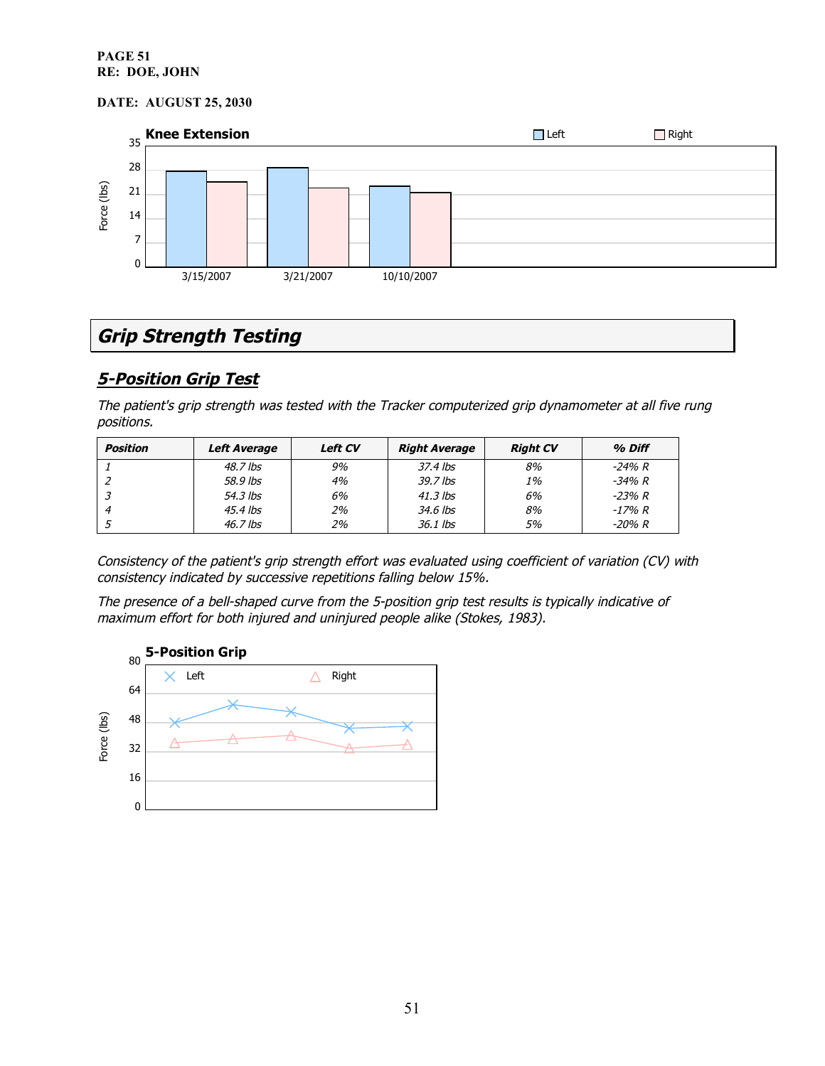PAGE 51
RE: DOE, JOHN

DATE: AUGUST 25, 2030

Knee Extension

Left
Right

Force (lbs)

35
28
21
14
7
0

3/15/2007
3/21/2007
10/10/2007

# Grip Strength Testing

## 5-Position Grip Test

*The patient's grip strength was tested with the Tracker computerized grip dynamometer at all five rung positions.*

| Position | Left Average | Left CV | Right Average | Right CV | % Diff |
|---|---|---|---|---|---|
| 1 | 48.7 lbs | 9% | 37.4 lbs | 8% | -24% R |
| 2 | 58.9 lbs | 4% | 39.7 lbs | 1% | -34% R |
| 3 | 54.3 lbs | 6% | 41.3 lbs | 6% | -23% R |
| 4 | 45.4 lbs | 2% | 34.6 lbs | 8% | -17% R |
| 5 | 46.7 lbs | 2% | 36.1 lbs | 5% | -20% R |

*Consistency of the patient's grip strength effort was evaluated using coefficient of variation (CV) with consistency indicated by successive repetitions falling below 15%.*

*The presence of a bell-shaped curve from the 5-position grip test results is typically indicative of maximum effort for both injured and uninjured people alike (Stokes, 1983).*

5-Position Grip

Left
Right

Force (lbs)

80
64
48
32
16
0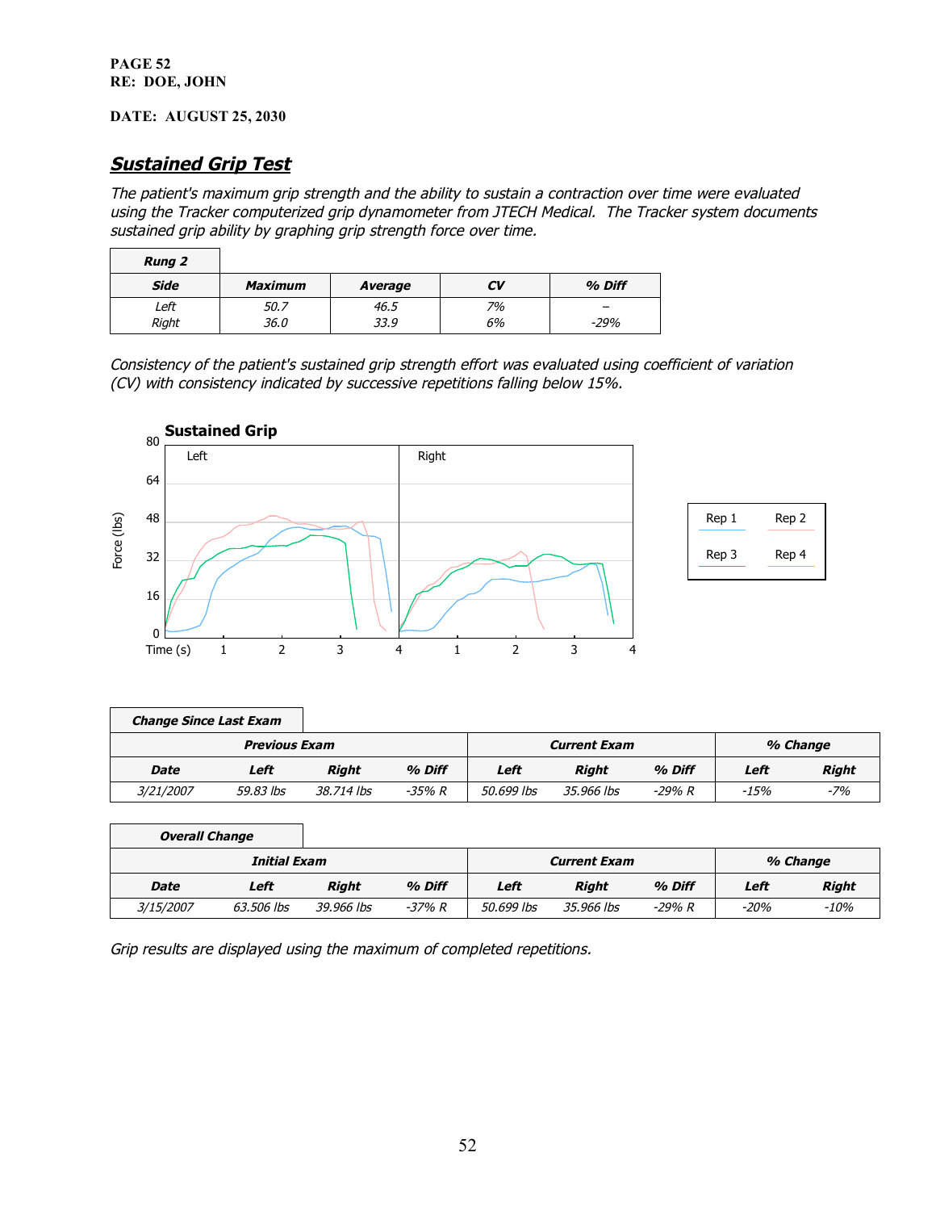PAGE 52
RE: DOE, JOHN

DATE: AUGUST 25, 2030

## ***Sustained Grip Test***

*The patient's maximum grip strength and the ability to sustain a contraction over time were evaluated using the Tracker computerized grip dynamometer from JTECH Medical. The Tracker system documents sustained grip ability by graphing grip strength force over time.*

| Rung 2 | | | | |
|---|---|---|---|---|
| **Side** | **Maximum** | **Average** | **CV** | **% Diff** |
| Left | 50.7 | 46.5 | 7% | – |
| Right | 36.0 | 33.9 | 6% | -29% |

*Consistency of the patient's sustained grip strength effort was evaluated using coefficient of variation (CV) with consistency indicated by successive repetitions falling below 15%.*

**Sustained Grip**

80
64
48
32
16
0
Force (lbs)
Time (s) 1 2 3 4 1 2 3 4
Left
Right
Rep 1
Rep 2
Rep 3
Rep 4

| Change Since Last Exam | | | | | | | | |
|---|---|---|---|---|---|---|---|---|
| **Previous Exam** | | | | **Current Exam** | | | **% Change** | |
| **Date** | **Left** | **Right** | **% Diff** | **Left** | **Right** | **% Diff** | **Left** | **Right** |
| 3/21/2007 | 59.83 lbs | 38.714 lbs | -35% R | 50.699 lbs | 35.966 lbs | -29% R | -15% | -7% |

| Overall Change | | | | | | | | |
|---|---|---|---|---|---|---|---|---|
| **Initial Exam** | | | | **Current Exam** | | | **% Change** | |
| **Date** | **Left** | **Right** | **% Diff** | **Left** | **Right** | **% Diff** | **Left** | **Right** |
| 3/15/2007 | 63.506 lbs | 39.966 lbs | -37% R | 50.699 lbs | 35.966 lbs | -29% R | -20% | -10% |

*Grip results are displayed using the maximum of completed repetitions.*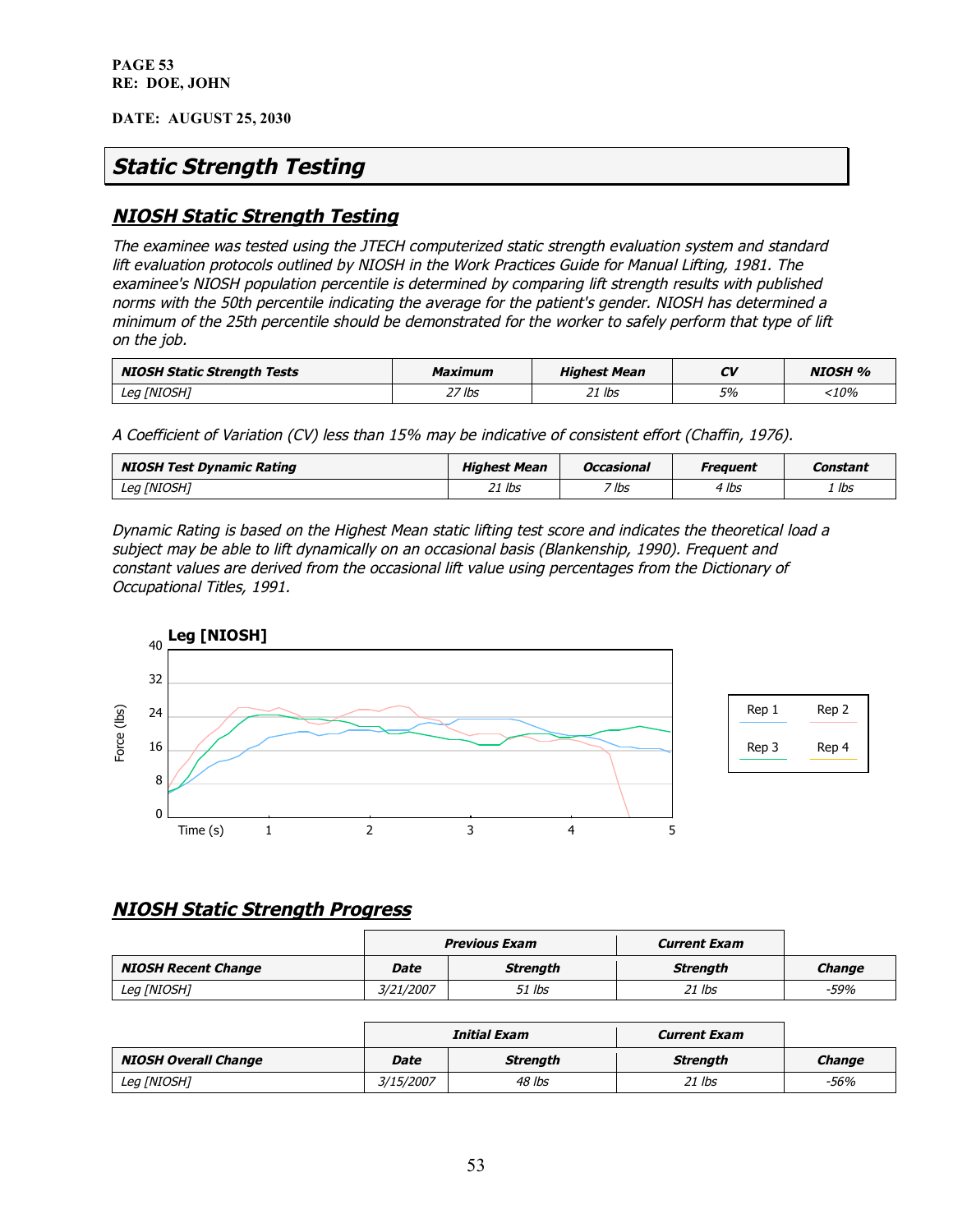PAGE 53
RE: DOE, JOHN

DATE: AUGUST 25, 2030

# Static Strength Testing

## NIOSH Static Strength Testing

*The examinee was tested using the JTECH computerized static strength evaluation system and standard lift evaluation protocols outlined by NIOSH in the Work Practices Guide for Manual Lifting, 1981. The examinee's NIOSH population percentile is determined by comparing lift strength results with published norms with the 50th percentile indicating the average for the patient's gender. NIOSH has determined a minimum of the 25th percentile should be demonstrated for the worker to safely perform that type of lift on the job.*

| NIOSH Static Strength Tests | Maximum | Highest Mean | CV | NIOSH % |
|---|---|---|---|---|
| Leg [NIOSH] | 27 lbs | 21 lbs | 5% | <10% |

*A Coefficient of Variation (CV) less than 15% may be indicative of consistent effort (Chaffin, 1976).*

| NIOSH Test Dynamic Rating | Highest Mean | Occasional | Frequent | Constant |
|---|---|---|---|---|
| Leg [NIOSH] | 21 lbs | 7 lbs | 4 lbs | 1 lbs |

*Dynamic Rating is based on the Highest Mean static lifting test score and indicates the theoretical load a subject may be able to lift dynamically on an occasional basis (Blankenship, 1990). Frequent and constant values are derived from the occasional lift value using percentages from the Dictionary of Occupational Titles, 1991.*

Leg [NIOSH]

Force (lbs)
40
32
24
16
8
0

Time (s)
1
2
3
4
5

Rep 1
Rep 2
Rep 3
Rep 4

## NIOSH Static Strength Progress

| | Previous Exam | | Current Exam | |
|---|---|---|---|---|
| NIOSH Recent Change | Date | Strength | Strength | Change |
| Leg [NIOSH] | 3/21/2007 | 51 lbs | 21 lbs | -59% |

| | Initial Exam | | Current Exam | |
|---|---|---|---|---|
| NIOSH Overall Change | Date | Strength | Strength | Change |
| Leg [NIOSH] | 3/15/2007 | 48 lbs | 21 lbs | -56% |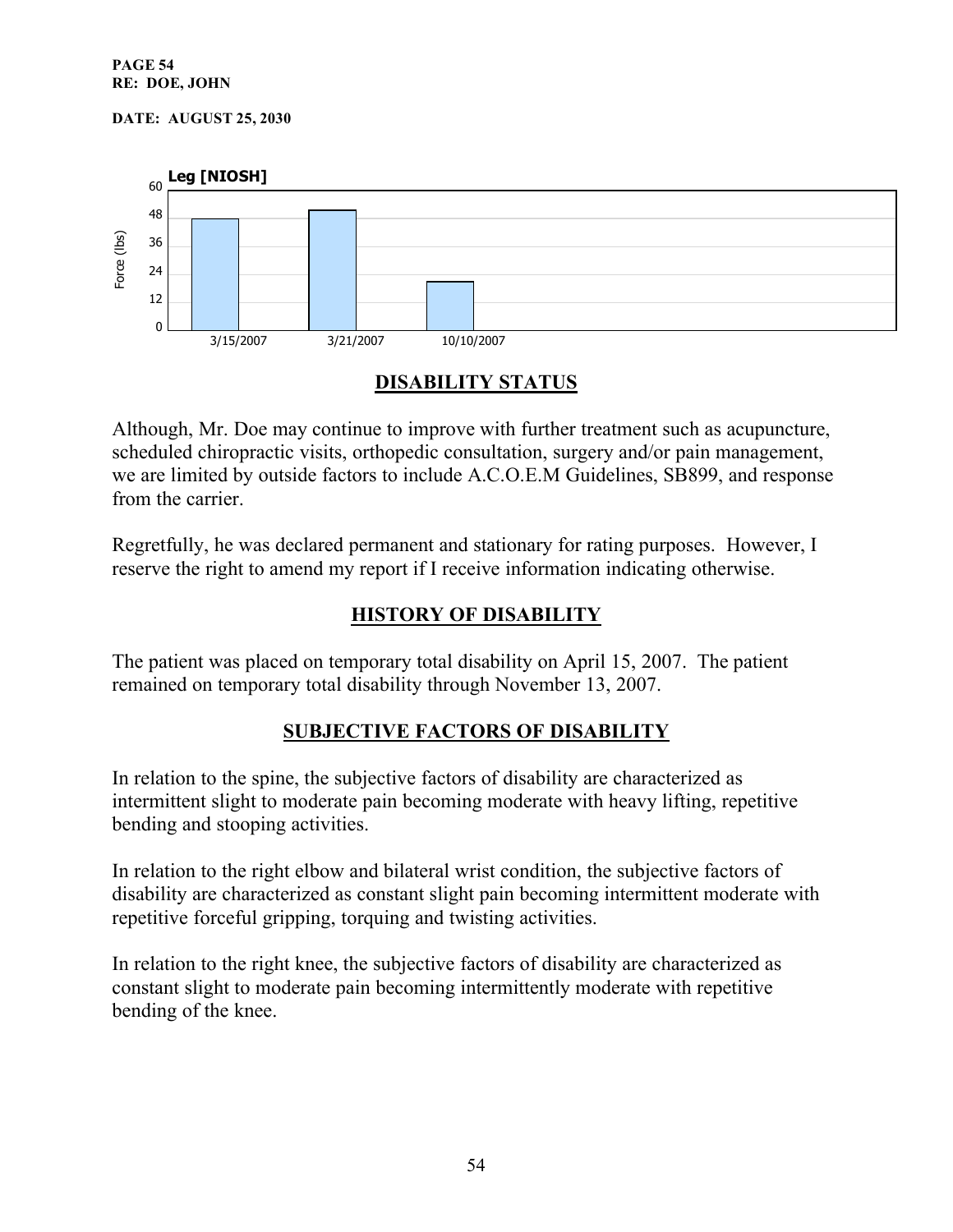DATE: AUGUST 25, 2030

Leg [NIOSH]

Force (lbs)

60
48
36
24
12
0

3/15/2007
3/21/2007
10/10/2007

## DISABILITY STATUS

Although, Mr. Doe may continue to improve with further treatment such as acupuncture, scheduled chiropractic visits, orthopedic consultation, surgery and/or pain management, we are limited by outside factors to include A.C.O.E.M Guidelines, SB899, and response from the carrier.

Regretfully, he was declared permanent and stationary for rating purposes. However, I reserve the right to amend my report if I receive information indicating otherwise.

## HISTORY OF DISABILITY

The patient was placed on temporary total disability on April 15, 2007. The patient remained on temporary total disability through November 13, 2007.

## SUBJECTIVE FACTORS OF DISABILITY

In relation to the spine, the subjective factors of disability are characterized as intermittent slight to moderate pain becoming moderate with heavy lifting, repetitive bending and stooping activities.

In relation to the right elbow and bilateral wrist condition, the subjective factors of disability are characterized as constant slight pain becoming intermittent moderate with repetitive forceful gripping, torquing and twisting activities.

In relation to the right knee, the subjective factors of disability are characterized as constant slight to moderate pain becoming intermittently moderate with repetitive bending of the knee.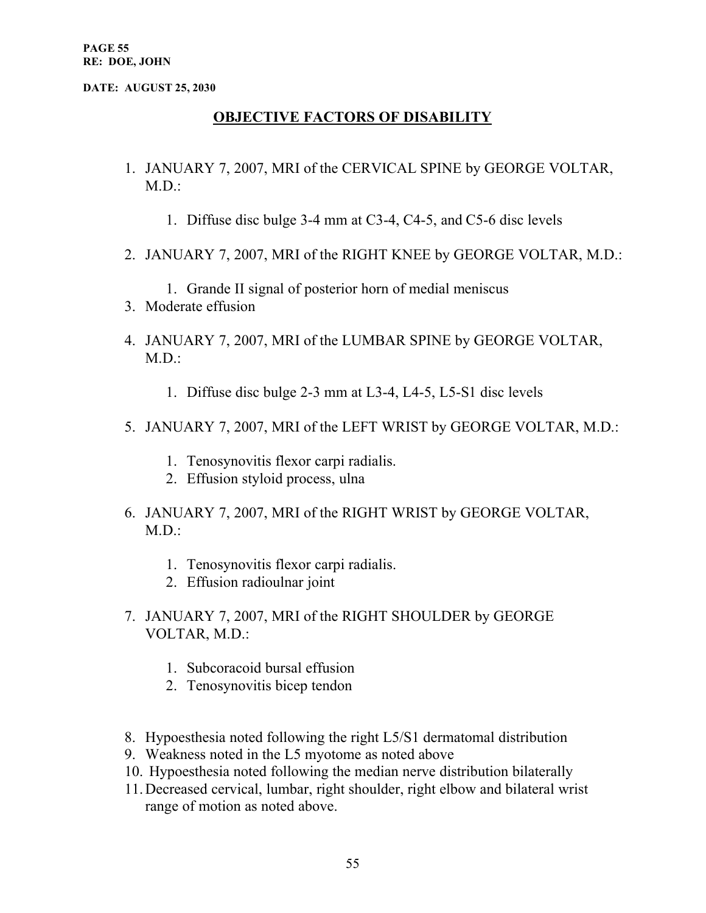PAGE 55
RE: DOE, JOHN

DATE: AUGUST 25, 2030

## OBJECTIVE FACTORS OF DISABILITY

1. JANUARY 7, 2007, MRI of the CERVICAL SPINE by GEORGE VOLTAR, M.D.:

    1. Diffuse disc bulge 3-4 mm at C3-4, C4-5, and C5-6 disc levels

2. JANUARY 7, 2007, MRI of the RIGHT KNEE by GEORGE VOLTAR, M.D.:

    1. Grande II signal of posterior horn of medial meniscus

3. Moderate effusion

4. JANUARY 7, 2007, MRI of the LUMBAR SPINE by GEORGE VOLTAR, M.D.:

    1. Diffuse disc bulge 2-3 mm at L3-4, L4-5, L5-S1 disc levels

5. JANUARY 7, 2007, MRI of the LEFT WRIST by GEORGE VOLTAR, M.D.:

    1. Tenosynovitis flexor carpi radialis.
    2. Effusion styloid process, ulna

6. JANUARY 7, 2007, MRI of the RIGHT WRIST by GEORGE VOLTAR, M.D.:

    1. Tenosynovitis flexor carpi radialis.
    2. Effusion radioulnar joint

7. JANUARY 7, 2007, MRI of the RIGHT SHOULDER by GEORGE VOLTAR, M.D.:

    1. Subcoracoid bursal effusion
    2. Tenosynovitis bicep tendon

8. Hypoesthesia noted following the right L5/S1 dermatomal distribution
9. Weakness noted in the L5 myotome as noted above
10. Hypoesthesia noted following the median nerve distribution bilaterally
11. Decreased cervical, lumbar, right shoulder, right elbow and bilateral wrist range of motion as noted above.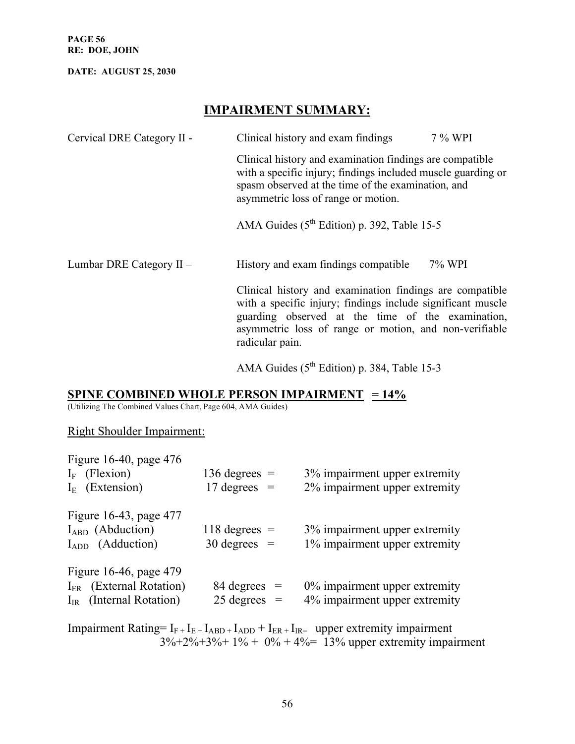## IMPAIRMENT SUMMARY:

| | | |
|---|---|---|
| Cervical DRE Category II - | Clinical history and exam findings | 7 % WPI |
| | Clinical history and examination findings are compatible with a specific injury; findings included muscle guarding or spasm observed at the time of the examination, and asymmetric loss of range or motion. | |
| | AMA Guides (5th Edition) p. 392, Table 15-5 | |
| Lumbar DRE Category II – | History and exam findings compatible | 7% WPI |
| | Clinical history and examination findings are compatible with a specific injury; findings include significant muscle guarding observed at the time of the examination, asymmetric loss of range or motion, and non-verifiable radicular pain. | |
| | AMA Guides (5th Edition) p. 384, Table 15-3 | |

**SPINE COMBINED WHOLE PERSON IMPAIRMENT = 14%**

(Utilizing The Combined Values Chart, Page 604, AMA Guides)

Right Shoulder Impairment:

| | | |
|---|---|---|
| Figure 16-40, page 476 | | |
| $I_F$ (Flexion) | 136 degrees = | 3% impairment upper extremity |
| $I_E$ (Extension) | 17 degrees = | 2% impairment upper extremity |
| Figure 16-43, page 477 | | |
| $I_{ABD}$ (Abduction) | 118 degrees = | 3% impairment upper extremity |
| $I_{ADD}$ (Adduction) | 30 degrees = | 1% impairment upper extremity |
| Figure 16-46, page 479 | | |
| $I_{ER}$ (External Rotation) | 84 degrees = | 0% impairment upper extremity |
| $I_{IR}$ (Internal Rotation) | 25 degrees = | 4% impairment upper extremity |

Impairment Rating= $I_F + I_E + I_{ABD} + I_{ADD} + I_{ER} + I_{IR} =$ upper extremity impairment

3%+2%+3%+ 1% + 0% + 4%= 13% upper extremity impairment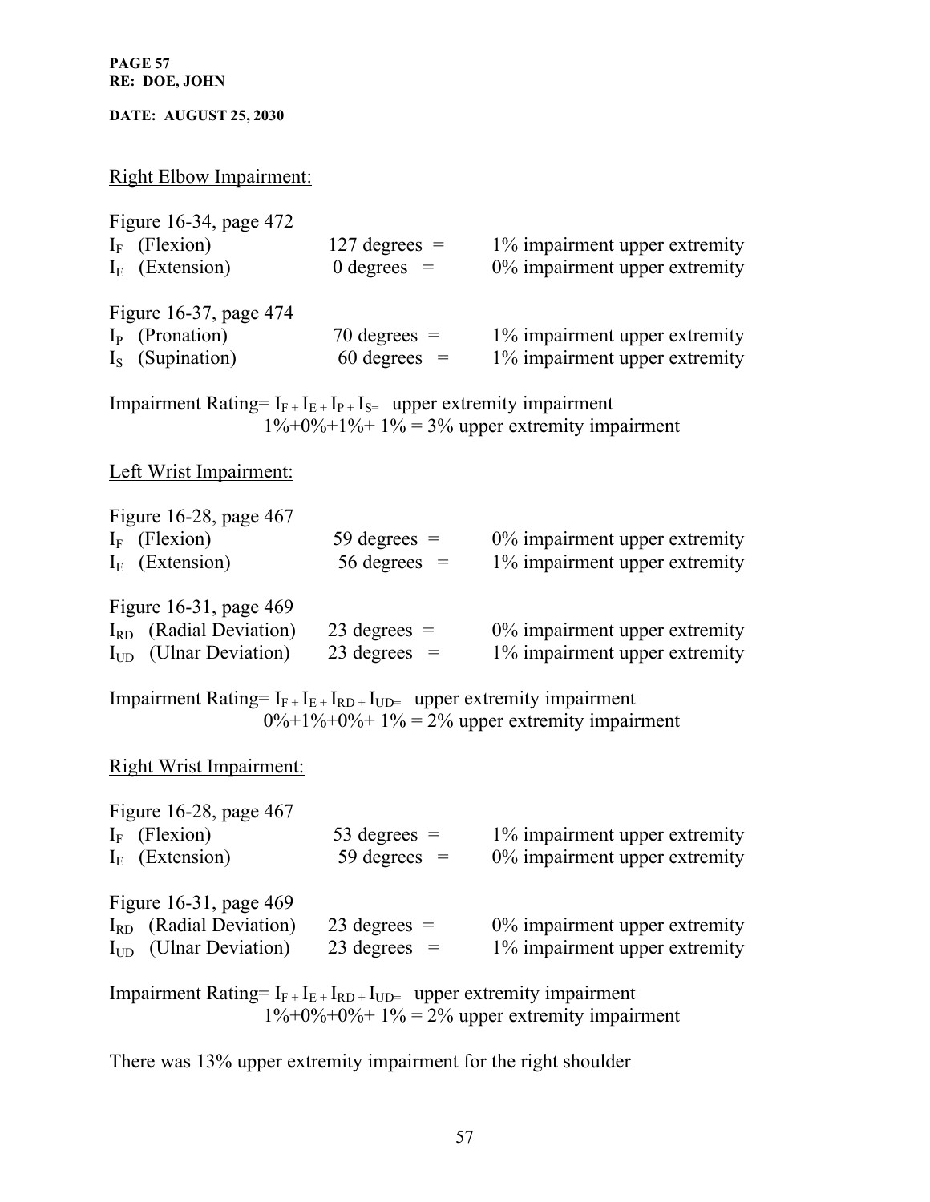Right Elbow Impairment:

Figure 16-34, page 472

| | | |
|---|---|---|
| $I_F$ (Flexion) | 127 degrees = | 1% impairment upper extremity |
| $I_E$ (Extension) | 0 degrees = | 0% impairment upper extremity |

Figure 16-37, page 474

| | | |
|---|---|---|
| $I_P$ (Pronation) | 70 degrees = | 1% impairment upper extremity |
| $I_S$ (Supination) | 60 degrees = | 1% impairment upper extremity |

Impairment Rating= $I_F + I_E + I_P + I_S =$ upper extremity impairment
1%+0%+1%+ 1% = 3% upper extremity impairment

Left Wrist Impairment:

Figure 16-28, page 467

| | | |
|---|---|---|
| $I_F$ (Flexion) | 59 degrees = | 0% impairment upper extremity |
| $I_E$ (Extension) | 56 degrees = | 1% impairment upper extremity |

Figure 16-31, page 469

| | | |
|---|---|---|
| $I_{RD}$ (Radial Deviation) | 23 degrees = | 0% impairment upper extremity |
| $I_{UD}$ (Ulnar Deviation) | 23 degrees = | 1% impairment upper extremity |

Impairment Rating= $I_F + I_E + I_{RD} + I_{UD} =$ upper extremity impairment
0%+1%+0%+ 1% = 2% upper extremity impairment

Right Wrist Impairment:

Figure 16-28, page 467

| | | |
|---|---|---|
| $I_F$ (Flexion) | 53 degrees = | 1% impairment upper extremity |
| $I_E$ (Extension) | 59 degrees = | 0% impairment upper extremity |

Figure 16-31, page 469

| | | |
|---|---|---|
| $I_{RD}$ (Radial Deviation) | 23 degrees = | 0% impairment upper extremity |
| $I_{UD}$ (Ulnar Deviation) | 23 degrees = | 1% impairment upper extremity |

Impairment Rating= $I_F + I_E + I_{RD} + I_{UD} =$ upper extremity impairment
1%+0%+0%+ 1% = 2% upper extremity impairment

There was 13% upper extremity impairment for the right shoulder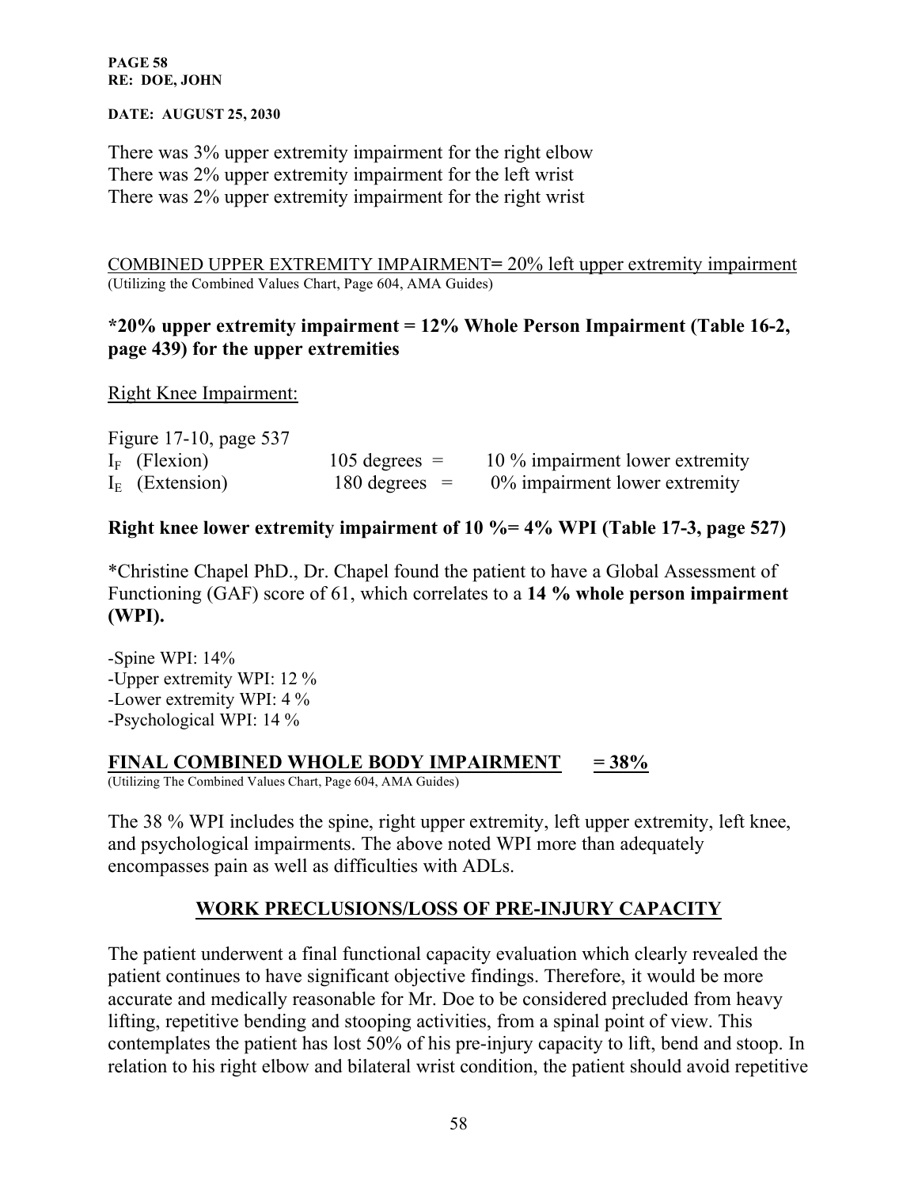There was 3% upper extremity impairment for the right elbow
There was 2% upper extremity impairment for the left wrist
There was 2% upper extremity impairment for the right wrist

COMBINED UPPER EXTREMITY IMPAIRMENT= 20% left upper extremity impairment
(Utilizing the Combined Values Chart, Page 604, AMA Guides)

**\*20% upper extremity impairment = 12% Whole Person Impairment (Table 16-2, page 439) for the upper extremities**

Right Knee Impairment:

Figure 17-10, page 537

| | | |
|---|---|---|
| $I_F$ (Flexion) | 105 degrees = | 10 % impairment lower extremity |
| $I_E$ (Extension) | 180 degrees = | 0% impairment lower extremity |

**Right knee lower extremity impairment of 10 %= 4% WPI (Table 17-3, page 527)**

\*Christine Chapel PhD., Dr. Chapel found the patient to have a Global Assessment of Functioning (GAF) score of 61, which correlates to a **14 % whole person impairment (WPI).**

-Spine WPI: 14%
-Upper extremity WPI: 12 %
-Lower extremity WPI: 4 %
-Psychological WPI: 14 %

**FINAL COMBINED WHOLE BODY IMPAIRMENT = 38%**
(Utilizing The Combined Values Chart, Page 604, AMA Guides)

The 38 % WPI includes the spine, right upper extremity, left upper extremity, left knee, and psychological impairments. The above noted WPI more than adequately encompasses pain as well as difficulties with ADLs.

## WORK PRECLUSIONS/LOSS OF PRE-INJURY CAPACITY

The patient underwent a final functional capacity evaluation which clearly revealed the patient continues to have significant objective findings. Therefore, it would be more accurate and medically reasonable for Mr. Doe to be considered precluded from heavy lifting, repetitive bending and stooping activities, from a spinal point of view. This contemplates the patient has lost 50% of his pre-injury capacity to lift, bend and stoop. In relation to his right elbow and bilateral wrist condition, the patient should avoid repetitive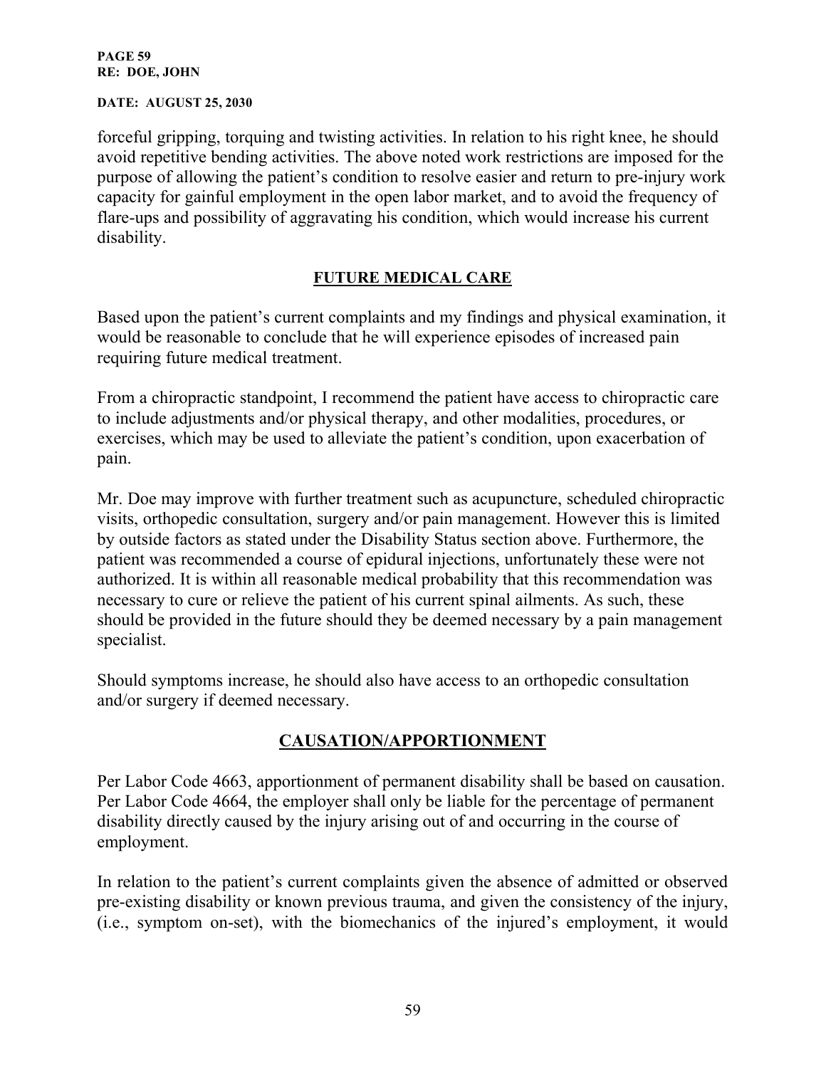forceful gripping, torquing and twisting activities. In relation to his right knee, he should avoid repetitive bending activities. The above noted work restrictions are imposed for the purpose of allowing the patient's condition to resolve easier and return to pre-injury work capacity for gainful employment in the open labor market, and to avoid the frequency of flare-ups and possibility of aggravating his condition, which would increase his current disability.

## FUTURE MEDICAL CARE

Based upon the patient's current complaints and my findings and physical examination, it would be reasonable to conclude that he will experience episodes of increased pain requiring future medical treatment.

From a chiropractic standpoint, I recommend the patient have access to chiropractic care to include adjustments and/or physical therapy, and other modalities, procedures, or exercises, which may be used to alleviate the patient's condition, upon exacerbation of pain.

Mr. Doe may improve with further treatment such as acupuncture, scheduled chiropractic visits, orthopedic consultation, surgery and/or pain management. However this is limited by outside factors as stated under the Disability Status section above. Furthermore, the patient was recommended a course of epidural injections, unfortunately these were not authorized. It is within all reasonable medical probability that this recommendation was necessary to cure or relieve the patient of his current spinal ailments. As such, these should be provided in the future should they be deemed necessary by a pain management specialist.

Should symptoms increase, he should also have access to an orthopedic consultation and/or surgery if deemed necessary.

## CAUSATION/APPORTIONMENT

Per Labor Code 4663, apportionment of permanent disability shall be based on causation. Per Labor Code 4664, the employer shall only be liable for the percentage of permanent disability directly caused by the injury arising out of and occurring in the course of employment.

In relation to the patient's current complaints given the absence of admitted or observed pre-existing disability or known previous trauma, and given the consistency of the injury, (i.e., symptom on-set), with the biomechanics of the injured's employment, it would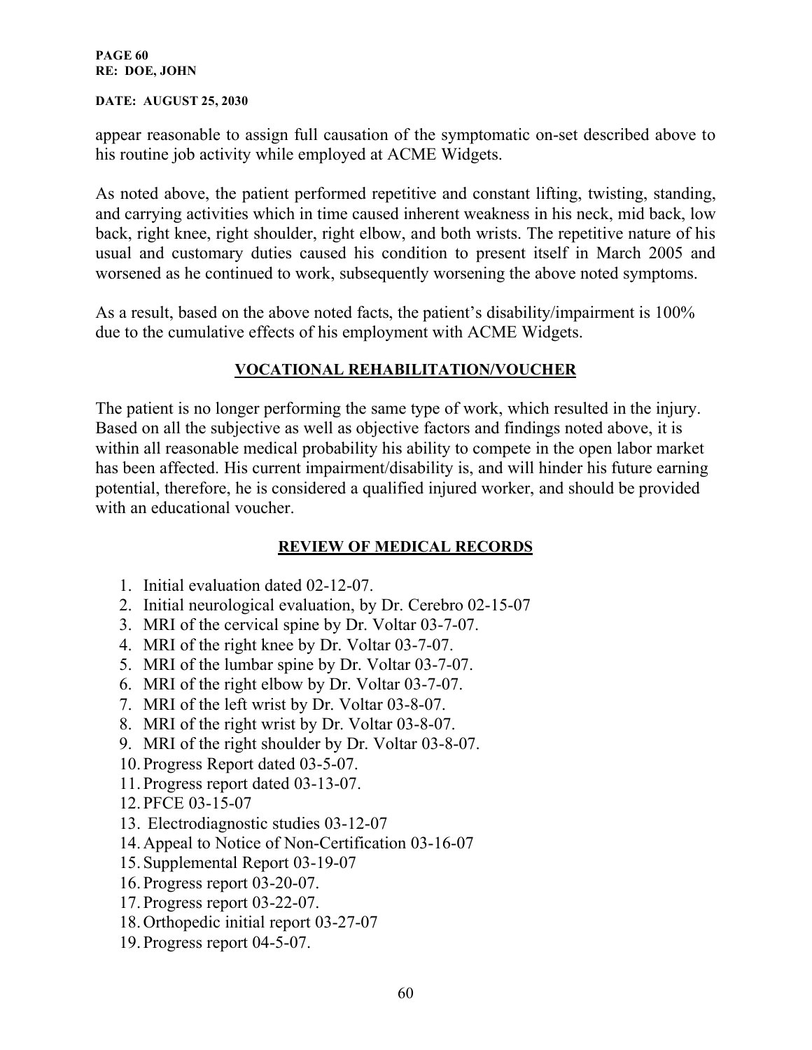appear reasonable to assign full causation of the symptomatic on-set described above to his routine job activity while employed at ACME Widgets.

As noted above, the patient performed repetitive and constant lifting, twisting, standing, and carrying activities which in time caused inherent weakness in his neck, mid back, low back, right knee, right shoulder, right elbow, and both wrists. The repetitive nature of his usual and customary duties caused his condition to present itself in March 2005 and worsened as he continued to work, subsequently worsening the above noted symptoms.

As a result, based on the above noted facts, the patient's disability/impairment is 100% due to the cumulative effects of his employment with ACME Widgets.

## VOCATIONAL REHABILITATION/VOUCHER

The patient is no longer performing the same type of work, which resulted in the injury. Based on all the subjective as well as objective factors and findings noted above, it is within all reasonable medical probability his ability to compete in the open labor market has been affected. His current impairment/disability is, and will hinder his future earning potential, therefore, he is considered a qualified injured worker, and should be provided with an educational voucher.

## REVIEW OF MEDICAL RECORDS

1. Initial evaluation dated 02-12-07.
2. Initial neurological evaluation, by Dr. Cerebro 02-15-07
3. MRI of the cervical spine by Dr. Voltar 03-7-07.
4. MRI of the right knee by Dr. Voltar 03-7-07.
5. MRI of the lumbar spine by Dr. Voltar 03-7-07.
6. MRI of the right elbow by Dr. Voltar 03-7-07.
7. MRI of the left wrist by Dr. Voltar 03-8-07.
8. MRI of the right wrist by Dr. Voltar 03-8-07.
9. MRI of the right shoulder by Dr. Voltar 03-8-07.
10. Progress Report dated 03-5-07.
11. Progress report dated 03-13-07.
12. PFCE 03-15-07
13. Electrodiagnostic studies 03-12-07
14. Appeal to Notice of Non-Certification 03-16-07
15. Supplemental Report 03-19-07
16. Progress report 03-20-07.
17. Progress report 03-22-07.
18. Orthopedic initial report 03-27-07
19. Progress report 04-5-07.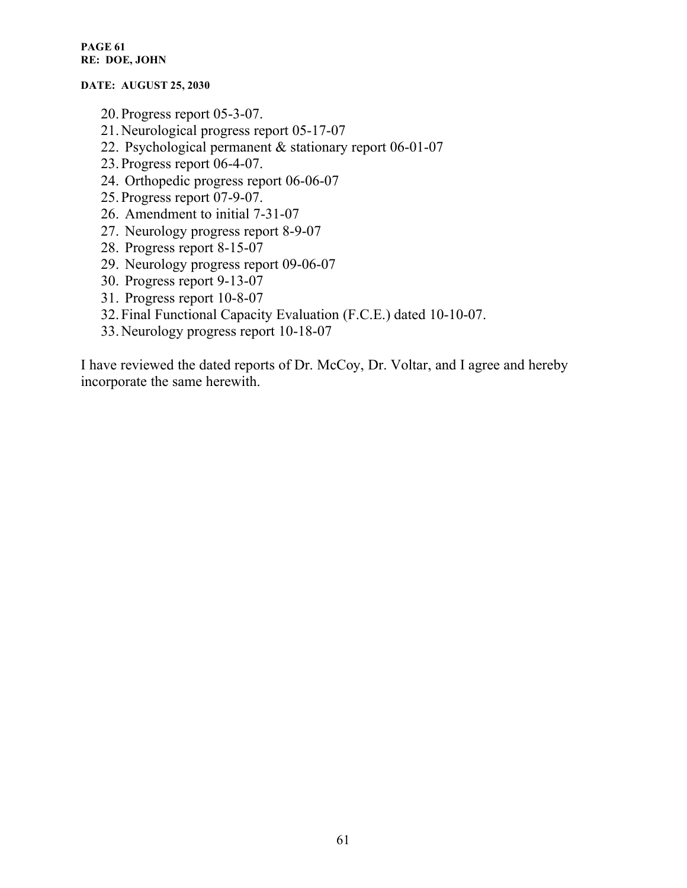20. Progress report 05-3-07.
21. Neurological progress report 05-17-07
22. Psychological permanent & stationary report 06-01-07
23. Progress report 06-4-07.
24. Orthopedic progress report 06-06-07
25. Progress report 07-9-07.
26. Amendment to initial 7-31-07
27. Neurology progress report 8-9-07
28. Progress report 8-15-07
29. Neurology progress report 09-06-07
30. Progress report 9-13-07
31. Progress report 10-8-07
32. Final Functional Capacity Evaluation (F.C.E.) dated 10-10-07.
33. Neurology progress report 10-18-07

I have reviewed the dated reports of Dr. McCoy, Dr. Voltar, and I agree and hereby incorporate the same herewith.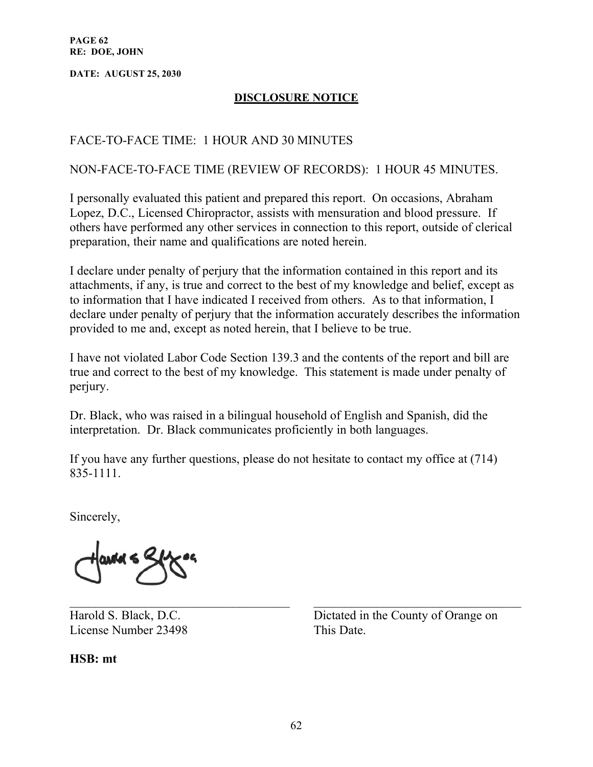**PAGE 62**
**RE: DOE, JOHN**

**DATE: AUGUST 25, 2030**

## DISCLOSURE NOTICE

FACE-TO-FACE TIME: 1 HOUR AND 30 MINUTES

NON-FACE-TO-FACE TIME (REVIEW OF RECORDS): 1 HOUR 45 MINUTES.

I personally evaluated this patient and prepared this report. On occasions, Abraham Lopez, D.C., Licensed Chiropractor, assists with mensuration and blood pressure. If others have performed any other services in connection to this report, outside of clerical preparation, their name and qualifications are noted herein.

I declare under penalty of perjury that the information contained in this report and its attachments, if any, is true and correct to the best of my knowledge and belief, except as to information that I have indicated I received from others. As to that information, I declare under penalty of perjury that the information accurately describes the information provided to me and, except as noted herein, that I believe to be true.

I have not violated Labor Code Section 139.3 and the contents of the report and bill are true and correct to the best of my knowledge. This statement is made under penalty of perjury.

Dr. Black, who was raised in a bilingual household of English and Spanish, did the interpretation. Dr. Black communicates proficiently in both languages.

If you have any further questions, please do not hesitate to contact my office at (714) 835-1111.

Sincerely,

Harold S. Black, D.C.
License Number 23498

Dictated in the County of Orange on This Date.

**HSB: mt**